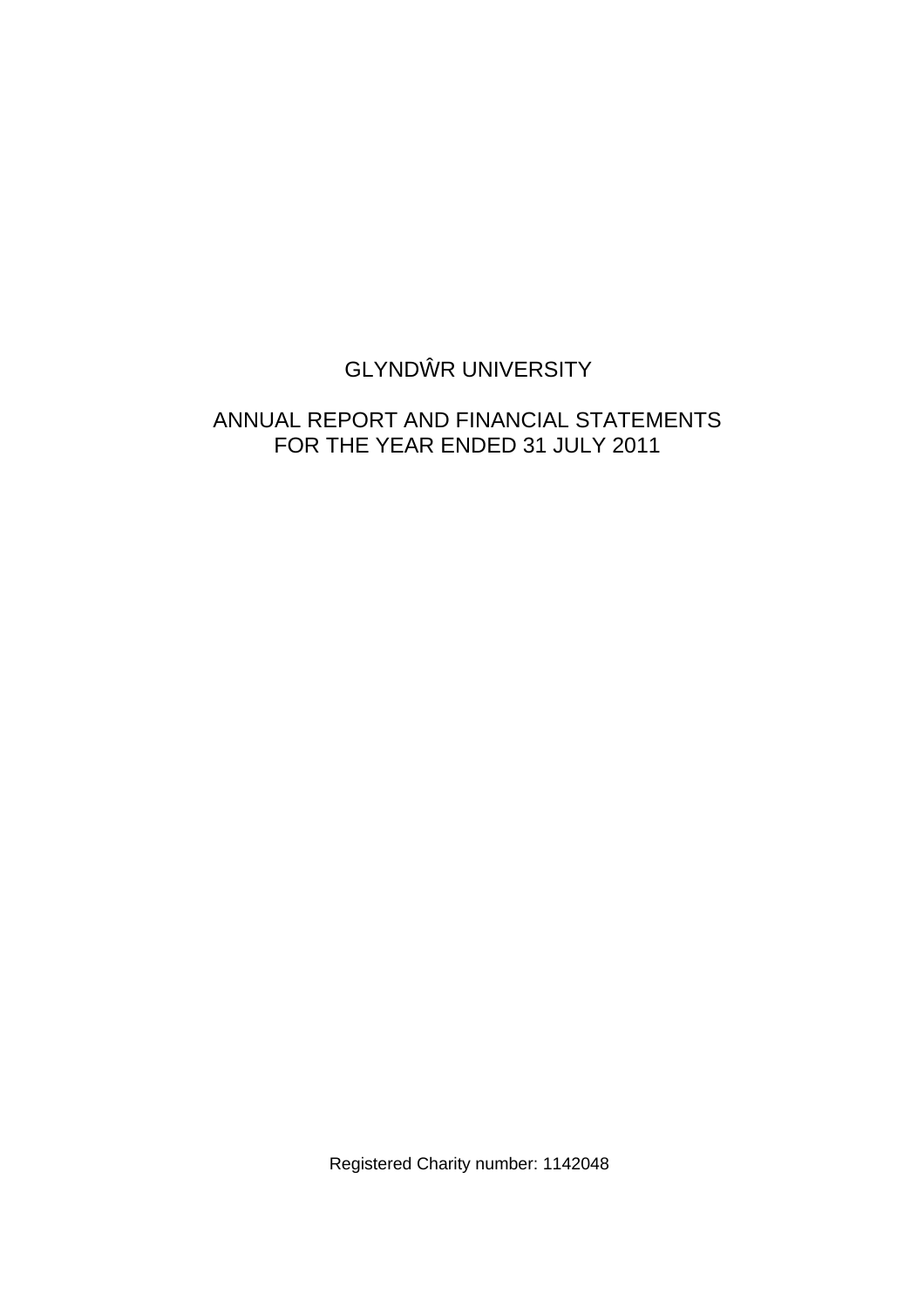# GLYNDŴR UNIVERSITY

## ANNUAL REPORT AND FINANCIAL STATEMENTS FOR THE YEAR ENDED 31 JULY 2011

Registered Charity number: 1142048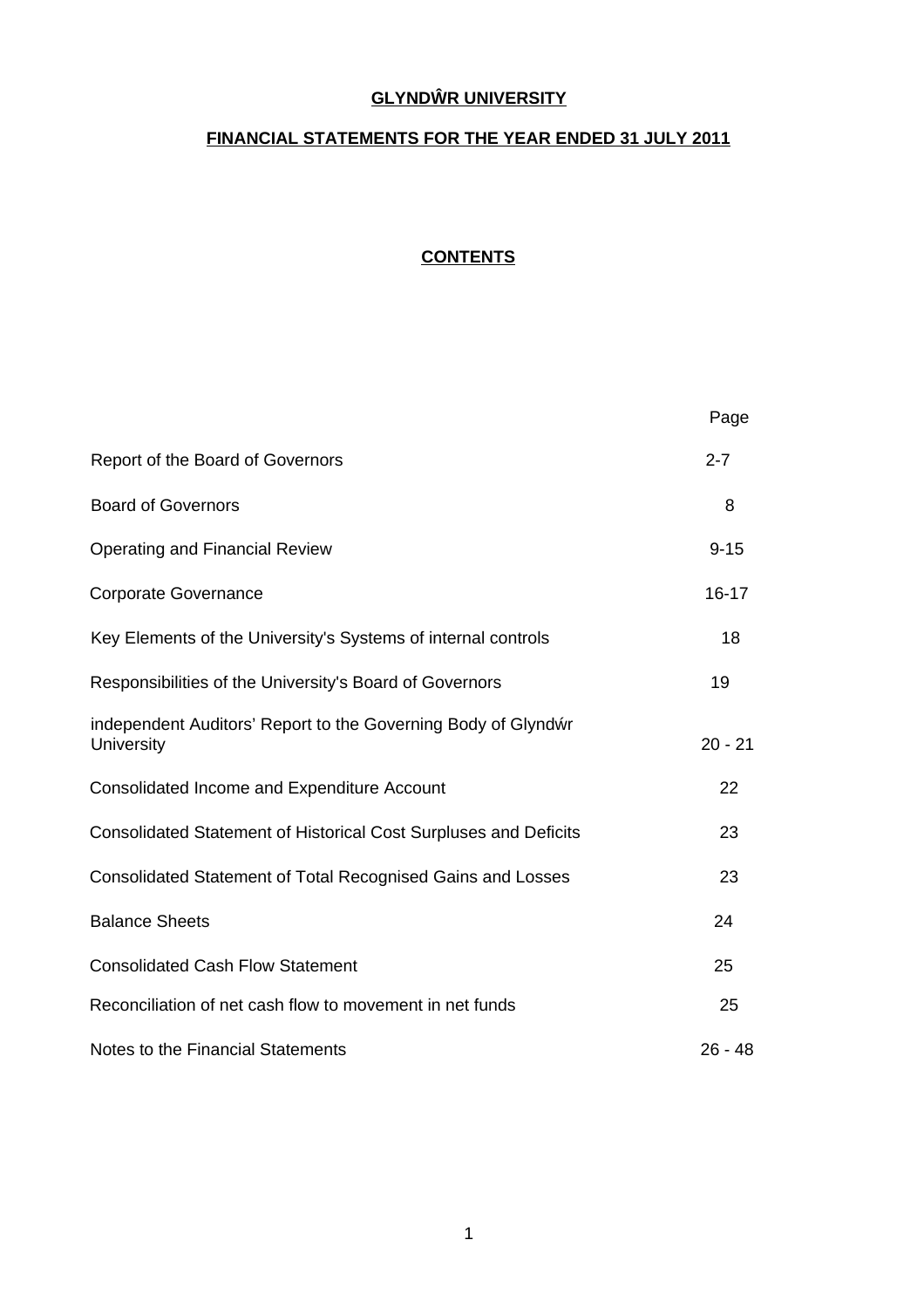# GLYNDŴR UNIVERSITY

## FINANCIAL STATEMENTS FOR THE YEAR ENDED 31 JULY 2011

### CONTENTS

| | Page |
|---|---|
| Report of the Board of Governors | 2-7 |
| Board of Governors | 8 |
| Operating and Financial Review | 9-15 |
| Corporate Governance | 16-17 |
| Key Elements of the University's Systems of internal controls | 18 |
| Responsibilities of the University's Board of Governors | 19 |
| independent Auditors' Report to the Governing Body of Glyndŵr University | 20 - 21 |
| Consolidated Income and Expenditure Account | 22 |
| Consolidated Statement of Historical Cost Surpluses and Deficits | 23 |
| Consolidated Statement of Total Recognised Gains and Losses | 23 |
| Balance Sheets | 24 |
| Consolidated Cash Flow Statement | 25 |
| Reconciliation of net cash flow to movement in net funds | 25 |
| Notes to the Financial Statements | 26 - 48 |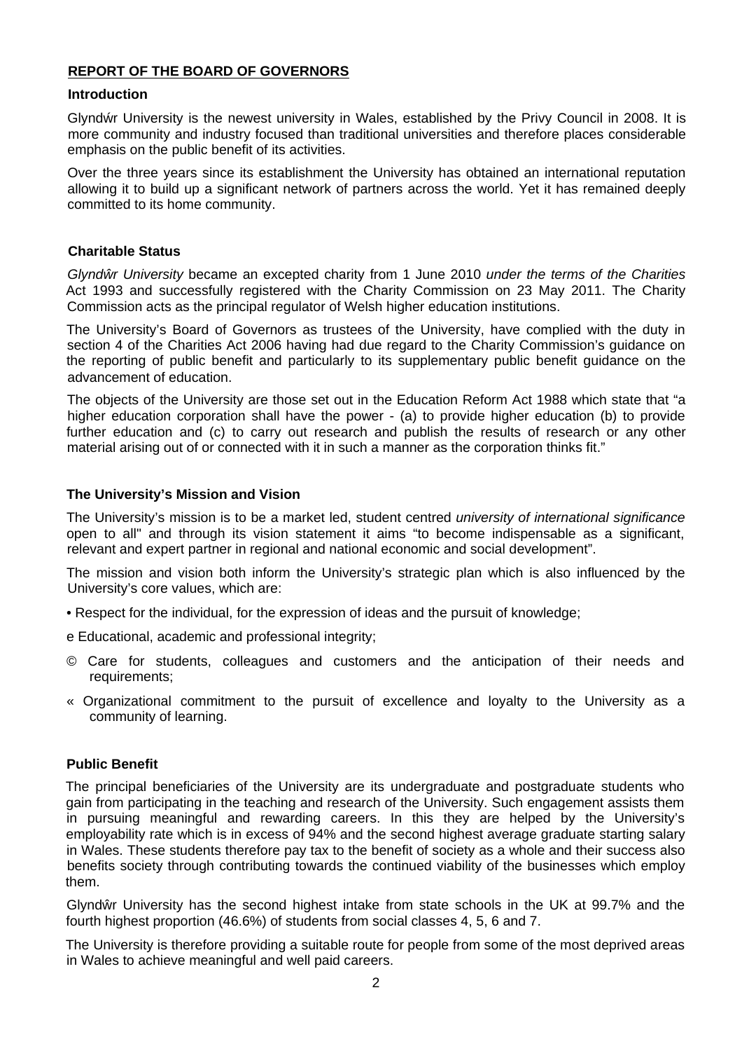## REPORT OF THE BOARD OF GOVERNORS

### Introduction

Glyndŵr University is the newest university in Wales, established by the Privy Council in 2008. It is more community and industry focused than traditional universities and therefore places considerable emphasis on the public benefit of its activities.

Over the three years since its establishment the University has obtained an international reputation allowing it to build up a significant network of partners across the world. Yet it has remained deeply committed to its home community.

### Charitable Status

*Glyndŵr University* became an excepted charity from 1 June 2010 *under the terms of the Charities* Act 1993 and successfully registered with the Charity Commission on 23 May 2011. The Charity Commission acts as the principal regulator of Welsh higher education institutions.

The University's Board of Governors as trustees of the University, have complied with the duty in section 4 of the Charities Act 2006 having had due regard to the Charity Commission's guidance on the reporting of public benefit and particularly to its supplementary public benefit guidance on the advancement of education.

The objects of the University are those set out in the Education Reform Act 1988 which state that "a higher education corporation shall have the power - (a) to provide higher education (b) to provide further education and (c) to carry out research and publish the results of research or any other material arising out of or connected with it in such a manner as the corporation thinks fit."

### The University's Mission and Vision

The University's mission is to be a market led, student centred *university of international significance* open to all" and through its vision statement it aims "to become indispensable as a significant, relevant and expert partner in regional and national economic and social development".

The mission and vision both inform the University's strategic plan which is also influenced by the University's core values, which are:

- Respect for the individual, for the expression of ideas and the pursuit of knowledge;
- Educational, academic and professional integrity;
- Care for students, colleagues and customers and the anticipation of their needs and requirements;
- Organizational commitment to the pursuit of excellence and loyalty to the University as a community of learning.

### Public Benefit

The principal beneficiaries of the University are its undergraduate and postgraduate students who gain from participating in the teaching and research of the University. Such engagement assists them in pursuing meaningful and rewarding careers. In this they are helped by the University's employability rate which is in excess of 94% and the second highest average graduate starting salary in Wales. These students therefore pay tax to the benefit of society as a whole and their success also benefits society through contributing towards the continued viability of the businesses which employ them.

Glyndŵr University has the second highest intake from state schools in the UK at 99.7% and the fourth highest proportion (46.6%) of students from social classes 4, 5, 6 and 7.

The University is therefore providing a suitable route for people from some of the most deprived areas in Wales to achieve meaningful and well paid careers.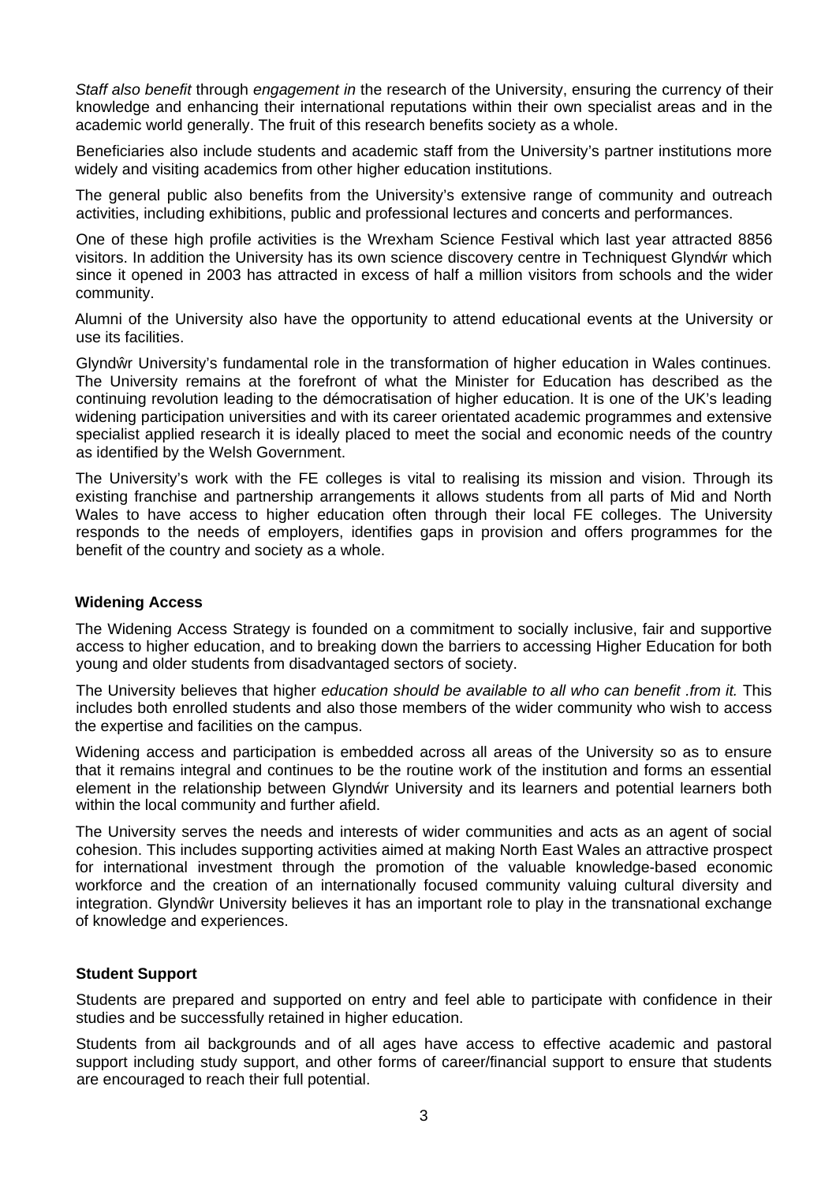*Staff also benefit* through *engagement in* the research of the University, ensuring the currency of their knowledge and enhancing their international reputations within their own specialist areas and in the academic world generally. The fruit of this research benefits society as a whole.

Beneficiaries also include students and academic staff from the University's partner institutions more widely and visiting academics from other higher education institutions.

The general public also benefits from the University's extensive range of community and outreach activities, including exhibitions, public and professional lectures and concerts and performances.

One of these high profile activities is the Wrexham Science Festival which last year attracted 8856 visitors. In addition the University has its own science discovery centre in Techniquest Glyndŵr which since it opened in 2003 has attracted in excess of half a million visitors from schools and the wider community.

Alumni of the University also have the opportunity to attend educational events at the University or use its facilities.

Glyndŵr University's fundamental role in the transformation of higher education in Wales continues. The University remains at the forefront of what the Minister for Education has described as the continuing revolution leading to the démocratisation of higher education. It is one of the UK's leading widening participation universities and with its career orientated academic programmes and extensive specialist applied research it is ideally placed to meet the social and economic needs of the country as identified by the Welsh Government.

The University's work with the FE colleges is vital to realising its mission and vision. Through its existing franchise and partnership arrangements it allows students from all parts of Mid and North Wales to have access to higher education often through their local FE colleges. The University responds to the needs of employers, identifies gaps in provision and offers programmes for the benefit of the country and society as a whole.

**Widening Access**

The Widening Access Strategy is founded on a commitment to socially inclusive, fair and supportive access to higher education, and to breaking down the barriers to accessing Higher Education for both young and older students from disadvantaged sectors of society.

The University believes that higher *education should be available to all who can benefit .from it.* This includes both enrolled students and also those members of the wider community who wish to access the expertise and facilities on the campus.

Widening access and participation is embedded across all areas of the University so as to ensure that it remains integral and continues to be the routine work of the institution and forms an essential element in the relationship between Glyndŵr University and its learners and potential learners both within the local community and further afield.

The University serves the needs and interests of wider communities and acts as an agent of social cohesion. This includes supporting activities aimed at making North East Wales an attractive prospect for international investment through the promotion of the valuable knowledge-based economic workforce and the creation of an internationally focused community valuing cultural diversity and integration. Glyndŵr University believes it has an important role to play in the transnational exchange of knowledge and experiences.

**Student Support**

Students are prepared and supported on entry and feel able to participate with confidence in their studies and be successfully retained in higher education.

Students from ail backgrounds and of all ages have access to effective academic and pastoral support including study support, and other forms of career/financial support to ensure that students are encouraged to reach their full potential.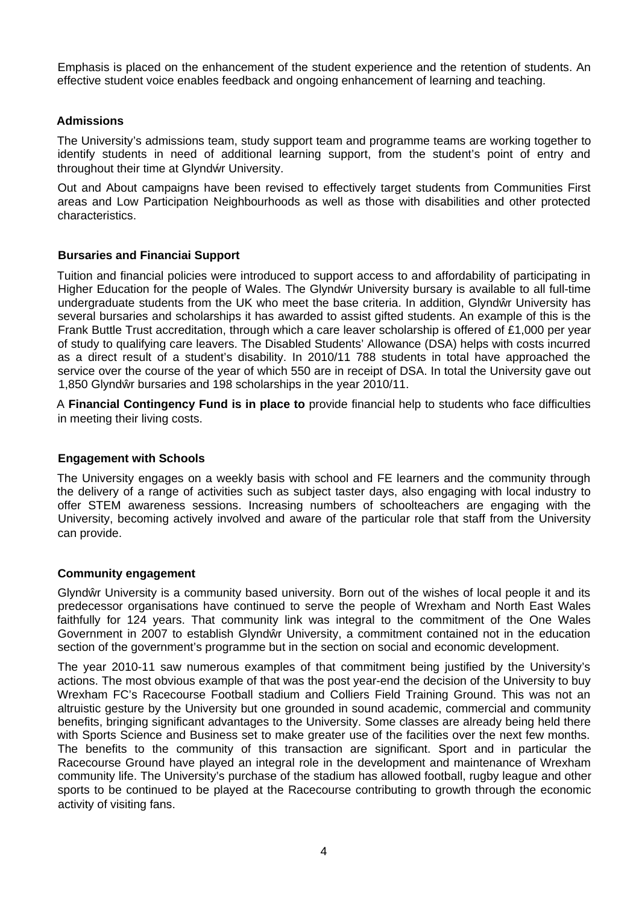Emphasis is placed on the enhancement of the student experience and the retention of students. An effective student voice enables feedback and ongoing enhancement of learning and teaching.

## Admissions

The University's admissions team, study support team and programme teams are working together to identify students in need of additional learning support, from the student's point of entry and throughout their time at Glyndŵr University.

Out and About campaigns have been revised to effectively target students from Communities First areas and Low Participation Neighbourhoods as well as those with disabilities and other protected characteristics.

## Bursaries and Financiai Support

Tuition and financial policies were introduced to support access to and affordability of participating in Higher Education for the people of Wales. The Glyndŵr University bursary is available to all full-time undergraduate students from the UK who meet the base criteria. In addition, Glyndŵr University has several bursaries and scholarships it has awarded to assist gifted students. An example of this is the Frank Buttle Trust accreditation, through which a care leaver scholarship is offered of £1,000 per year of study to qualifying care leavers. The Disabled Students' Allowance (DSA) helps with costs incurred as a direct result of a student's disability. In 2010/11 788 students in total have approached the service over the course of the year of which 550 are in receipt of DSA. In total the University gave out 1,850 Glyndŵr bursaries and 198 scholarships in the year 2010/11.

A **Financial Contingency Fund is in place to** provide financial help to students who face difficulties in meeting their living costs.

## Engagement with Schools

The University engages on a weekly basis with school and FE learners and the community through the delivery of a range of activities such as subject taster days, also engaging with local industry to offer STEM awareness sessions. Increasing numbers of schoolteachers are engaging with the University, becoming actively involved and aware of the particular role that staff from the University can provide.

## Community engagement

Glyndŵr University is a community based university. Born out of the wishes of local people it and its predecessor organisations have continued to serve the people of Wrexham and North East Wales faithfully for 124 years. That community link was integral to the commitment of the One Wales Government in 2007 to establish Glyndŵr University, a commitment contained not in the education section of the government's programme but in the section on social and economic development.

The year 2010-11 saw numerous examples of that commitment being justified by the University's actions. The most obvious example of that was the post year-end the decision of the University to buy Wrexham FC's Racecourse Football stadium and Colliers Field Training Ground. This was not an altruistic gesture by the University but one grounded in sound academic, commercial and community benefits, bringing significant advantages to the University. Some classes are already being held there with Sports Science and Business set to make greater use of the facilities over the next few months. The benefits to the community of this transaction are significant. Sport and in particular the Racecourse Ground have played an integral role in the development and maintenance of Wrexham community life. The University's purchase of the stadium has allowed football, rugby league and other sports to be continued to be played at the Racecourse contributing to growth through the economic activity of visiting fans.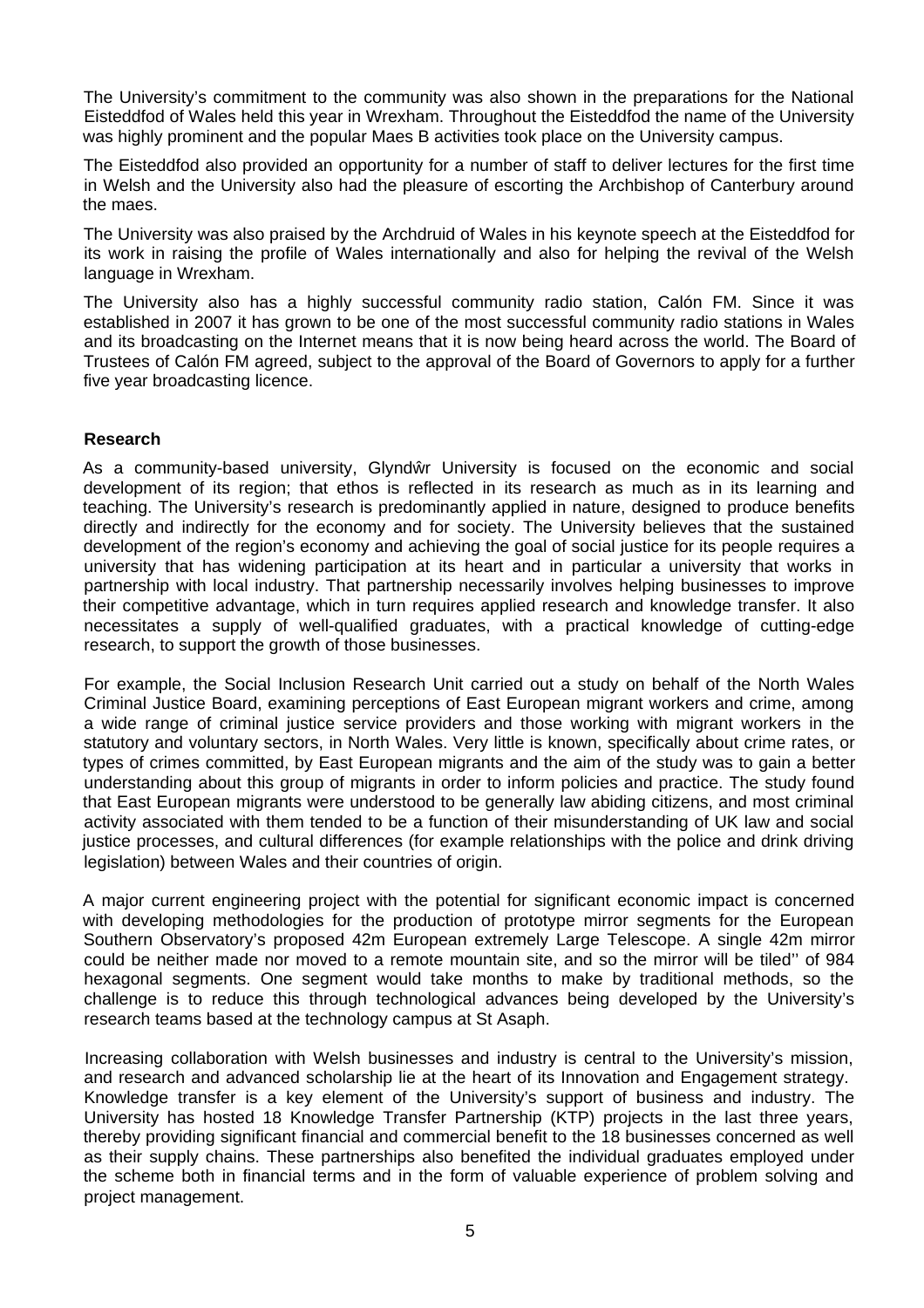The University's commitment to the community was also shown in the preparations for the National Eisteddfod of Wales held this year in Wrexham. Throughout the Eisteddfod the name of the University was highly prominent and the popular Maes B activities took place on the University campus.

The Eisteddfod also provided an opportunity for a number of staff to deliver lectures for the first time in Welsh and the University also had the pleasure of escorting the Archbishop of Canterbury around the maes.

The University was also praised by the Archdruid of Wales in his keynote speech at the Eisteddfod for its work in raising the profile of Wales internationally and also for helping the revival of the Welsh language in Wrexham.

The University also has a highly successful community radio station, Calón FM. Since it was established in 2007 it has grown to be one of the most successful community radio stations in Wales and its broadcasting on the Internet means that it is now being heard across the world. The Board of Trustees of Calón FM agreed, subject to the approval of the Board of Governors to apply for a further five year broadcasting licence.

**Research**

As a community-based university, Glyndŵr University is focused on the economic and social development of its region; that ethos is reflected in its research as much as in its learning and teaching. The University's research is predominantly applied in nature, designed to produce benefits directly and indirectly for the economy and for society. The University believes that the sustained development of the region's economy and achieving the goal of social justice for its people requires a university that has widening participation at its heart and in particular a university that works in partnership with local industry. That partnership necessarily involves helping businesses to improve their competitive advantage, which in turn requires applied research and knowledge transfer. It also necessitates a supply of well-qualified graduates, with a practical knowledge of cutting-edge research, to support the growth of those businesses.

For example, the Social Inclusion Research Unit carried out a study on behalf of the North Wales Criminal Justice Board, examining perceptions of East European migrant workers and crime, among a wide range of criminal justice service providers and those working with migrant workers in the statutory and voluntary sectors, in North Wales. Very little is known, specifically about crime rates, or types of crimes committed, by East European migrants and the aim of the study was to gain a better understanding about this group of migrants in order to inform policies and practice. The study found that East European migrants were understood to be generally law abiding citizens, and most criminal activity associated with them tended to be a function of their misunderstanding of UK law and social justice processes, and cultural differences (for example relationships with the police and drink driving legislation) between Wales and their countries of origin.

A major current engineering project with the potential for significant economic impact is concerned with developing methodologies for the production of prototype mirror segments for the European Southern Observatory's proposed 42m European extremely Large Telescope. A single 42m mirror could be neither made nor moved to a remote mountain site, and so the mirror will be tiled'' of 984 hexagonal segments. One segment would take months to make by traditional methods, so the challenge is to reduce this through technological advances being developed by the University's research teams based at the technology campus at St Asaph.

Increasing collaboration with Welsh businesses and industry is central to the University's mission, and research and advanced scholarship lie at the heart of its Innovation and Engagement strategy. Knowledge transfer is a key element of the University's support of business and industry. The University has hosted 18 Knowledge Transfer Partnership (KTP) projects in the last three years, thereby providing significant financial and commercial benefit to the 18 businesses concerned as well as their supply chains. These partnerships also benefited the individual graduates employed under the scheme both in financial terms and in the form of valuable experience of problem solving and project management.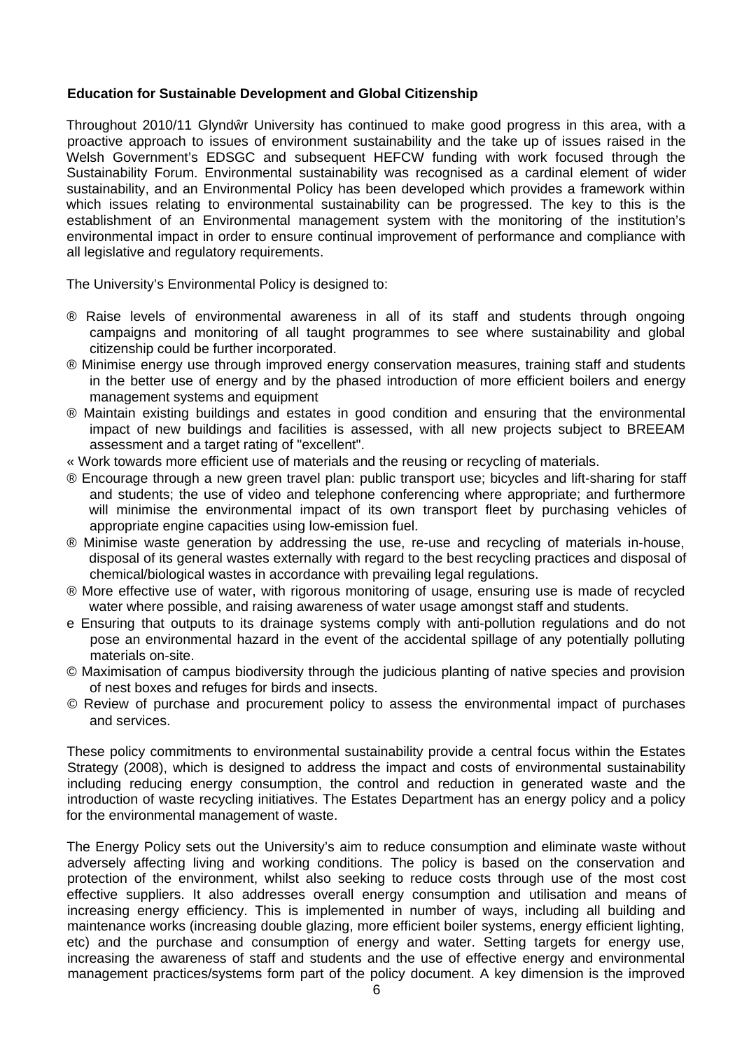**Education for Sustainable Development and Global Citizenship**

Throughout 2010/11 Glyndŵr University has continued to make good progress in this area, with a proactive approach to issues of environment sustainability and the take up of issues raised in the Welsh Government's EDSGC and subsequent HEFCW funding with work focused through the Sustainability Forum. Environmental sustainability was recognised as a cardinal element of wider sustainability, and an Environmental Policy has been developed which provides a framework within which issues relating to environmental sustainability can be progressed. The key to this is the establishment of an Environmental management system with the monitoring of the institution's environmental impact in order to ensure continual improvement of performance and compliance with all legislative and regulatory requirements.

The University's Environmental Policy is designed to:

- Raise levels of environmental awareness in all of its staff and students through ongoing campaigns and monitoring of all taught programmes to see where sustainability and global citizenship could be further incorporated.
- Minimise energy use through improved energy conservation measures, training staff and students in the better use of energy and by the phased introduction of more efficient boilers and energy management systems and equipment
- Maintain existing buildings and estates in good condition and ensuring that the environmental impact of new buildings and facilities is assessed, with all new projects subject to BREEAM assessment and a target rating of "excellent".
- Work towards more efficient use of materials and the reusing or recycling of materials.
- Encourage through a new green travel plan: public transport use; bicycles and lift-sharing for staff and students; the use of video and telephone conferencing where appropriate; and furthermore will minimise the environmental impact of its own transport fleet by purchasing vehicles of appropriate engine capacities using low-emission fuel.
- Minimise waste generation by addressing the use, re-use and recycling of materials in-house, disposal of its general wastes externally with regard to the best recycling practices and disposal of chemical/biological wastes in accordance with prevailing legal regulations.
- More effective use of water, with rigorous monitoring of usage, ensuring use is made of recycled water where possible, and raising awareness of water usage amongst staff and students.
- Ensuring that outputs to its drainage systems comply with anti-pollution regulations and do not pose an environmental hazard in the event of the accidental spillage of any potentially polluting materials on-site.
- Maximisation of campus biodiversity through the judicious planting of native species and provision of nest boxes and refuges for birds and insects.
- Review of purchase and procurement policy to assess the environmental impact of purchases and services.

These policy commitments to environmental sustainability provide a central focus within the Estates Strategy (2008), which is designed to address the impact and costs of environmental sustainability including reducing energy consumption, the control and reduction in generated waste and the introduction of waste recycling initiatives. The Estates Department has an energy policy and a policy for the environmental management of waste.

The Energy Policy sets out the University's aim to reduce consumption and eliminate waste without adversely affecting living and working conditions. The policy is based on the conservation and protection of the environment, whilst also seeking to reduce costs through use of the most cost effective suppliers. It also addresses overall energy consumption and utilisation and means of increasing energy efficiency. This is implemented in number of ways, including all building and maintenance works (increasing double glazing, more efficient boiler systems, energy efficient lighting, etc) and the purchase and consumption of energy and water. Setting targets for energy use, increasing the awareness of staff and students and the use of effective energy and environmental management practices/systems form part of the policy document. A key dimension is the improved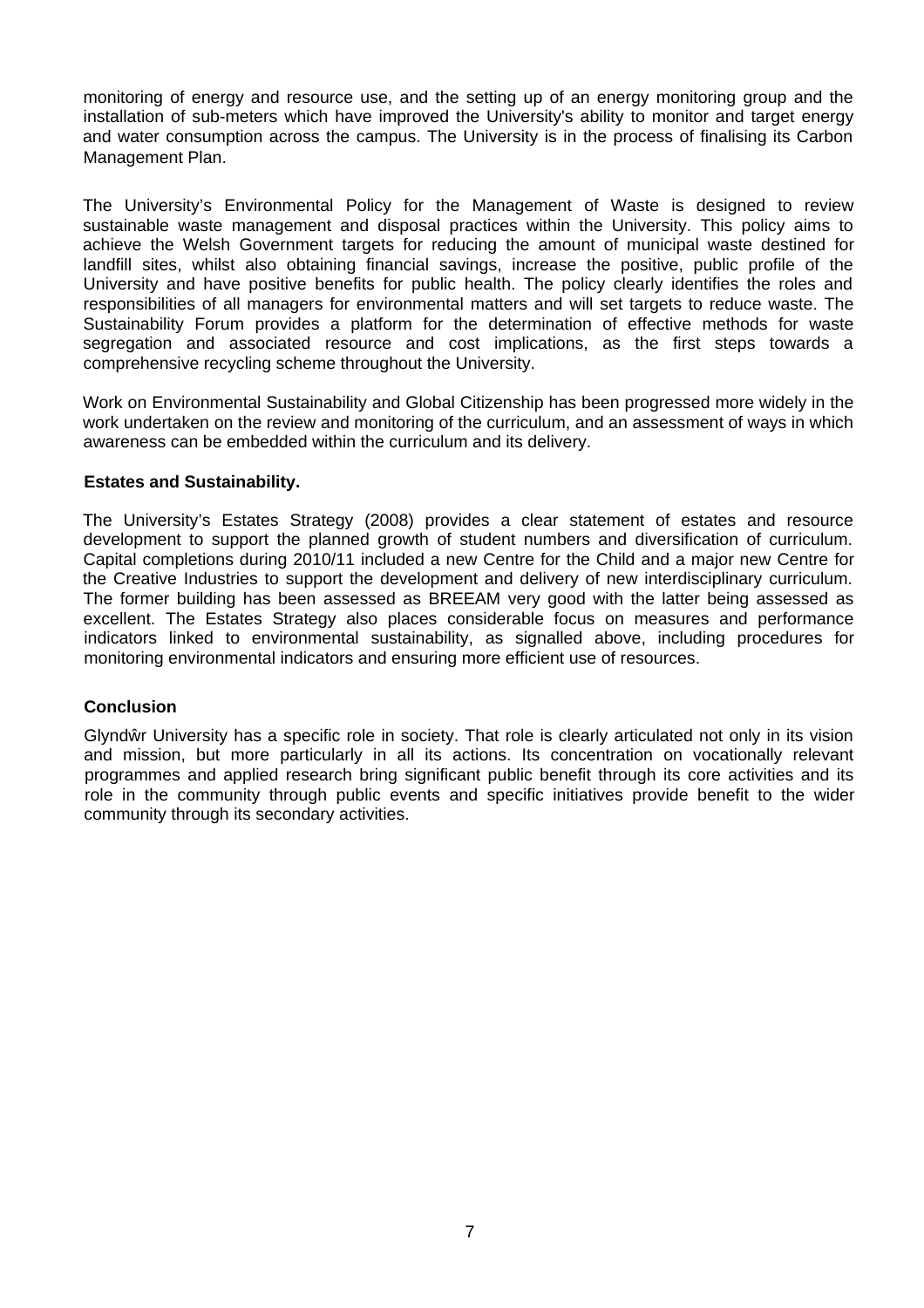monitoring of energy and resource use, and the setting up of an energy monitoring group and the installation of sub-meters which have improved the University's ability to monitor and target energy and water consumption across the campus. The University is in the process of finalising its Carbon Management Plan.

The University's Environmental Policy for the Management of Waste is designed to review sustainable waste management and disposal practices within the University. This policy aims to achieve the Welsh Government targets for reducing the amount of municipal waste destined for landfill sites, whilst also obtaining financial savings, increase the positive, public profile of the University and have positive benefits for public health. The policy clearly identifies the roles and responsibilities of all managers for environmental matters and will set targets to reduce waste. The Sustainability Forum provides a platform for the determination of effective methods for waste segregation and associated resource and cost implications, as the first steps towards a comprehensive recycling scheme throughout the University.

Work on Environmental Sustainability and Global Citizenship has been progressed more widely in the work undertaken on the review and monitoring of the curriculum, and an assessment of ways in which awareness can be embedded within the curriculum and its delivery.

**Estates and Sustainability.**

The University's Estates Strategy (2008) provides a clear statement of estates and resource development to support the planned growth of student numbers and diversification of curriculum. Capital completions during 2010/11 included a new Centre for the Child and a major new Centre for the Creative Industries to support the development and delivery of new interdisciplinary curriculum. The former building has been assessed as BREEAM very good with the latter being assessed as excellent. The Estates Strategy also places considerable focus on measures and performance indicators linked to environmental sustainability, as signalled above, including procedures for monitoring environmental indicators and ensuring more efficient use of resources.

**Conclusion**

Glyndŵr University has a specific role in society. That role is clearly articulated not only in its vision and mission, but more particularly in all its actions. Its concentration on vocationally relevant programmes and applied research bring significant public benefit through its core activities and its role in the community through public events and specific initiatives provide benefit to the wider community through its secondary activities.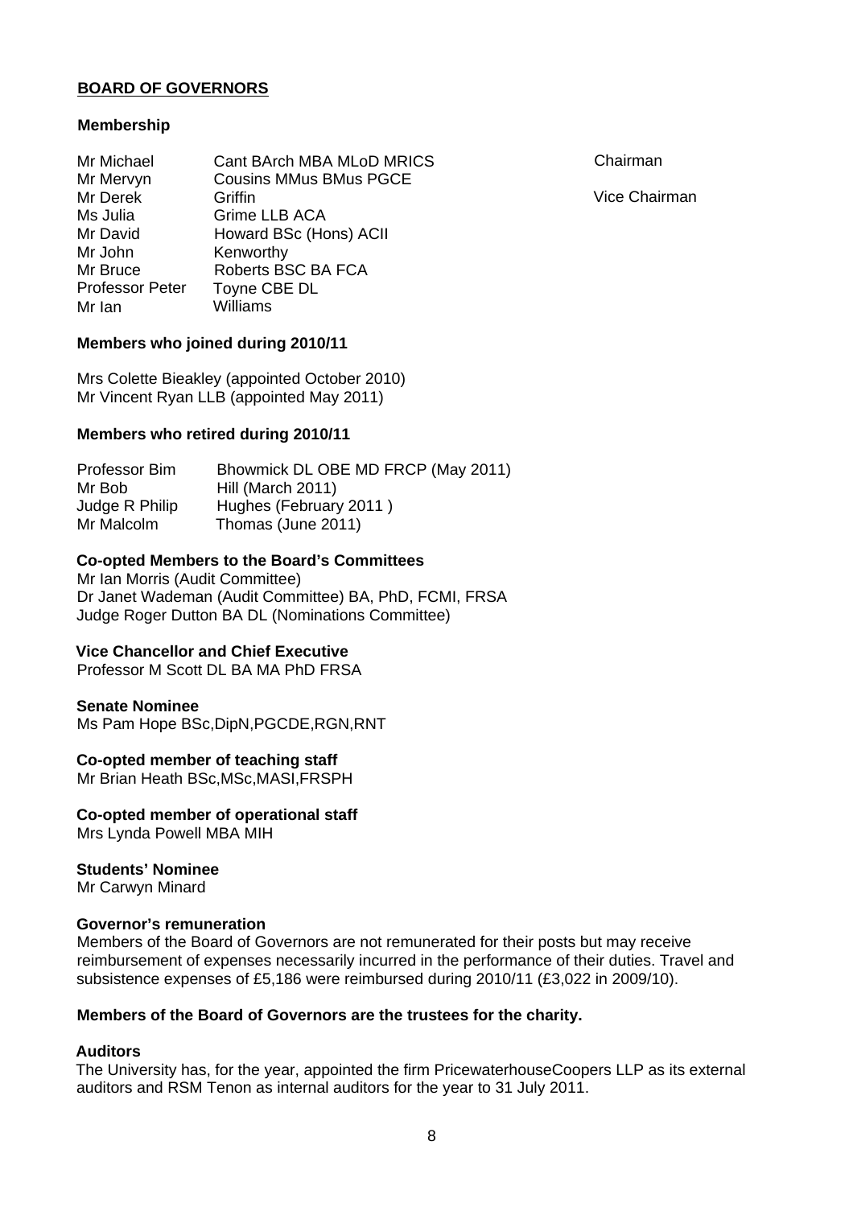## BOARD OF GOVERNORS

### Membership

| | | |
|---|---|---|
| Mr Michael | Cant BArch MBA MLoD MRICS | Chairman |
| Mr Mervyn | Cousins MMus BMus PGCE | |
| Mr Derek | Griffin | Vice Chairman |
| Ms Julia | Grime LLB ACA | |
| Mr David | Howard BSc (Hons) ACII | |
| Mr John | Kenworthy | |
| Mr Bruce | Roberts BSC BA FCA | |
| Professor Peter | Toyne CBE DL | |
| Mr Ian | Williams | |

### Members who joined during 2010/11

Mrs Colette Bieakley (appointed October 2010)
Mr Vincent Ryan LLB (appointed May 2011)

### Members who retired during 2010/11

| | |
|---|---|
| Professor Bim | Bhowmick DL OBE MD FRCP (May 2011) |
| Mr Bob | Hill (March 2011) |
| Judge R Philip | Hughes (February 2011 ) |
| Mr Malcolm | Thomas (June 2011) |

### Co-opted Members to the Board's Committees

Mr Ian Morris (Audit Committee)
Dr Janet Wademan (Audit Committee) BA, PhD, FCMI, FRSA
Judge Roger Dutton BA DL (Nominations Committee)

### Vice Chancellor and Chief Executive

Professor M Scott DL BA MA PhD FRSA

### Senate Nominee

Ms Pam Hope BSc,DipN,PGCDE,RGN,RNT

### Co-opted member of teaching staff

Mr Brian Heath BSc,MSc,MASI,FRSPH

### Co-opted member of operational staff

Mrs Lynda Powell MBA MIH

### Students' Nominee

Mr Carwyn Minard

### Governor's remuneration

Members of the Board of Governors are not remunerated for their posts but may receive reimbursement of expenses necessarily incurred in the performance of their duties. Travel and subsistence expenses of £5,186 were reimbursed during 2010/11 (£3,022 in 2009/10).

**Members of the Board of Governors are the trustees for the charity.**

### Auditors

The University has, for the year, appointed the firm PricewaterhouseCoopers LLP as its external auditors and RSM Tenon as internal auditors for the year to 31 July 2011.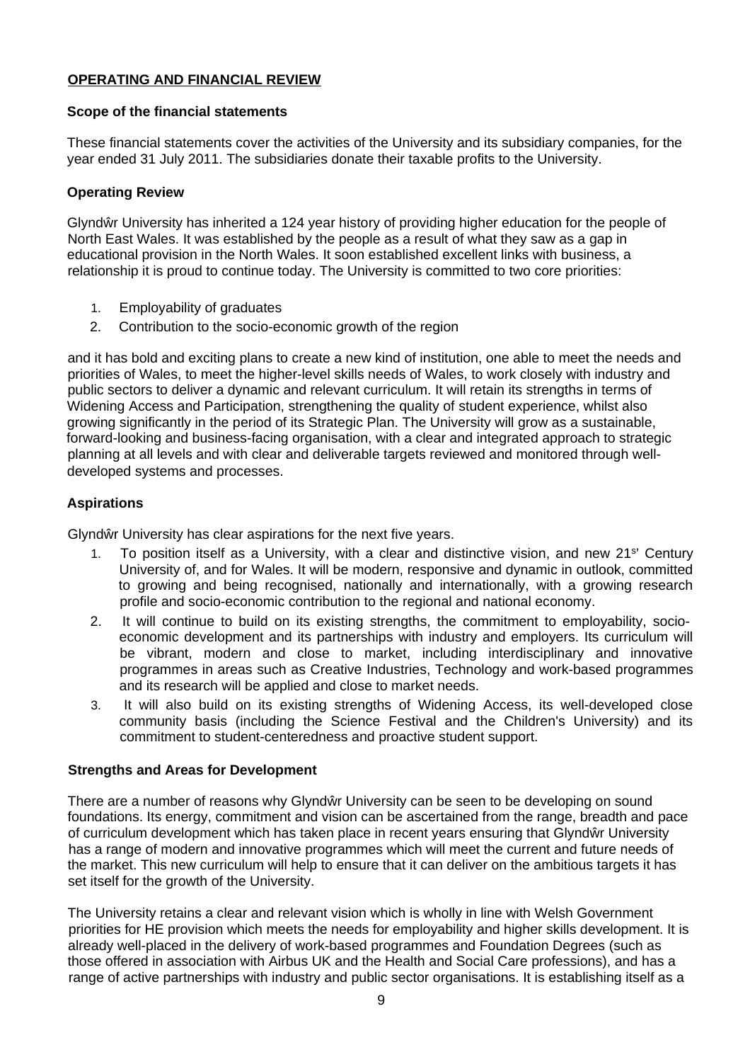## OPERATING AND FINANCIAL REVIEW

### Scope of the financial statements

These financial statements cover the activities of the University and its subsidiary companies, for the year ended 31 July 2011. The subsidiaries donate their taxable profits to the University.

### Operating Review

Glyndŵr University has inherited a 124 year history of providing higher education for the people of North East Wales. It was established by the people as a result of what they saw as a gap in educational provision in the North Wales. It soon established excellent links with business, a relationship it is proud to continue today. The University is committed to two core priorities:

1. Employability of graduates
2. Contribution to the socio-economic growth of the region

and it has bold and exciting plans to create a new kind of institution, one able to meet the needs and priorities of Wales, to meet the higher-level skills needs of Wales, to work closely with industry and public sectors to deliver a dynamic and relevant curriculum. It will retain its strengths in terms of Widening Access and Participation, strengthening the quality of student experience, whilst also growing significantly in the period of its Strategic Plan. The University will grow as a sustainable, forward-looking and business-facing organisation, with a clear and integrated approach to strategic planning at all levels and with clear and deliverable targets reviewed and monitored through well-developed systems and processes.

### Aspirations

Glyndŵr University has clear aspirations for the next five years.

1. To position itself as a University, with a clear and distinctive vision, and new 21s' Century University of, and for Wales. It will be modern, responsive and dynamic in outlook, committed to growing and being recognised, nationally and internationally, with a growing research profile and socio-economic contribution to the regional and national economy.
2. It will continue to build on its existing strengths, the commitment to employability, socio-economic development and its partnerships with industry and employers. Its curriculum will be vibrant, modern and close to market, including interdisciplinary and innovative programmes in areas such as Creative Industries, Technology and work-based programmes and its research will be applied and close to market needs.
3. It will also build on its existing strengths of Widening Access, its well-developed close community basis (including the Science Festival and the Children's University) and its commitment to student-centeredness and proactive student support.

### Strengths and Areas for Development

There are a number of reasons why Glyndŵr University can be seen to be developing on sound foundations. Its energy, commitment and vision can be ascertained from the range, breadth and pace of curriculum development which has taken place in recent years ensuring that Glyndŵr University has a range of modern and innovative programmes which will meet the current and future needs of the market. This new curriculum will help to ensure that it can deliver on the ambitious targets it has set itself for the growth of the University.

The University retains a clear and relevant vision which is wholly in line with Welsh Government priorities for HE provision which meets the needs for employability and higher skills development. It is already well-placed in the delivery of work-based programmes and Foundation Degrees (such as those offered in association with Airbus UK and the Health and Social Care professions), and has a range of active partnerships with industry and public sector organisations. It is establishing itself as a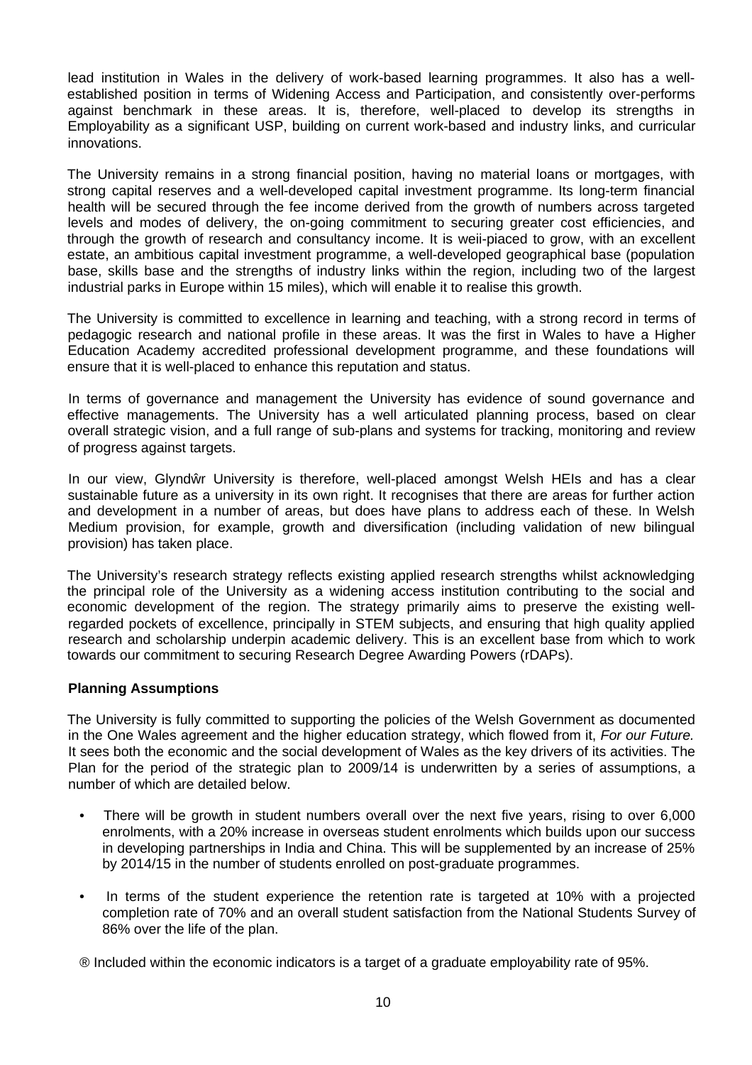lead institution in Wales in the delivery of work-based learning programmes. It also has a well-established position in terms of Widening Access and Participation, and consistently over-performs against benchmark in these areas. It is, therefore, well-placed to develop its strengths in Employability as a significant USP, building on current work-based and industry links, and curricular innovations.

The University remains in a strong financial position, having no material loans or mortgages, with strong capital reserves and a well-developed capital investment programme. Its long-term financial health will be secured through the fee income derived from the growth of numbers across targeted levels and modes of delivery, the on-going commitment to securing greater cost efficiencies, and through the growth of research and consultancy income. It is weii-piaced to grow, with an excellent estate, an ambitious capital investment programme, a well-developed geographical base (population base, skills base and the strengths of industry links within the region, including two of the largest industrial parks in Europe within 15 miles), which will enable it to realise this growth.

The University is committed to excellence in learning and teaching, with a strong record in terms of pedagogic research and national profile in these areas. It was the first in Wales to have a Higher Education Academy accredited professional development programme, and these foundations will ensure that it is well-placed to enhance this reputation and status.

In terms of governance and management the University has evidence of sound governance and effective managements. The University has a well articulated planning process, based on clear overall strategic vision, and a full range of sub-plans and systems for tracking, monitoring and review of progress against targets.

In our view, Glyndŵr University is therefore, well-placed amongst Welsh HEIs and has a clear sustainable future as a university in its own right. It recognises that there are areas for further action and development in a number of areas, but does have plans to address each of these. In Welsh Medium provision, for example, growth and diversification (including validation of new bilingual provision) has taken place.

The University's research strategy reflects existing applied research strengths whilst acknowledging the principal role of the University as a widening access institution contributing to the social and economic development of the region. The strategy primarily aims to preserve the existing well-regarded pockets of excellence, principally in STEM subjects, and ensuring that high quality applied research and scholarship underpin academic delivery. This is an excellent base from which to work towards our commitment to securing Research Degree Awarding Powers (rDAPs).

**Planning Assumptions**

The University is fully committed to supporting the policies of the Welsh Government as documented in the One Wales agreement and the higher education strategy, which flowed from it, *For our Future.* It sees both the economic and the social development of Wales as the key drivers of its activities. The Plan for the period of the strategic plan to 2009/14 is underwritten by a series of assumptions, a number of which are detailed below.

- There will be growth in student numbers overall over the next five years, rising to over 6,000 enrolments, with a 20% increase in overseas student enrolments which builds upon our success in developing partnerships in India and China. This will be supplemented by an increase of 25% by 2014/15 in the number of students enrolled on post-graduate programmes.

- In terms of the student experience the retention rate is targeted at 10% with a projected completion rate of 70% and an overall student satisfaction from the National Students Survey of 86% over the life of the plan.

® Included within the economic indicators is a target of a graduate employability rate of 95%.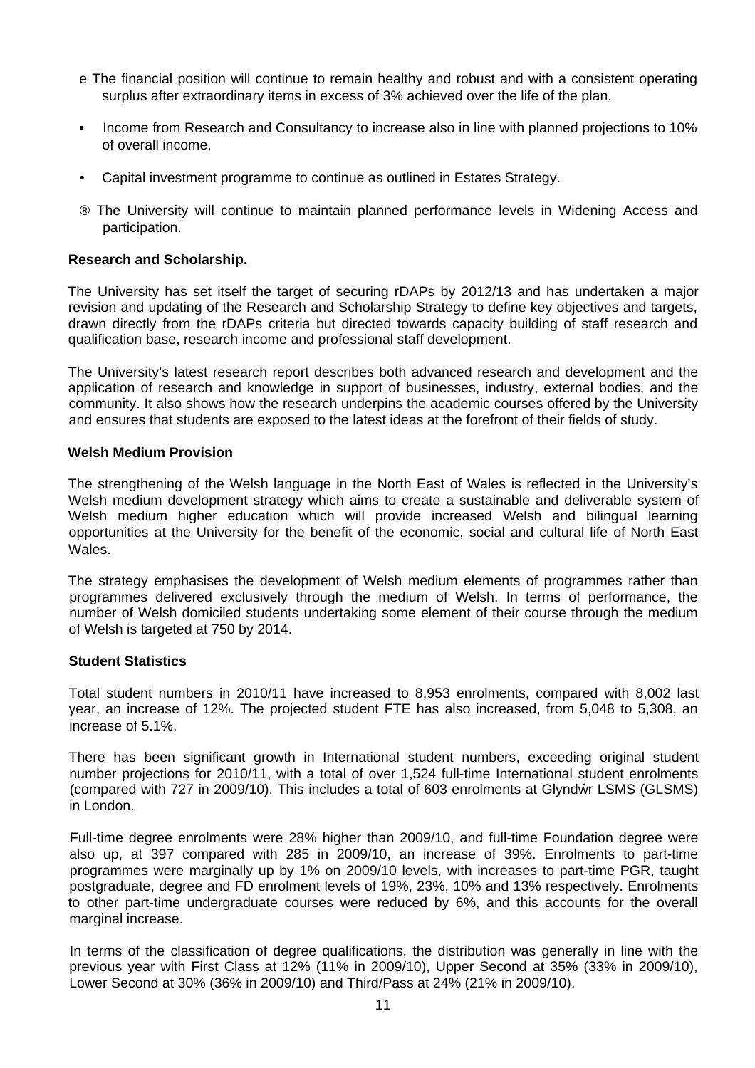- The financial position will continue to remain healthy and robust and with a consistent operating surplus after extraordinary items in excess of 3% achieved over the life of the plan.
- Income from Research and Consultancy to increase also in line with planned projections to 10% of overall income.
- Capital investment programme to continue as outlined in Estates Strategy.
- The University will continue to maintain planned performance levels in Widening Access and participation.

**Research and Scholarship.**

The University has set itself the target of securing rDAPs by 2012/13 and has undertaken a major revision and updating of the Research and Scholarship Strategy to define key objectives and targets, drawn directly from the rDAPs criteria but directed towards capacity building of staff research and qualification base, research income and professional staff development.

The University's latest research report describes both advanced research and development and the application of research and knowledge in support of businesses, industry, external bodies, and the community. It also shows how the research underpins the academic courses offered by the University and ensures that students are exposed to the latest ideas at the forefront of their fields of study.

**Welsh Medium Provision**

The strengthening of the Welsh language in the North East of Wales is reflected in the University's Welsh medium development strategy which aims to create a sustainable and deliverable system of Welsh medium higher education which will provide increased Welsh and bilingual learning opportunities at the University for the benefit of the economic, social and cultural life of North East Wales.

The strategy emphasises the development of Welsh medium elements of programmes rather than programmes delivered exclusively through the medium of Welsh. In terms of performance, the number of Welsh domiciled students undertaking some element of their course through the medium of Welsh is targeted at 750 by 2014.

**Student Statistics**

Total student numbers in 2010/11 have increased to 8,953 enrolments, compared with 8,002 last year, an increase of 12%. The projected student FTE has also increased, from 5,048 to 5,308, an increase of 5.1%.

There has been significant growth in International student numbers, exceeding original student number projections for 2010/11, with a total of over 1,524 full-time International student enrolments (compared with 727 in 2009/10). This includes a total of 603 enrolments at Glyndŵr LSMS (GLSMS) in London.

Full-time degree enrolments were 28% higher than 2009/10, and full-time Foundation degree were also up, at 397 compared with 285 in 2009/10, an increase of 39%. Enrolments to part-time programmes were marginally up by 1% on 2009/10 levels, with increases to part-time PGR, taught postgraduate, degree and FD enrolment levels of 19%, 23%, 10% and 13% respectively. Enrolments to other part-time undergraduate courses were reduced by 6%, and this accounts for the overall marginal increase.

In terms of the classification of degree qualifications, the distribution was generally in line with the previous year with First Class at 12% (11% in 2009/10), Upper Second at 35% (33% in 2009/10), Lower Second at 30% (36% in 2009/10) and Third/Pass at 24% (21% in 2009/10).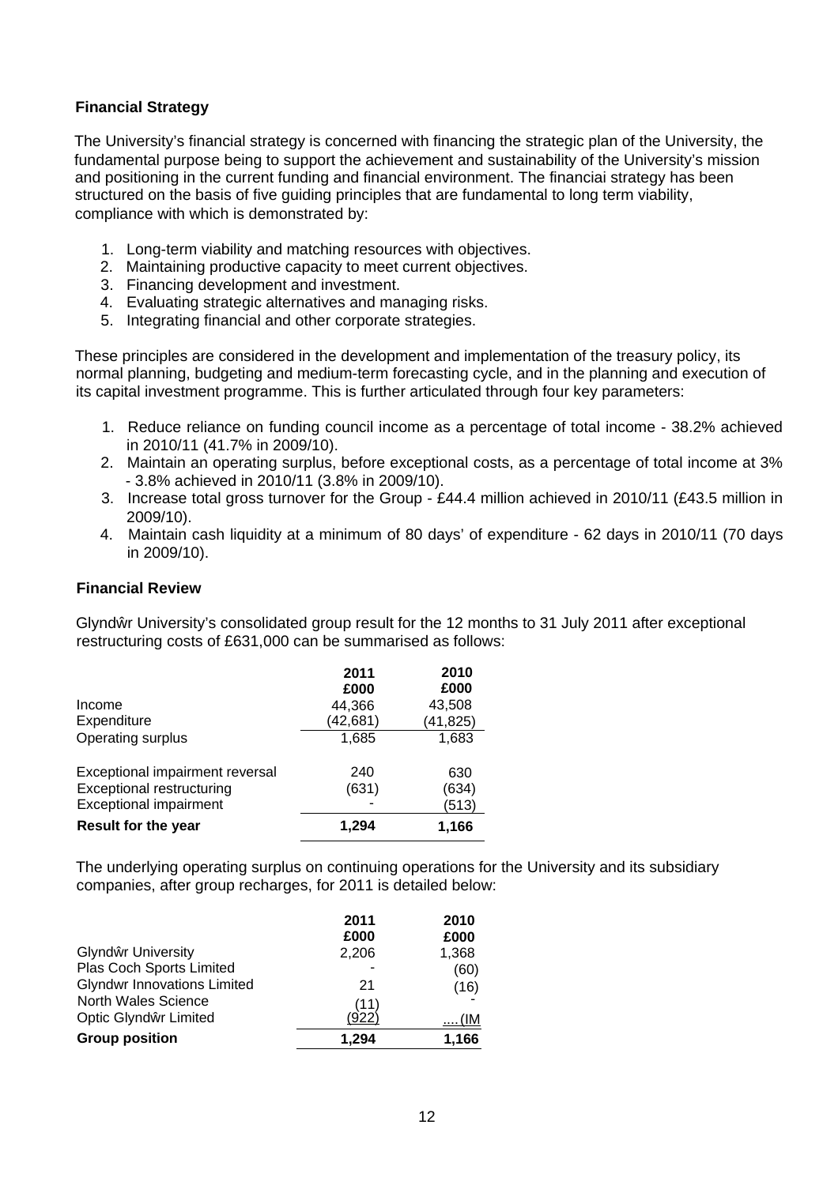### Financial Strategy

The University's financial strategy is concerned with financing the strategic plan of the University, the fundamental purpose being to support the achievement and sustainability of the University's mission and positioning in the current funding and financial environment. The financiai strategy has been structured on the basis of five guiding principles that are fundamental to long term viability, compliance with which is demonstrated by:

1. Long-term viability and matching resources with objectives.
2. Maintaining productive capacity to meet current objectives.
3. Financing development and investment.
4. Evaluating strategic alternatives and managing risks.
5. Integrating financial and other corporate strategies.

These principles are considered in the development and implementation of the treasury policy, its normal planning, budgeting and medium-term forecasting cycle, and in the planning and execution of its capital investment programme. This is further articulated through four key parameters:

1. Reduce reliance on funding council income as a percentage of total income - 38.2% achieved in 2010/11 (41.7% in 2009/10).
2. Maintain an operating surplus, before exceptional costs, as a percentage of total income at 3% - 3.8% achieved in 2010/11 (3.8% in 2009/10).
3. Increase total gross turnover for the Group - £44.4 million achieved in 2010/11 (£43.5 million in 2009/10).
4. Maintain cash liquidity at a minimum of 80 days' of expenditure - 62 days in 2010/11 (70 days in 2009/10).

### Financial Review

Glyndŵr University's consolidated group result for the 12 months to 31 July 2011 after exceptional restructuring costs of £631,000 can be summarised as follows:

| | 2011<br>£000 | 2010<br>£000 |
|---|---|---|
| Income | 44,366 | 43,508 |
| Expenditure | (42,681) | (41,825) |
| Operating surplus | 1,685 | 1,683 |
| Exceptional impairment reversal | 240 | 630 |
| Exceptional restructuring | (631) | (634) |
| Exceptional impairment | - | (513) |
| **Result for the year** | **1,294** | **1,166** |

The underlying operating surplus on continuing operations for the University and its subsidiary companies, after group recharges, for 2011 is detailed below:

| | 2011<br>£000 | 2010<br>£000 |
|---|---|---|
| Glyndŵr University | 2,206 | 1,368 |
| Plas Coch Sports Limited | - | (60) |
| Glyndwr Innovations Limited | 21 | (16) |
| North Wales Science | (11) | - |
| Optic Glyndŵr Limited | (922) | .... (IM |
| **Group position** | **1,294** | **1,166** |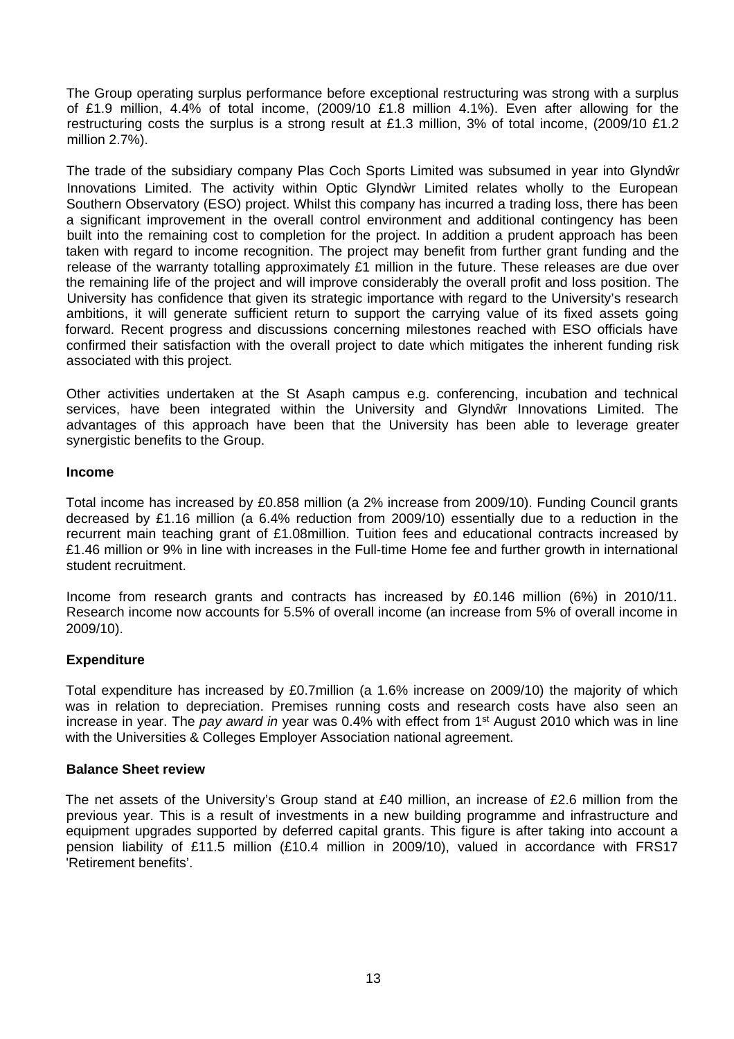The Group operating surplus performance before exceptional restructuring was strong with a surplus of £1.9 million, 4.4% of total income, (2009/10 £1.8 million 4.1%). Even after allowing for the restructuring costs the surplus is a strong result at £1.3 million, 3% of total income, (2009/10 £1.2 million 2.7%).

The trade of the subsidiary company Plas Coch Sports Limited was subsumed in year into Glyndŵr Innovations Limited. The activity within Optic Glyndŵr Limited relates wholly to the European Southern Observatory (ESO) project. Whilst this company has incurred a trading loss, there has been a significant improvement in the overall control environment and additional contingency has been built into the remaining cost to completion for the project. In addition a prudent approach has been taken with regard to income recognition. The project may benefit from further grant funding and the release of the warranty totalling approximately £1 million in the future. These releases are due over the remaining life of the project and will improve considerably the overall profit and loss position. The University has confidence that given its strategic importance with regard to the University's research ambitions, it will generate sufficient return to support the carrying value of its fixed assets going forward. Recent progress and discussions concerning milestones reached with ESO officials have confirmed their satisfaction with the overall project to date which mitigates the inherent funding risk associated with this project.

Other activities undertaken at the St Asaph campus e.g. conferencing, incubation and technical services, have been integrated within the University and Glyndŵr Innovations Limited. The advantages of this approach have been that the University has been able to leverage greater synergistic benefits to the Group.

**Income**

Total income has increased by £0.858 million (a 2% increase from 2009/10). Funding Council grants decreased by £1.16 million (a 6.4% reduction from 2009/10) essentially due to a reduction in the recurrent main teaching grant of £1.08million. Tuition fees and educational contracts increased by £1.46 million or 9% in line with increases in the Full-time Home fee and further growth in international student recruitment.

Income from research grants and contracts has increased by £0.146 million (6%) in 2010/11. Research income now accounts for 5.5% of overall income (an increase from 5% of overall income in 2009/10).

**Expenditure**

Total expenditure has increased by £0.7million (a 1.6% increase on 2009/10) the majority of which was in relation to depreciation. Premises running costs and research costs have also seen an increase in year. The *pay award in* year was 0.4% with effect from 1st August 2010 which was in line with the Universities & Colleges Employer Association national agreement.

**Balance Sheet review**

The net assets of the University's Group stand at £40 million, an increase of £2.6 million from the previous year. This is a result of investments in a new building programme and infrastructure and equipment upgrades supported by deferred capital grants. This figure is after taking into account a pension liability of £11.5 million (£10.4 million in 2009/10), valued in accordance with FRS17 'Retirement benefits'.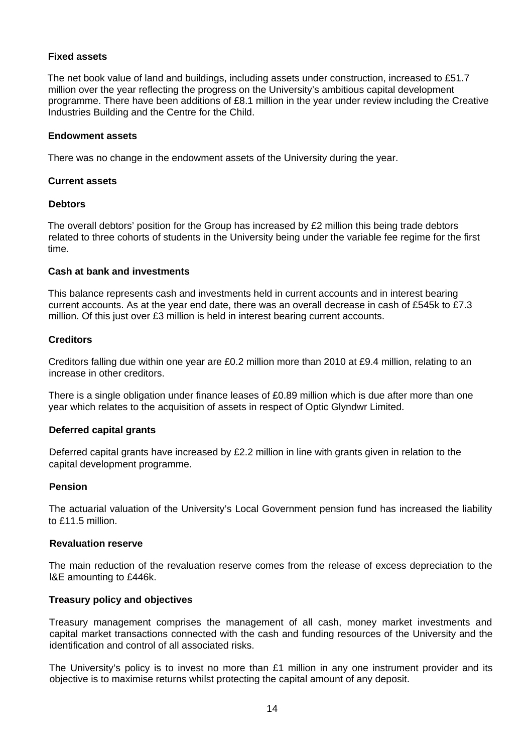### Fixed assets

The net book value of land and buildings, including assets under construction, increased to £51.7 million over the year reflecting the progress on the University's ambitious capital development programme. There have been additions of £8.1 million in the year under review including the Creative Industries Building and the Centre for the Child.

### Endowment assets

There was no change in the endowment assets of the University during the year.

### Current assets

### Debtors

The overall debtors' position for the Group has increased by £2 million this being trade debtors related to three cohorts of students in the University being under the variable fee regime for the first time.

### Cash at bank and investments

This balance represents cash and investments held in current accounts and in interest bearing current accounts. As at the year end date, there was an overall decrease in cash of £545k to £7.3 million. Of this just over £3 million is held in interest bearing current accounts.

### Creditors

Creditors falling due within one year are £0.2 million more than 2010 at £9.4 million, relating to an increase in other creditors.

There is a single obligation under finance leases of £0.89 million which is due after more than one year which relates to the acquisition of assets in respect of Optic Glyndwr Limited.

### Deferred capital grants

Deferred capital grants have increased by £2.2 million in line with grants given in relation to the capital development programme.

### Pension

The actuarial valuation of the University's Local Government pension fund has increased the liability to £11.5 million.

### Revaluation reserve

The main reduction of the revaluation reserve comes from the release of excess depreciation to the I&E amounting to £446k.

### Treasury policy and objectives

Treasury management comprises the management of all cash, money market investments and capital market transactions connected with the cash and funding resources of the University and the identification and control of all associated risks.

The University's policy is to invest no more than £1 million in any one instrument provider and its objective is to maximise returns whilst protecting the capital amount of any deposit.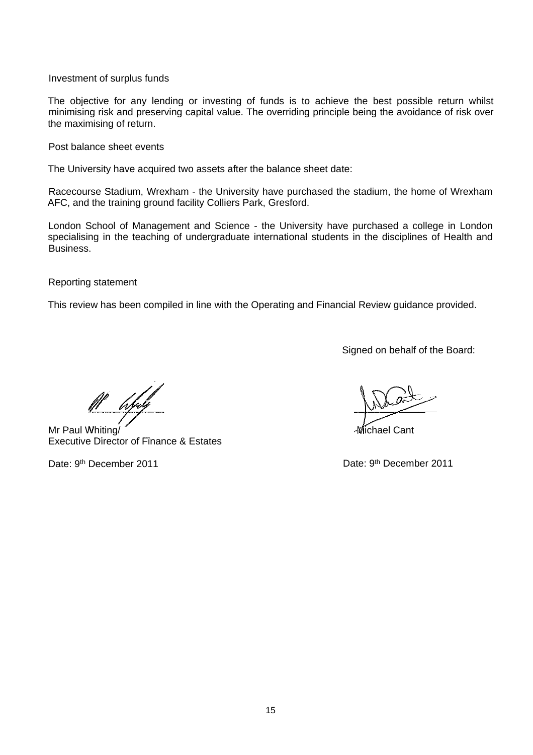## Investment of surplus funds

The objective for any lending or investing of funds is to achieve the best possible return whilst minimising risk and preserving capital value. The overriding principle being the avoidance of risk over the maximising of return.

## Post balance sheet events

The University have acquired two assets after the balance sheet date:

Racecourse Stadium, Wrexham - the University have purchased the stadium, the home of Wrexham AFC, and the training ground facility Colliers Park, Gresford.

London School of Management and Science - the University have purchased a college in London specialising in the teaching of undergraduate international students in the disciplines of Health and Business.

## Reporting statement

This review has been compiled in line with the Operating and Financial Review guidance provided.

Signed on behalf of the Board:

Mr Paul Whiting
Executive Director of Finance & Estates

Date: 9th December 2011

Michael Cant

Date: 9th December 2011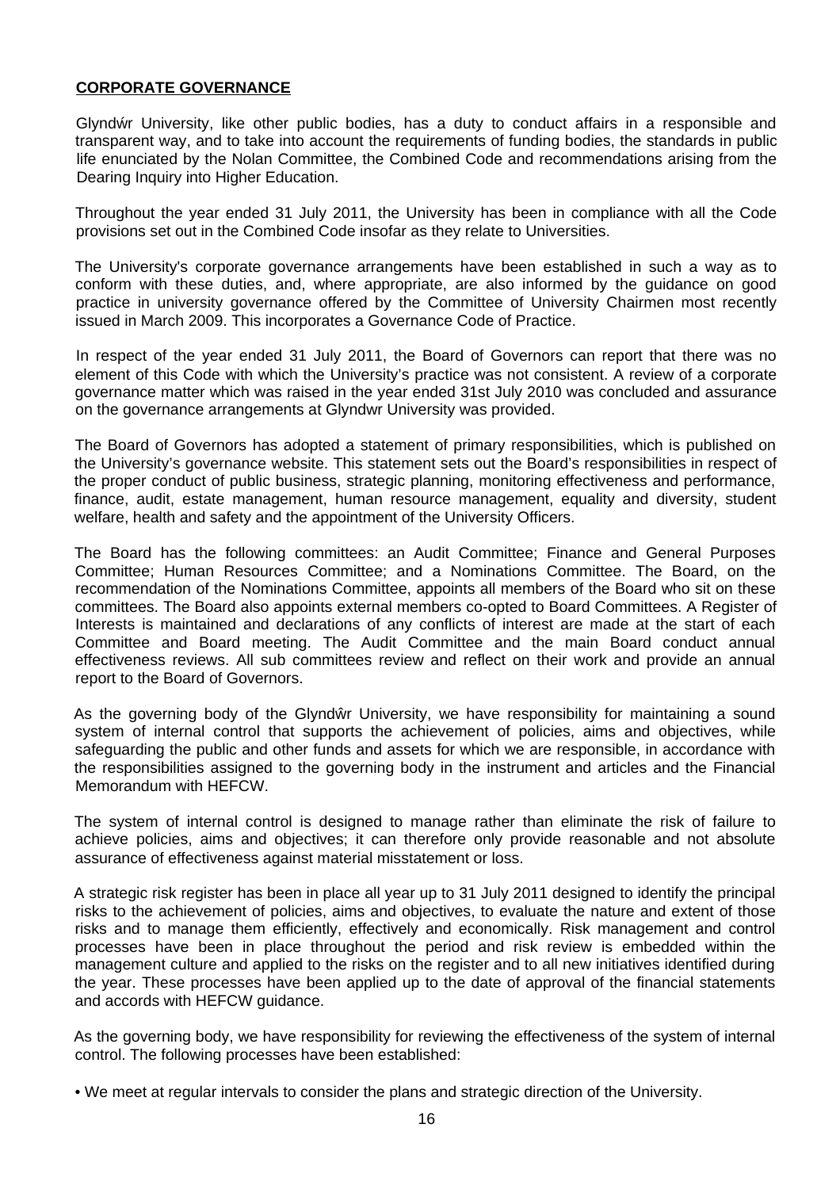## CORPORATE GOVERNANCE

Glyndŵr University, like other public bodies, has a duty to conduct affairs in a responsible and transparent way, and to take into account the requirements of funding bodies, the standards in public life enunciated by the Nolan Committee, the Combined Code and recommendations arising from the Dearing Inquiry into Higher Education.

Throughout the year ended 31 July 2011, the University has been in compliance with all the Code provisions set out in the Combined Code insofar as they relate to Universities.

The University's corporate governance arrangements have been established in such a way as to conform with these duties, and, where appropriate, are also informed by the guidance on good practice in university governance offered by the Committee of University Chairmen most recently issued in March 2009. This incorporates a Governance Code of Practice.

In respect of the year ended 31 July 2011, the Board of Governors can report that there was no element of this Code with which the University's practice was not consistent. A review of a corporate governance matter which was raised in the year ended 31st July 2010 was concluded and assurance on the governance arrangements at Glyndwr University was provided.

The Board of Governors has adopted a statement of primary responsibilities, which is published on the University's governance website. This statement sets out the Board's responsibilities in respect of the proper conduct of public business, strategic planning, monitoring effectiveness and performance, finance, audit, estate management, human resource management, equality and diversity, student welfare, health and safety and the appointment of the University Officers.

The Board has the following committees: an Audit Committee; Finance and General Purposes Committee; Human Resources Committee; and a Nominations Committee. The Board, on the recommendation of the Nominations Committee, appoints all members of the Board who sit on these committees. The Board also appoints external members co-opted to Board Committees. A Register of Interests is maintained and declarations of any conflicts of interest are made at the start of each Committee and Board meeting. The Audit Committee and the main Board conduct annual effectiveness reviews. All sub committees review and reflect on their work and provide an annual report to the Board of Governors.

As the governing body of the Glyndŵr University, we have responsibility for maintaining a sound system of internal control that supports the achievement of policies, aims and objectives, while safeguarding the public and other funds and assets for which we are responsible, in accordance with the responsibilities assigned to the governing body in the instrument and articles and the Financial Memorandum with HEFCW.

The system of internal control is designed to manage rather than eliminate the risk of failure to achieve policies, aims and objectives; it can therefore only provide reasonable and not absolute assurance of effectiveness against material misstatement or loss.

A strategic risk register has been in place all year up to 31 July 2011 designed to identify the principal risks to the achievement of policies, aims and objectives, to evaluate the nature and extent of those risks and to manage them efficiently, effectively and economically. Risk management and control processes have been in place throughout the period and risk review is embedded within the management culture and applied to the risks on the register and to all new initiatives identified during the year. These processes have been applied up to the date of approval of the financial statements and accords with HEFCW guidance.

As the governing body, we have responsibility for reviewing the effectiveness of the system of internal control. The following processes have been established:

- We meet at regular intervals to consider the plans and strategic direction of the University.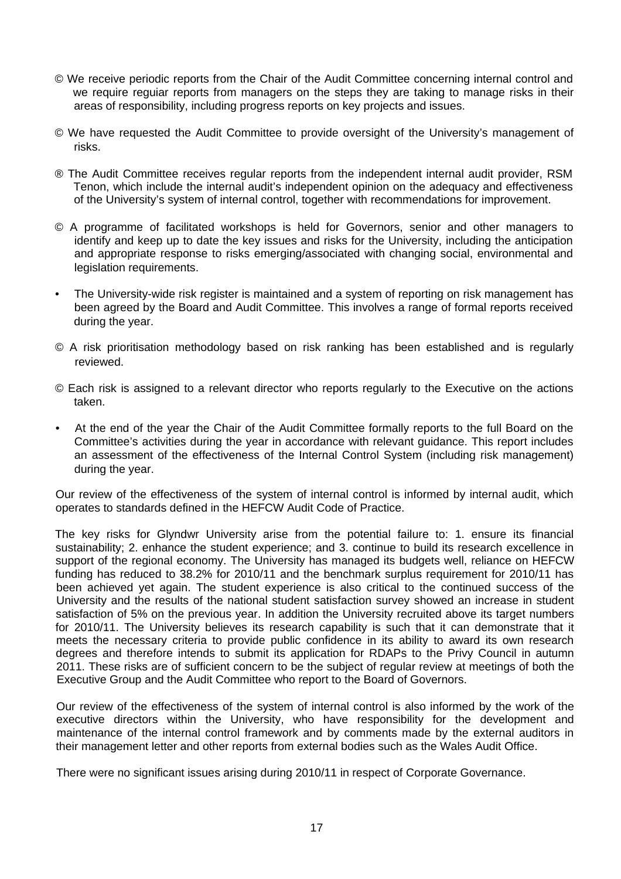- © We receive periodic reports from the Chair of the Audit Committee concerning internal control and we require reguiar reports from managers on the steps they are taking to manage risks in their areas of responsibility, including progress reports on key projects and issues.

- © We have requested the Audit Committee to provide oversight of the University's management of risks.

- ® The Audit Committee receives regular reports from the independent internal audit provider, RSM Tenon, which include the internal audit's independent opinion on the adequacy and effectiveness of the University's system of internal control, together with recommendations for improvement.

- © A programme of facilitated workshops is held for Governors, senior and other managers to identify and keep up to date the key issues and risks for the University, including the anticipation and appropriate response to risks emerging/associated with changing social, environmental and legislation requirements.

- The University-wide risk register is maintained and a system of reporting on risk management has been agreed by the Board and Audit Committee. This involves a range of formal reports received during the year.

- © A risk prioritisation methodology based on risk ranking has been established and is regularly reviewed.

- © Each risk is assigned to a relevant director who reports regularly to the Executive on the actions taken.

- At the end of the year the Chair of the Audit Committee formally reports to the full Board on the Committee's activities during the year in accordance with relevant guidance. This report includes an assessment of the effectiveness of the Internal Control System (including risk management) during the year.

Our review of the effectiveness of the system of internal control is informed by internal audit, which operates to standards defined in the HEFCW Audit Code of Practice.

The key risks for Glyndwr University arise from the potential failure to: 1. ensure its financial sustainability; 2. enhance the student experience; and 3. continue to build its research excellence in support of the regional economy. The University has managed its budgets well, reliance on HEFCW funding has reduced to 38.2% for 2010/11 and the benchmark surplus requirement for 2010/11 has been achieved yet again. The student experience is also critical to the continued success of the University and the results of the national student satisfaction survey showed an increase in student satisfaction of 5% on the previous year. In addition the University recruited above its target numbers for 2010/11. The University believes its research capability is such that it can demonstrate that it meets the necessary criteria to provide public confidence in its ability to award its own research degrees and therefore intends to submit its application for RDAPs to the Privy Council in autumn 2011. These risks are of sufficient concern to be the subject of regular review at meetings of both the Executive Group and the Audit Committee who report to the Board of Governors.

Our review of the effectiveness of the system of internal control is also informed by the work of the executive directors within the University, who have responsibility for the development and maintenance of the internal control framework and by comments made by the external auditors in their management letter and other reports from external bodies such as the Wales Audit Office.

There were no significant issues arising during 2010/11 in respect of Corporate Governance.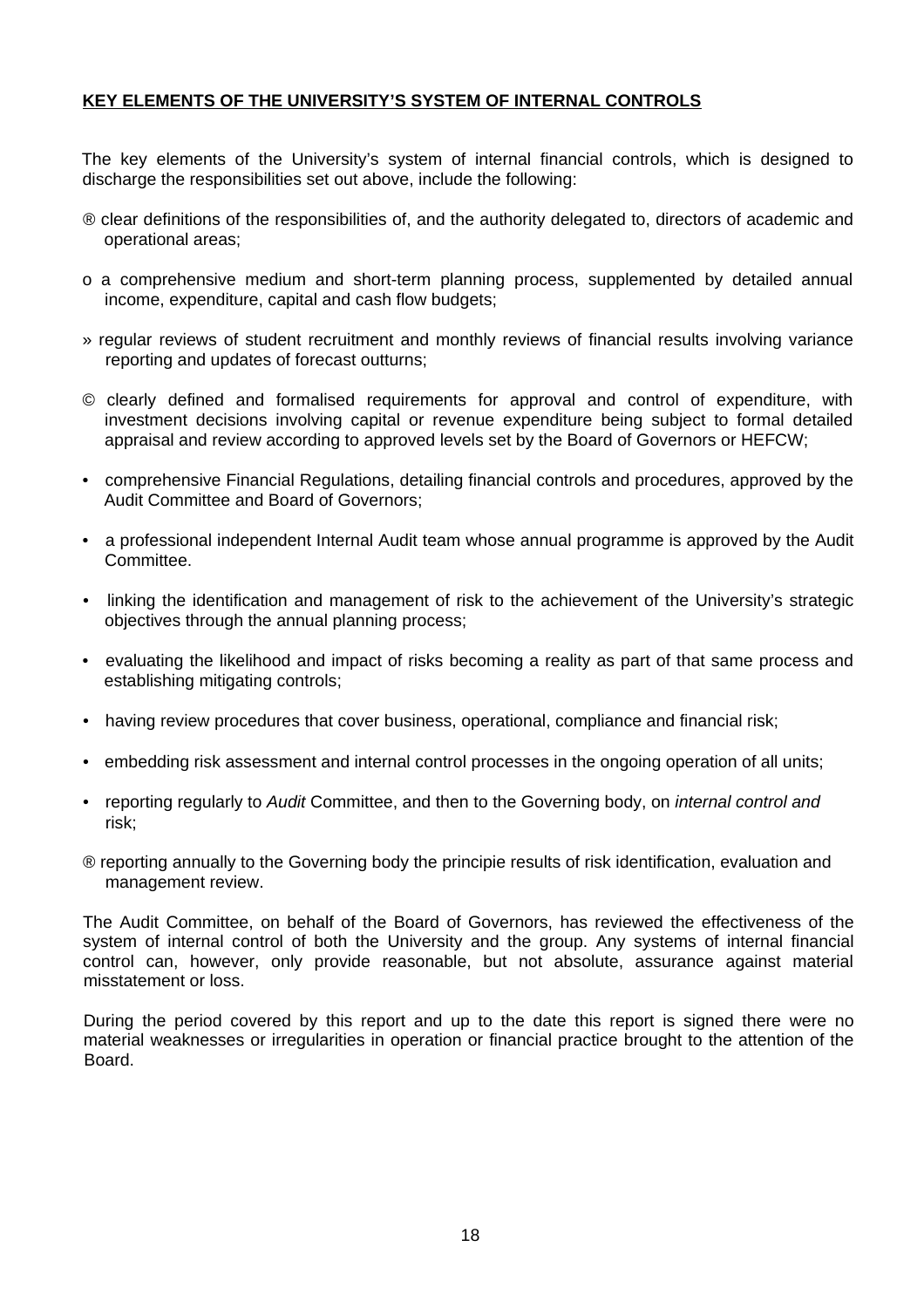## KEY ELEMENTS OF THE UNIVERSITY'S SYSTEM OF INTERNAL CONTROLS

The key elements of the University's system of internal financial controls, which is designed to discharge the responsibilities set out above, include the following:

- clear definitions of the responsibilities of, and the authority delegated to, directors of academic and operational areas;
- a comprehensive medium and short-term planning process, supplemented by detailed annual income, expenditure, capital and cash flow budgets;
- regular reviews of student recruitment and monthly reviews of financial results involving variance reporting and updates of forecast outturns;
- clearly defined and formalised requirements for approval and control of expenditure, with investment decisions involving capital or revenue expenditure being subject to formal detailed appraisal and review according to approved levels set by the Board of Governors or HEFCW;
- comprehensive Financial Regulations, detailing financial controls and procedures, approved by the Audit Committee and Board of Governors;
- a professional independent Internal Audit team whose annual programme is approved by the Audit Committee.
- linking the identification and management of risk to the achievement of the University's strategic objectives through the annual planning process;
- evaluating the likelihood and impact of risks becoming a reality as part of that same process and establishing mitigating controls;
- having review procedures that cover business, operational, compliance and financial risk;
- embedding risk assessment and internal control processes in the ongoing operation of all units;
- reporting regularly to *Audit* Committee, and then to the Governing body, on *internal control and* risk;
- reporting annually to the Governing body the principie results of risk identification, evaluation and management review.

The Audit Committee, on behalf of the Board of Governors, has reviewed the effectiveness of the system of internal control of both the University and the group. Any systems of internal financial control can, however, only provide reasonable, but not absolute, assurance against material misstatement or loss.

During the period covered by this report and up to the date this report is signed there were no material weaknesses or irregularities in operation or financial practice brought to the attention of the Board.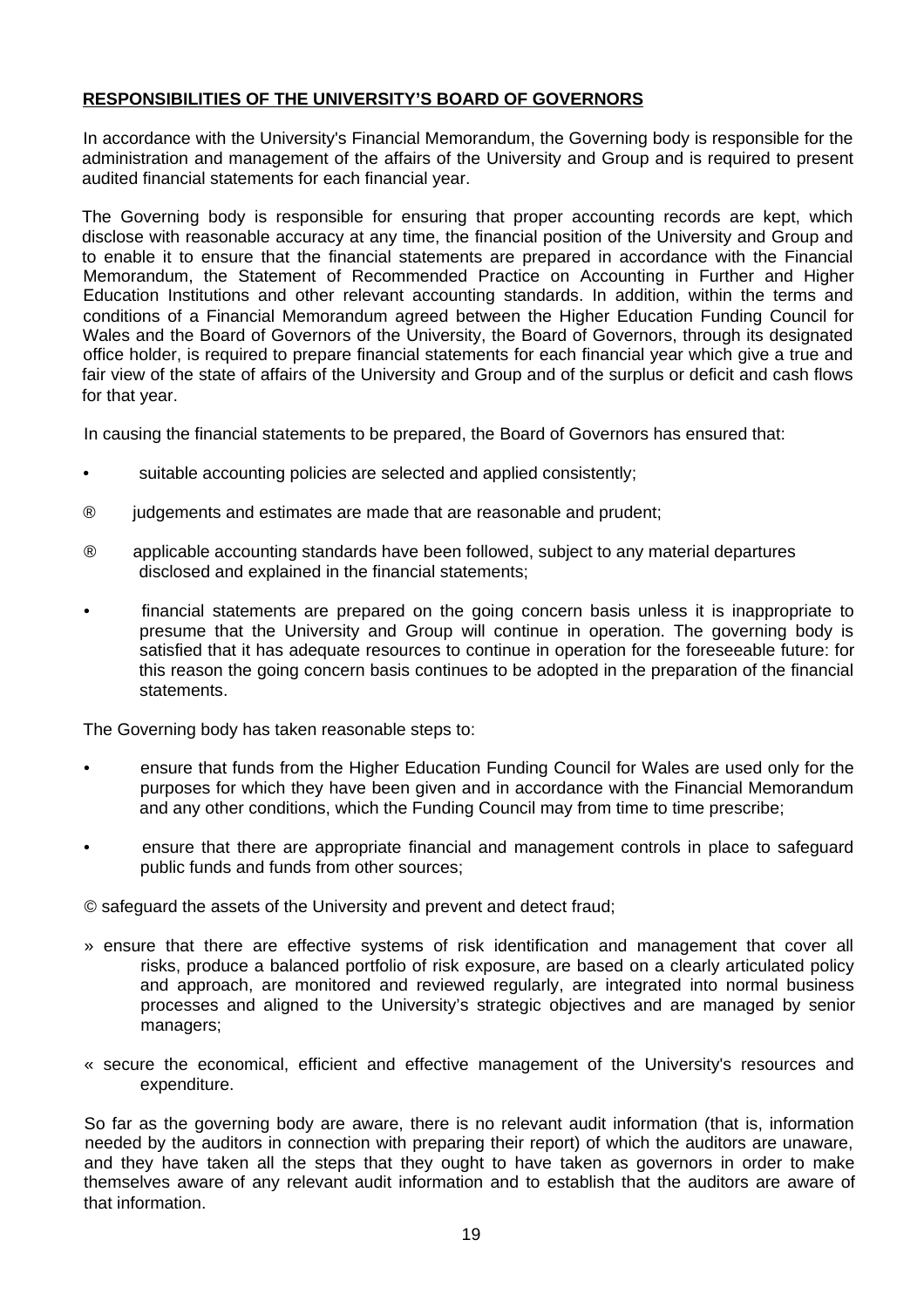**RESPONSIBILITIES OF THE UNIVERSITY'S BOARD OF GOVERNORS**

In accordance with the University's Financial Memorandum, the Governing body is responsible for the administration and management of the affairs of the University and Group and is required to present audited financial statements for each financial year.

The Governing body is responsible for ensuring that proper accounting records are kept, which disclose with reasonable accuracy at any time, the financial position of the University and Group and to enable it to ensure that the financial statements are prepared in accordance with the Financial Memorandum, the Statement of Recommended Practice on Accounting in Further and Higher Education Institutions and other relevant accounting standards. In addition, within the terms and conditions of a Financial Memorandum agreed between the Higher Education Funding Council for Wales and the Board of Governors of the University, the Board of Governors, through its designated office holder, is required to prepare financial statements for each financial year which give a true and fair view of the state of affairs of the University and Group and of the surplus or deficit and cash flows for that year.

In causing the financial statements to be prepared, the Board of Governors has ensured that:

- suitable accounting policies are selected and applied consistently;
- judgements and estimates are made that are reasonable and prudent;
- applicable accounting standards have been followed, subject to any material departures disclosed and explained in the financial statements;
- financial statements are prepared on the going concern basis unless it is inappropriate to presume that the University and Group will continue in operation. The governing body is satisfied that it has adequate resources to continue in operation for the foreseeable future: for this reason the going concern basis continues to be adopted in the preparation of the financial statements.

The Governing body has taken reasonable steps to:

- ensure that funds from the Higher Education Funding Council for Wales are used only for the purposes for which they have been given and in accordance with the Financial Memorandum and any other conditions, which the Funding Council may from time to time prescribe;
- ensure that there are appropriate financial and management controls in place to safeguard public funds and funds from other sources;
- safeguard the assets of the University and prevent and detect fraud;
- ensure that there are effective systems of risk identification and management that cover all risks, produce a balanced portfolio of risk exposure, are based on a clearly articulated policy and approach, are monitored and reviewed regularly, are integrated into normal business processes and aligned to the University's strategic objectives and are managed by senior managers;
- secure the economical, efficient and effective management of the University's resources and expenditure.

So far as the governing body are aware, there is no relevant audit information (that is, information needed by the auditors in connection with preparing their report) of which the auditors are unaware, and they have taken all the steps that they ought to have taken as governors in order to make themselves aware of any relevant audit information and to establish that the auditors are aware of that information.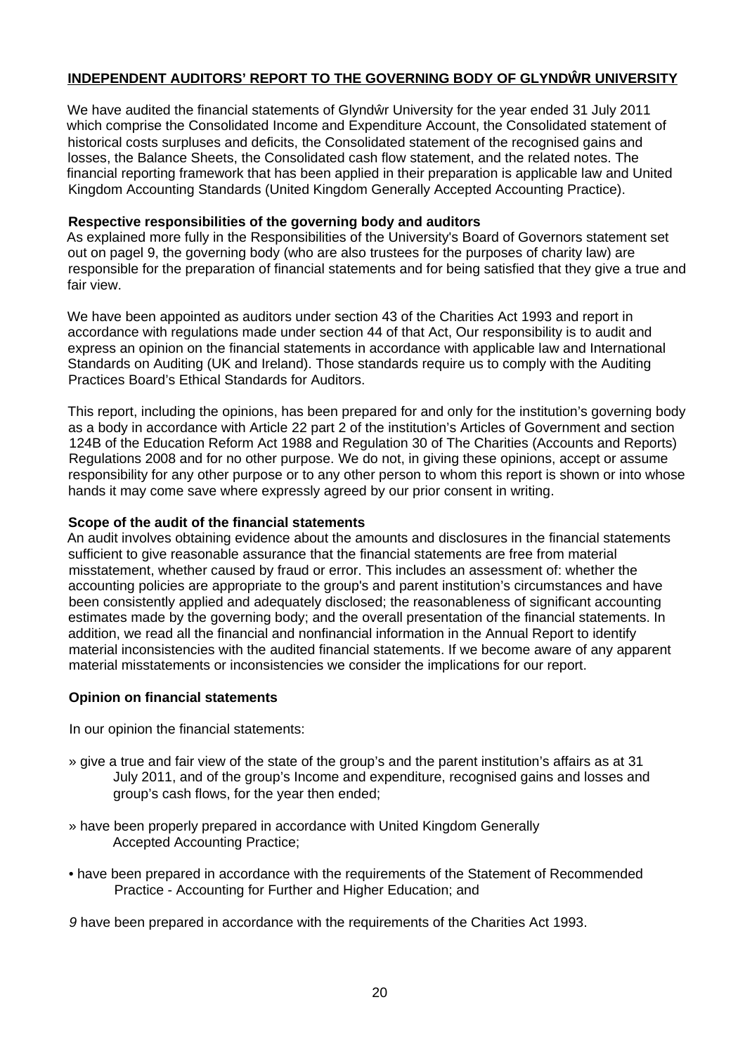## INDEPENDENT AUDITORS' REPORT TO THE GOVERNING BODY OF GLYNDŴR UNIVERSITY

We have audited the financial statements of Glyndŵr University for the year ended 31 July 2011 which comprise the Consolidated Income and Expenditure Account, the Consolidated statement of historical costs surpluses and deficits, the Consolidated statement of the recognised gains and losses, the Balance Sheets, the Consolidated cash flow statement, and the related notes. The financial reporting framework that has been applied in their preparation is applicable law and United Kingdom Accounting Standards (United Kingdom Generally Accepted Accounting Practice).

**Respective responsibilities of the governing body and auditors**

As explained more fully in the Responsibilities of the University's Board of Governors statement set out on pagel 9, the governing body (who are also trustees for the purposes of charity law) are responsible for the preparation of financial statements and for being satisfied that they give a true and fair view.

We have been appointed as auditors under section 43 of the Charities Act 1993 and report in accordance with regulations made under section 44 of that Act, Our responsibility is to audit and express an opinion on the financial statements in accordance with applicable law and International Standards on Auditing (UK and Ireland). Those standards require us to comply with the Auditing Practices Board's Ethical Standards for Auditors.

This report, including the opinions, has been prepared for and only for the institution's governing body as a body in accordance with Article 22 part 2 of the institution's Articles of Government and section 124B of the Education Reform Act 1988 and Regulation 30 of The Charities (Accounts and Reports) Regulations 2008 and for no other purpose. We do not, in giving these opinions, accept or assume responsibility for any other purpose or to any other person to whom this report is shown or into whose hands it may come save where expressly agreed by our prior consent in writing.

**Scope of the audit of the financial statements**

An audit involves obtaining evidence about the amounts and disclosures in the financial statements sufficient to give reasonable assurance that the financial statements are free from material misstatement, whether caused by fraud or error. This includes an assessment of: whether the accounting policies are appropriate to the group's and parent institution's circumstances and have been consistently applied and adequately disclosed; the reasonableness of significant accounting estimates made by the governing body; and the overall presentation of the financial statements. In addition, we read all the financial and nonfinancial information in the Annual Report to identify material inconsistencies with the audited financial statements. If we become aware of any apparent material misstatements or inconsistencies we consider the implications for our report.

**Opinion on financial statements**

In our opinion the financial statements:

- give a true and fair view of the state of the group's and the parent institution's affairs as at 31 July 2011, and of the group's Income and expenditure, recognised gains and losses and group's cash flows, for the year then ended;
- have been properly prepared in accordance with United Kingdom Generally Accepted Accounting Practice;
- have been prepared in accordance with the requirements of the Statement of Recommended Practice - Accounting for Further and Higher Education; and
- have been prepared in accordance with the requirements of the Charities Act 1993.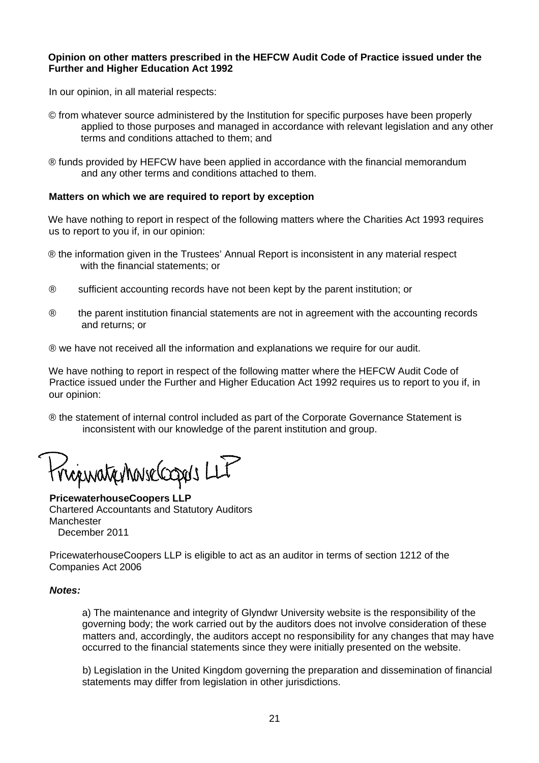**Opinion on other matters prescribed in the HEFCW Audit Code of Practice issued under the Further and Higher Education Act 1992**

In our opinion, in all material respects:

© from whatever source administered by the Institution for specific purposes have been properly applied to those purposes and managed in accordance with relevant legislation and any other terms and conditions attached to them; and

® funds provided by HEFCW have been applied in accordance with the financial memorandum and any other terms and conditions attached to them.

**Matters on which we are required to report by exception**

We have nothing to report in respect of the following matters where the Charities Act 1993 requires us to report to you if, in our opinion:

® the information given in the Trustees' Annual Report is inconsistent in any material respect with the financial statements; or

® sufficient accounting records have not been kept by the parent institution; or

® the parent institution financial statements are not in agreement with the accounting records and returns; or

® we have not received all the information and explanations we require for our audit.

We have nothing to report in respect of the following matter where the HEFCW Audit Code of Practice issued under the Further and Higher Education Act 1992 requires us to report to you if, in our opinion:

® the statement of internal control included as part of the Corporate Governance Statement is inconsistent with our knowledge of the parent institution and group.

PricewaterhouseCoopers LLP

**PricewaterhouseCoopers LLP**
Chartered Accountants and Statutory Auditors
Manchester
December 2011

PricewaterhouseCoopers LLP is eligible to act as an auditor in terms of section 1212 of the Companies Act 2006

***Notes:***

a) The maintenance and integrity of Glyndwr University website is the responsibility of the governing body; the work carried out by the auditors does not involve consideration of these matters and, accordingly, the auditors accept no responsibility for any changes that may have occurred to the financial statements since they were initially presented on the website.

b) Legislation in the United Kingdom governing the preparation and dissemination of financial statements may differ from legislation in other jurisdictions.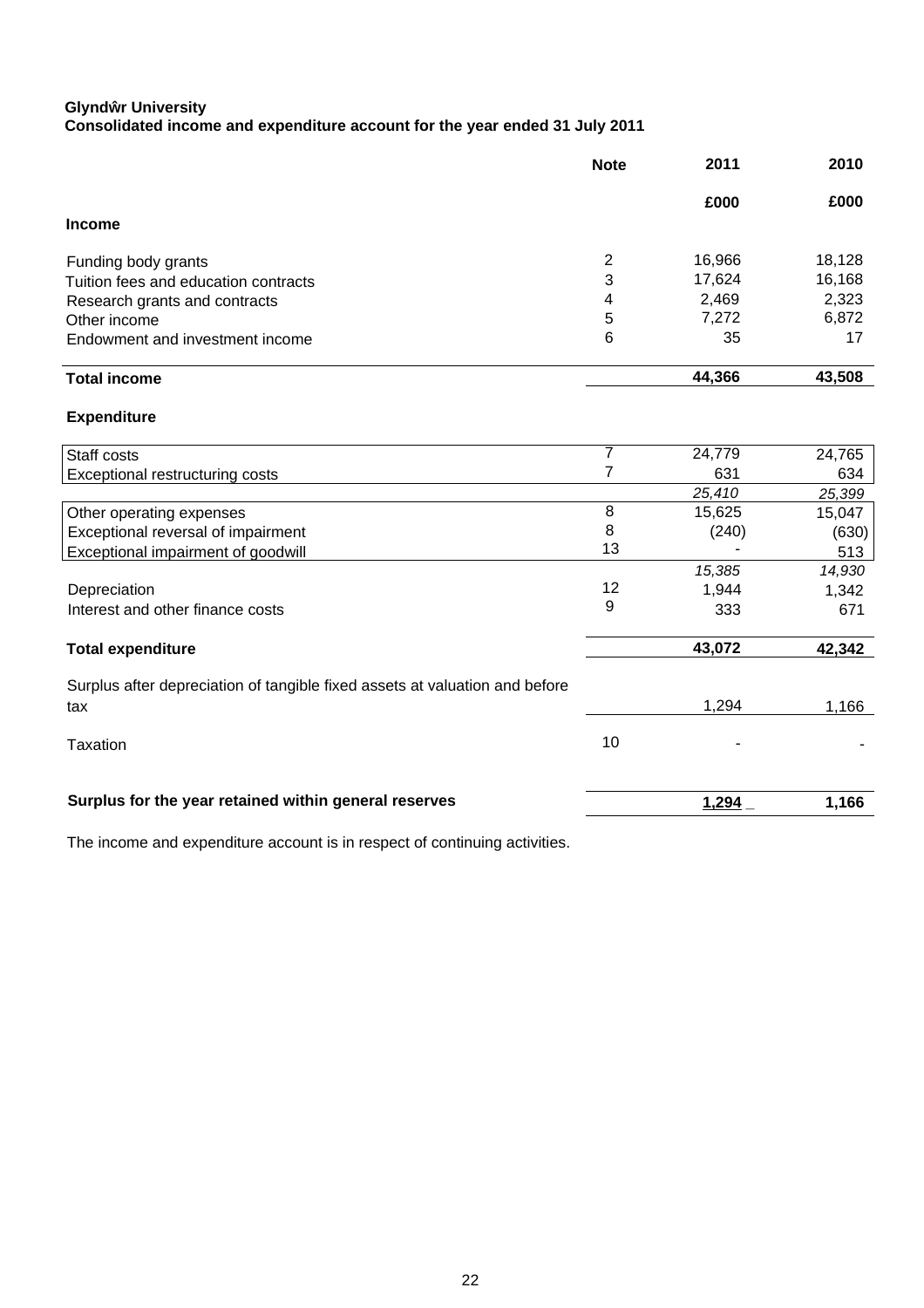**Glyndŵr University**
**Consolidated income and expenditure account for the year ended 31 July 2011**

| | Note | 2011 | 2010 |
|---|---|---|---|
| | | £000 | £000 |
| **Income** | | | |
| Funding body grants | 2 | 16,966 | 18,128 |
| Tuition fees and education contracts | 3 | 17,624 | 16,168 |
| Research grants and contracts | 4 | 2,469 | 2,323 |
| Other income | 5 | 7,272 | 6,872 |
| Endowment and investment income | 6 | 35 | 17 |
| **Total income** | | **44,366** | **43,508** |
| **Expenditure** | | | |
| Staff costs | 7 | 24,779 | 24,765 |
| Exceptional restructuring costs | 7 | 631 | 634 |
| | | *25,410* | *25,399* |
| Other operating expenses | 8 | 15,625 | 15,047 |
| Exceptional reversal of impairment | 8 | (240) | (630) |
| Exceptional impairment of goodwill | 13 | - | 513 |
| | | *15,385* | *14,930* |
| Depreciation | 12 | 1,944 | 1,342 |
| Interest and other finance costs | 9 | 333 | 671 |
| **Total expenditure** | | **43,072** | **42,342** |
| Surplus after depreciation of tangible fixed assets at valuation and before tax | | 1,294 | 1,166 |
| Taxation | 10 | - | - |
| **Surplus for the year retained within general reserves** | | **1,294** | **1,166** |

The income and expenditure account is in respect of continuing activities.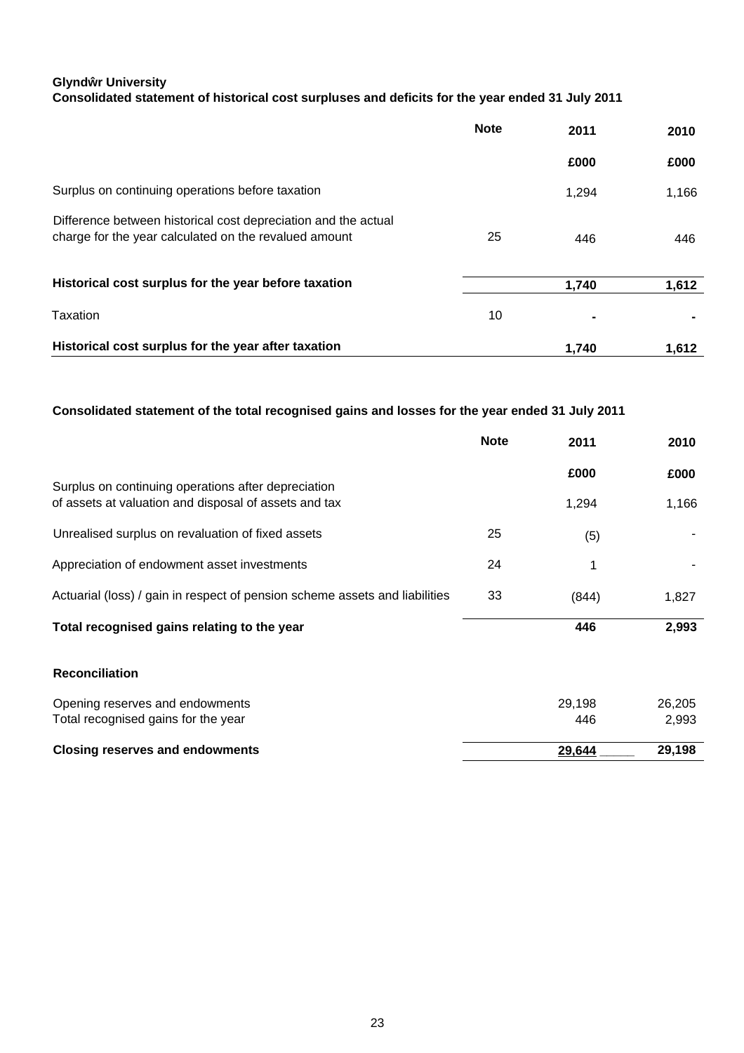**Glyndŵr University**

**Consolidated statement of historical cost surpluses and deficits for the year ended 31 July 2011**

| | Note | 2011 | 2010 |
|---|---|---|---|
| | | £000 | £000 |
| Surplus on continuing operations before taxation | | 1,294 | 1,166 |
| Difference between historical cost depreciation and the actual charge for the year calculated on the revalued amount | 25 | 446 | 446 |
| **Historical cost surplus for the year before taxation** | | **1,740** | **1,612** |
| Taxation | 10 | - | - |
| **Historical cost surplus for the year after taxation** | | **1,740** | **1,612** |

**Consolidated statement of the total recognised gains and losses for the year ended 31 July 2011**

| | Note | 2011 | 2010 |
|---|---|---|---|
| | | £000 | £000 |
| Surplus on continuing operations after depreciation of assets at valuation and disposal of assets and tax | | 1,294 | 1,166 |
| Unrealised surplus on revaluation of fixed assets | 25 | (5) | - |
| Appreciation of endowment asset investments | 24 | 1 | - |
| Actuarial (loss) / gain in respect of pension scheme assets and liabilities | 33 | (844) | 1,827 |
| **Total recognised gains relating to the year** | | **446** | **2,993** |
| | | | |
| **Reconciliation** | | | |
| Opening reserves and endowments | | 29,198 | 26,205 |
| Total recognised gains for the year | | 446 | 2,993 |
| **Closing reserves and endowments** | | **29,644** | **29,198** |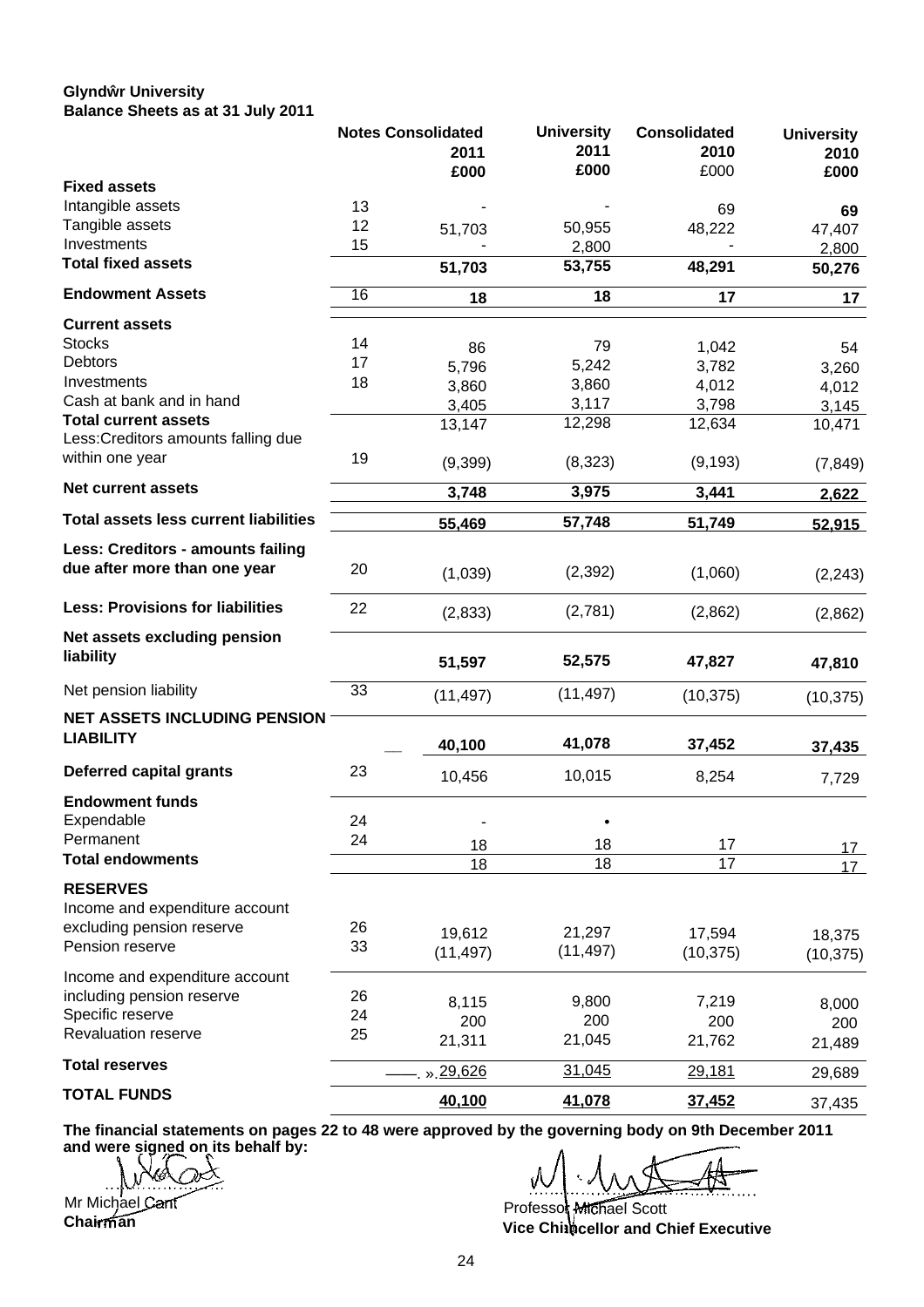**Glyndŵr University**
**Balance Sheets as at 31 July 2011**

| | Notes | Consolidated 2011 £000 | University 2011 £000 | Consolidated 2010 £000 | University 2010 £000 |
|---|---|---|---|---|---|
| **Fixed assets** | | | | | |
| Intangible assets | 13 | - | - | 69 | **69** |
| Tangible assets | 12 | 51,703 | 50,955 | 48,222 | 47,407 |
| Investments | 15 | - | 2,800 | - | 2,800 |
| **Total fixed assets** | | **51,703** | **53,755** | **48,291** | **50,276** |
| **Endowment Assets** | 16 | **18** | **18** | **17** | **17** |
| **Current assets** | | | | | |
| Stocks | 14 | 86 | 79 | 1,042 | 54 |
| Debtors | 17 | 5,796 | 5,242 | 3,782 | 3,260 |
| Investments | 18 | 3,860 | 3,860 | 4,012 | 4,012 |
| Cash at bank and in hand | | 3,405 | 3,117 | 3,798 | 3,145 |
| **Total current assets** | | 13,147 | 12,298 | 12,634 | 10,471 |
| Less:Creditors amounts falling due within one year | 19 | (9,399) | (8,323) | (9,193) | (7,849) |
| **Net current assets** | | **3,748** | **3,975** | **3,441** | **2,622** |
| **Total assets less current liabilities** | | **55,469** | **57,748** | **51,749** | **52,915** |
| **Less: Creditors - amounts failing due after more than one year** | 20 | (1,039) | (2,392) | (1,060) | (2,243) |
| **Less: Provisions for liabilities** | 22 | (2,833) | (2,781) | (2,862) | (2,862) |
| **Net assets excluding pension liability** | | **51,597** | **52,575** | **47,827** | **47,810** |
| Net pension liability | 33 | (11,497) | (11,497) | (10,375) | (10,375) |
| **NET ASSETS INCLUDING PENSION LIABILITY** | | **40,100** | **41,078** | **37,452** | **37,435** |
| **Deferred capital grants** | 23 | 10,456 | 10,015 | 8,254 | 7,729 |
| **Endowment funds** | | | | | |
| Expendable | 24 | - | • | | |
| Permanent | 24 | 18 | 18 | 17 | 17 |
| **Total endowments** | | 18 | 18 | 17 | 17 |
| **RESERVES** | | | | | |
| Income and expenditure account excluding pension reserve | 26 | 19,612 | 21,297 | 17,594 | 18,375 |
| Pension reserve | 33 | (11,497) | (11,497) | (10,375) | (10,375) |
| Income and expenditure account including pension reserve | 26 | 8,115 | 9,800 | 7,219 | 8,000 |
| Specific reserve | 24 | 200 | 200 | 200 | 200 |
| Revaluation reserve | 25 | 21,311 | 21,045 | 21,762 | 21,489 |
| **Total reserves** | | 29,626 | 31,045 | 29,181 | 29,689 |
| **TOTAL FUNDS** | | **40,100** | **41,078** | **37,452** | 37,435 |

**The financial statements on pages 22 to 48 were approved by the governing body on 9th December 2011 and were signed on its behalf by:**

Mr Michael Cant
**Chairman**

Professor Michael Scott
**Vice Chancellor and Chief Executive**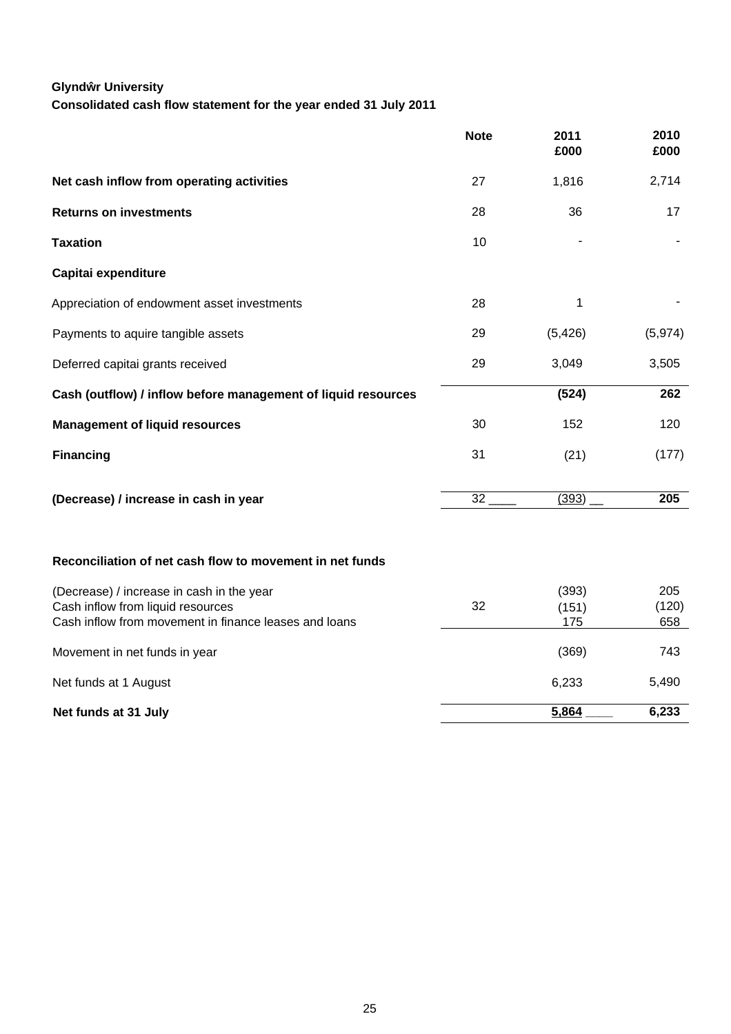**Glyndŵr University**

**Consolidated cash flow statement for the year ended 31 July 2011**

| | Note | 2011 £000 | 2010 £000 |
|---|---|---|---|
| **Net cash inflow from operating activities** | 27 | 1,816 | 2,714 |
| **Returns on investments** | 28 | 36 | 17 |
| **Taxation** | 10 | - | - |
| **Capitai expenditure** | | | |
| Appreciation of endowment asset investments | 28 | 1 | - |
| Payments to aquire tangible assets | 29 | (5,426) | (5,974) |
| Deferred capitai grants received | 29 | 3,049 | 3,505 |
| **Cash (outflow) / inflow before management of liquid resources** | | **(524)** | **262** |
| **Management of liquid resources** | 30 | 152 | 120 |
| **Financing** | 31 | (21) | (177) |
| **(Decrease) / increase in cash in year** | 32 | (393) | **205** |

**Reconciliation of net cash flow to movement in net funds**

| | Note | 2011 £000 | 2010 £000 |
|---|---|---|---|
| (Decrease) / increase in cash in the year | | (393) | 205 |
| Cash inflow from liquid resources | 32 | (151) | (120) |
| Cash inflow from movement in finance leases and loans | | 175 | 658 |
| Movement in net funds in year | | (369) | 743 |
| Net funds at 1 August | | 6,233 | 5,490 |
| **Net funds at 31 July** | | **5,864** | **6,233** |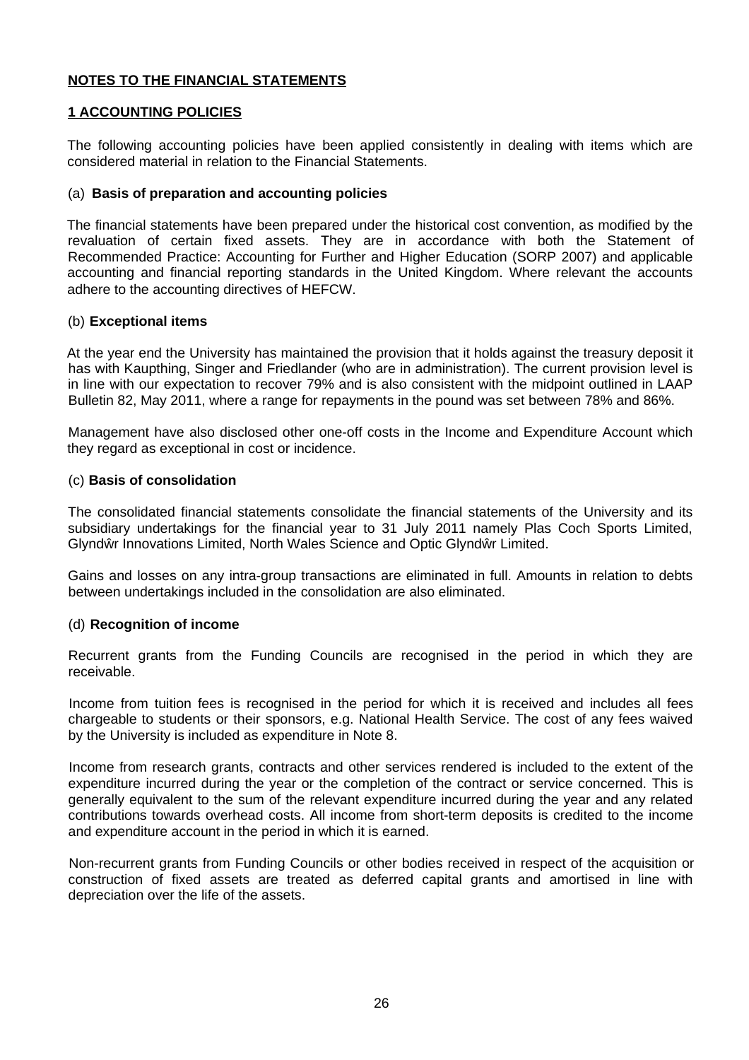**NOTES TO THE FINANCIAL STATEMENTS**

**1 ACCOUNTING POLICIES**

The following accounting policies have been applied consistently in dealing with items which are considered material in relation to the Financial Statements.

(a) **Basis of preparation and accounting policies**

The financial statements have been prepared under the historical cost convention, as modified by the revaluation of certain fixed assets. They are in accordance with both the Statement of Recommended Practice: Accounting for Further and Higher Education (SORP 2007) and applicable accounting and financial reporting standards in the United Kingdom. Where relevant the accounts adhere to the accounting directives of HEFCW.

(b) **Exceptional items**

At the year end the University has maintained the provision that it holds against the treasury deposit it has with Kaupthing, Singer and Friedlander (who are in administration). The current provision level is in line with our expectation to recover 79% and is also consistent with the midpoint outlined in LAAP Bulletin 82, May 2011, where a range for repayments in the pound was set between 78% and 86%.

Management have also disclosed other one-off costs in the Income and Expenditure Account which they regard as exceptional in cost or incidence.

(c) **Basis of consolidation**

The consolidated financial statements consolidate the financial statements of the University and its subsidiary undertakings for the financial year to 31 July 2011 namely Plas Coch Sports Limited, Glyndŵr Innovations Limited, North Wales Science and Optic Glyndŵr Limited.

Gains and losses on any intra-group transactions are eliminated in full. Amounts in relation to debts between undertakings included in the consolidation are also eliminated.

(d) **Recognition of income**

Recurrent grants from the Funding Councils are recognised in the period in which they are receivable.

Income from tuition fees is recognised in the period for which it is received and includes all fees chargeable to students or their sponsors, e.g. National Health Service. The cost of any fees waived by the University is included as expenditure in Note 8.

Income from research grants, contracts and other services rendered is included to the extent of the expenditure incurred during the year or the completion of the contract or service concerned. This is generally equivalent to the sum of the relevant expenditure incurred during the year and any related contributions towards overhead costs. All income from short-term deposits is credited to the income and expenditure account in the period in which it is earned.

Non-recurrent grants from Funding Councils or other bodies received in respect of the acquisition or construction of fixed assets are treated as deferred capital grants and amortised in line with depreciation over the life of the assets.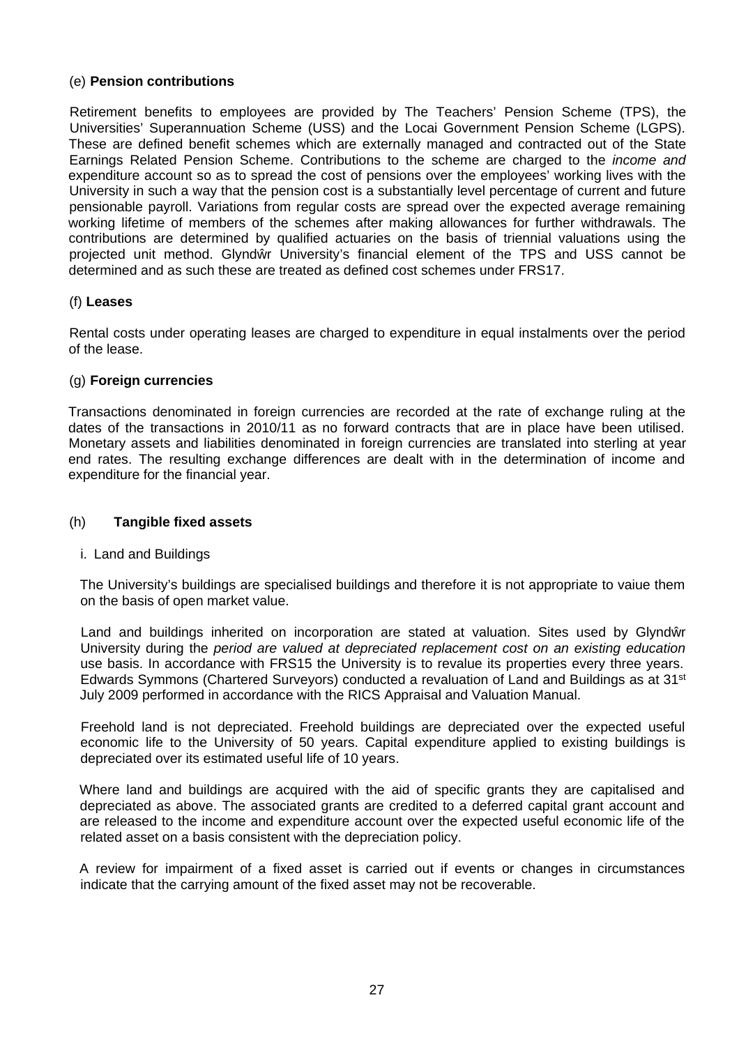(e) **Pension contributions**

Retirement benefits to employees are provided by The Teachers' Pension Scheme (TPS), the Universities' Superannuation Scheme (USS) and the Locai Government Pension Scheme (LGPS). These are defined benefit schemes which are externally managed and contracted out of the State Earnings Related Pension Scheme. Contributions to the scheme are charged to the *income and* expenditure account so as to spread the cost of pensions over the employees' working lives with the University in such a way that the pension cost is a substantially level percentage of current and future pensionable payroll. Variations from regular costs are spread over the expected average remaining working lifetime of members of the schemes after making allowances for further withdrawals. The contributions are determined by qualified actuaries on the basis of triennial valuations using the projected unit method. Glyndŵr University's financial element of the TPS and USS cannot be determined and as such these are treated as defined cost schemes under FRS17.

(f) **Leases**

Rental costs under operating leases are charged to expenditure in equal instalments over the period of the lease.

(g) **Foreign currencies**

Transactions denominated in foreign currencies are recorded at the rate of exchange ruling at the dates of the transactions in 2010/11 as no forward contracts that are in place have been utilised. Monetary assets and liabilities denominated in foreign currencies are translated into sterling at year end rates. The resulting exchange differences are dealt with in the determination of income and expenditure for the financial year.

(h) **Tangible fixed assets**

i. Land and Buildings

The University's buildings are specialised buildings and therefore it is not appropriate to vaiue them on the basis of open market value.

Land and buildings inherited on incorporation are stated at valuation. Sites used by Glyndŵr University during the *period are valued at depreciated replacement cost on an existing education* use basis. In accordance with FRS15 the University is to revalue its properties every three years. Edwards Symmons (Chartered Surveyors) conducted a revaluation of Land and Buildings as at 31st July 2009 performed in accordance with the RICS Appraisal and Valuation Manual.

Freehold land is not depreciated. Freehold buildings are depreciated over the expected useful economic life to the University of 50 years. Capital expenditure applied to existing buildings is depreciated over its estimated useful life of 10 years.

Where land and buildings are acquired with the aid of specific grants they are capitalised and depreciated as above. The associated grants are credited to a deferred capital grant account and are released to the income and expenditure account over the expected useful economic life of the related asset on a basis consistent with the depreciation policy.

A review for impairment of a fixed asset is carried out if events or changes in circumstances indicate that the carrying amount of the fixed asset may not be recoverable.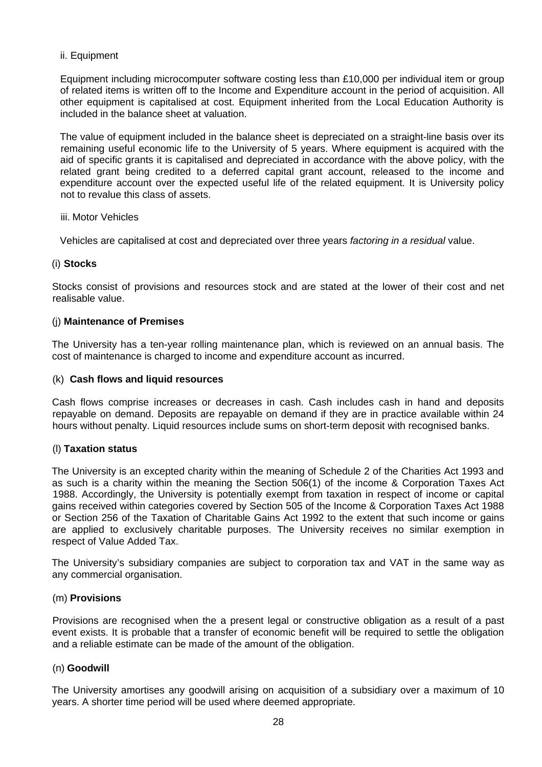ii. Equipment

Equipment including microcomputer software costing less than £10,000 per individual item or group of related items is written off to the Income and Expenditure account in the period of acquisition. All other equipment is capitalised at cost. Equipment inherited from the Local Education Authority is included in the balance sheet at valuation.

The value of equipment included in the balance sheet is depreciated on a straight-line basis over its remaining useful economic life to the University of 5 years. Where equipment is acquired with the aid of specific grants it is capitalised and depreciated in accordance with the above policy, with the related grant being credited to a deferred capital grant account, released to the income and expenditure account over the expected useful life of the related equipment. It is University policy not to revalue this class of assets.

iii. Motor Vehicles

Vehicles are capitalised at cost and depreciated over three years *factoring in a residual* value.

(i) **Stocks**

Stocks consist of provisions and resources stock and are stated at the lower of their cost and net realisable value.

(j) **Maintenance of Premises**

The University has a ten-year rolling maintenance plan, which is reviewed on an annual basis. The cost of maintenance is charged to income and expenditure account as incurred.

(k) **Cash flows and liquid resources**

Cash flows comprise increases or decreases in cash. Cash includes cash in hand and deposits repayable on demand. Deposits are repayable on demand if they are in practice available within 24 hours without penalty. Liquid resources include sums on short-term deposit with recognised banks.

(l) **Taxation status**

The University is an excepted charity within the meaning of Schedule 2 of the Charities Act 1993 and as such is a charity within the meaning the Section 506(1) of the income & Corporation Taxes Act 1988. Accordingly, the University is potentially exempt from taxation in respect of income or capital gains received within categories covered by Section 505 of the Income & Corporation Taxes Act 1988 or Section 256 of the Taxation of Charitable Gains Act 1992 to the extent that such income or gains are applied to exclusively charitable purposes. The University receives no similar exemption in respect of Value Added Tax.

The University's subsidiary companies are subject to corporation tax and VAT in the same way as any commercial organisation.

(m) **Provisions**

Provisions are recognised when the a present legal or constructive obligation as a result of a past event exists. It is probable that a transfer of economic benefit will be required to settle the obligation and a reliable estimate can be made of the amount of the obligation.

(n) **Goodwill**

The University amortises any goodwill arising on acquisition of a subsidiary over a maximum of 10 years. A shorter time period will be used where deemed appropriate.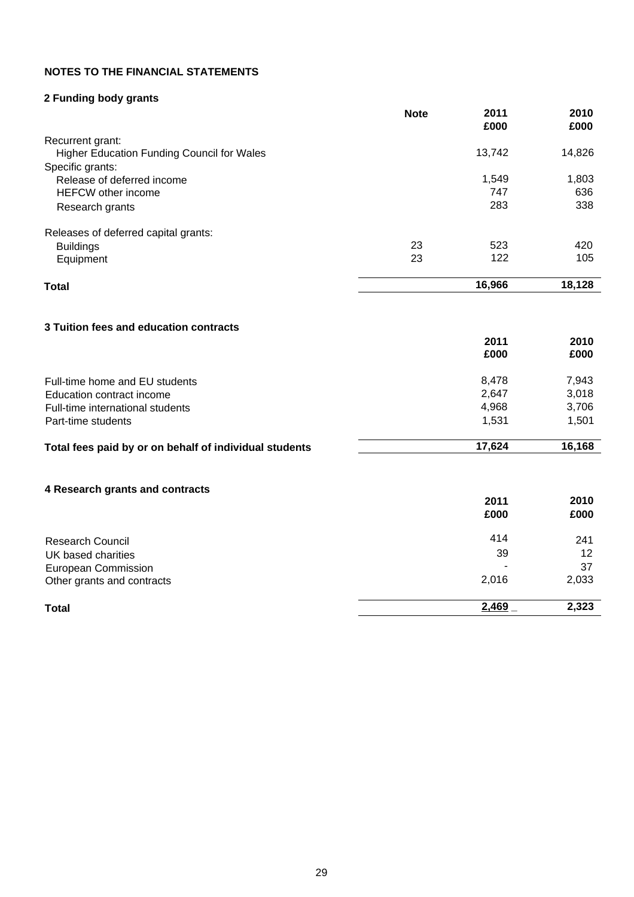## NOTES TO THE FINANCIAL STATEMENTS

### 2 Funding body grants

| | Note | 2011<br>£000 | 2010<br>£000 |
|---|---|---|---|
| Recurrent grant: | | | |
| Higher Education Funding Council for Wales | | 13,742 | 14,826 |
| Specific grants: | | | |
| Release of deferred income | | 1,549 | 1,803 |
| HEFCW other income | | 747 | 636 |
| Research grants | | 283 | 338 |
| Releases of deferred capital grants: | | | |
| Buildings | 23 | 523 | 420 |
| Equipment | 23 | 122 | 105 |
| **Total** | | **16,966** | **18,128** |

### 3 Tuition fees and education contracts

| | 2011<br>£000 | 2010<br>£000 |
|---|---|---|
| Full-time home and EU students | 8,478 | 7,943 |
| Education contract income | 2,647 | 3,018 |
| Full-time international students | 4,968 | 3,706 |
| Part-time students | 1,531 | 1,501 |
| **Total fees paid by or on behalf of individual students** | **17,624** | **16,168** |

### 4 Research grants and contracts

| | 2011<br>£000 | 2010<br>£000 |
|---|---|---|
| Research Council | 414 | 241 |
| UK based charities | 39 | 12 |
| European Commission | - | 37 |
| Other grants and contracts | 2,016 | 2,033 |
| **Total** | **2,469** | **2,323** |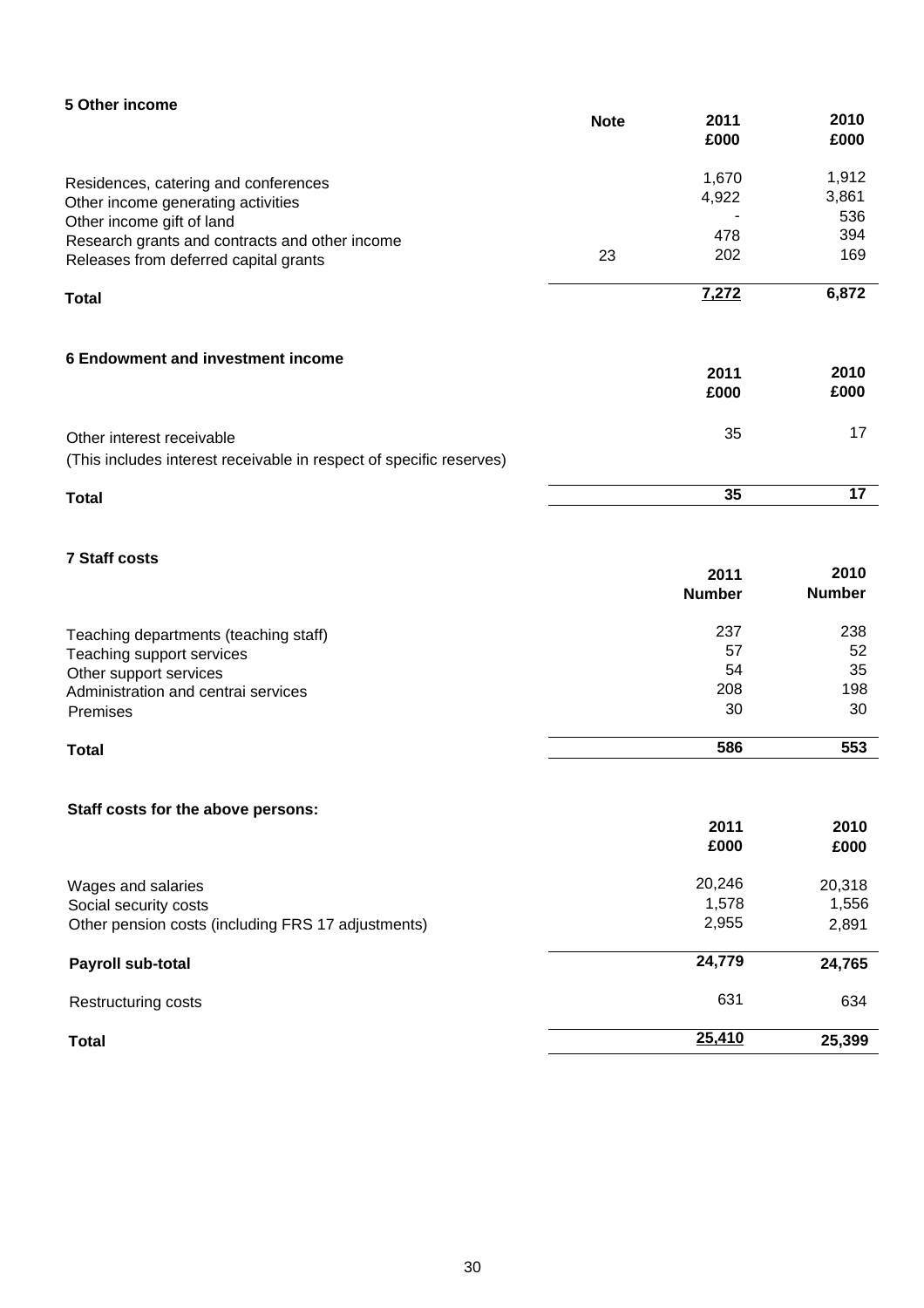## 5 Other income

| | Note | 2011 £000 | 2010 £000 |
|---|---|---|---|
| Residences, catering and conferences | | 1,670 | 1,912 |
| Other income generating activities | | 4,922 | 3,861 |
| Other income gift of land | | - | 536 |
| Research grants and contracts and other income | | 478 | 394 |
| Releases from deferred capital grants | 23 | 202 | 169 |
| **Total** | | **7,272** | **6,872** |

## 6 Endowment and investment income

| | 2011 £000 | 2010 £000 |
|---|---|---|
| Other interest receivable | 35 | 17 |
| (This includes interest receivable in respect of specific reserves) | | |
| **Total** | **35** | **17** |

## 7 Staff costs

| | 2011 Number | 2010 Number |
|---|---|---|
| Teaching departments (teaching staff) | 237 | 238 |
| Teaching support services | 57 | 52 |
| Other support services | 54 | 35 |
| Administration and centrai services | 208 | 198 |
| Premises | 30 | 30 |
| **Total** | **586** | **553** |

**Staff costs for the above persons:**

| | 2011 £000 | 2010 £000 |
|---|---|---|
| Wages and salaries | 20,246 | 20,318 |
| Social security costs | 1,578 | 1,556 |
| Other pension costs (including FRS 17 adjustments) | 2,955 | 2,891 |
| **Payroll sub-total** | **24,779** | **24,765** |
| Restructuring costs | 631 | 634 |
| **Total** | **25,410** | **25,399** |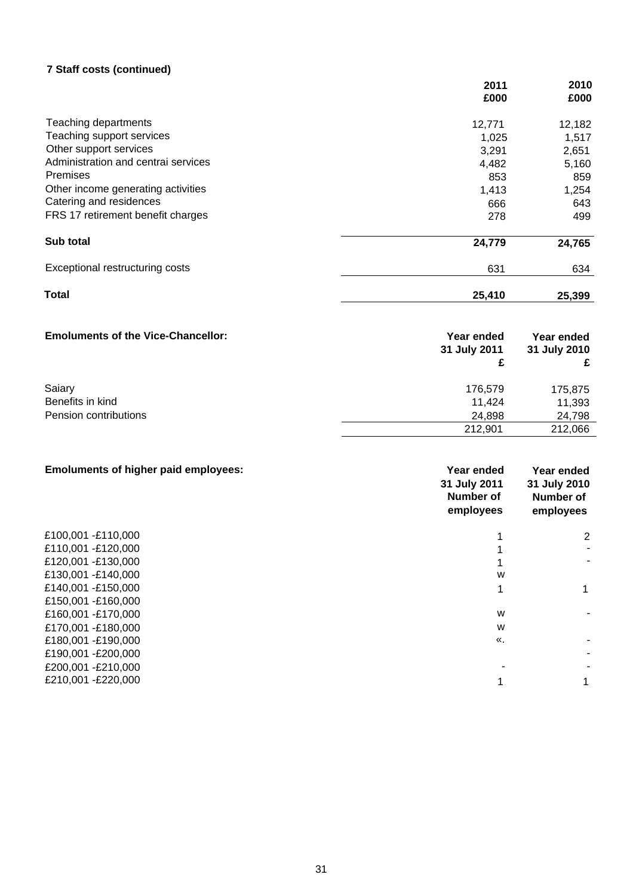### 7 Staff costs (continued)

| | 2011 £000 | 2010 £000 |
|---|---|---|
| Teaching departments | 12,771 | 12,182 |
| Teaching support services | 1,025 | 1,517 |
| Other support services | 3,291 | 2,651 |
| Administration and centrai services | 4,482 | 5,160 |
| Premises | 853 | 859 |
| Other income generating activities | 1,413 | 1,254 |
| Catering and residences | 666 | 643 |
| FRS 17 retirement benefit charges | 278 | 499 |
| **Sub total** | **24,779** | **24,765** |
| Exceptional restructuring costs | 631 | 634 |
| **Total** | **25,410** | **25,399** |

| **Emoluments of the Vice-Chancellor:** | **Year ended 31 July 2011 £** | **Year ended 31 July 2010 £** |
|---|---|---|
| Saiary | 176,579 | 175,875 |
| Benefits in kind | 11,424 | 11,393 |
| Pension contributions | 24,898 | 24,798 |
| | 212,901 | 212,066 |

| **Emoluments of higher paid employees:** | **Year ended 31 July 2011 Number of employees** | **Year ended 31 July 2010 Number of employees** |
|---|---|---|
| £100,001 -£110,000 | 1 | 2 |
| £110,001 -£120,000 | 1 | - |
| £120,001 -£130,000 | 1 | - |
| £130,001 -£140,000 | w | |
| £140,001 -£150,000 | 1 | 1 |
| £150,001 -£160,000 | | |
| £160,001 -£170,000 | w | - |
| £170,001 -£180,000 | w | |
| £180,001 -£190,000 | «. | - |
| £190,001 -£200,000 | | - |
| £200,001 -£210,000 | - | - |
| £210,001 -£220,000 | 1 | 1 |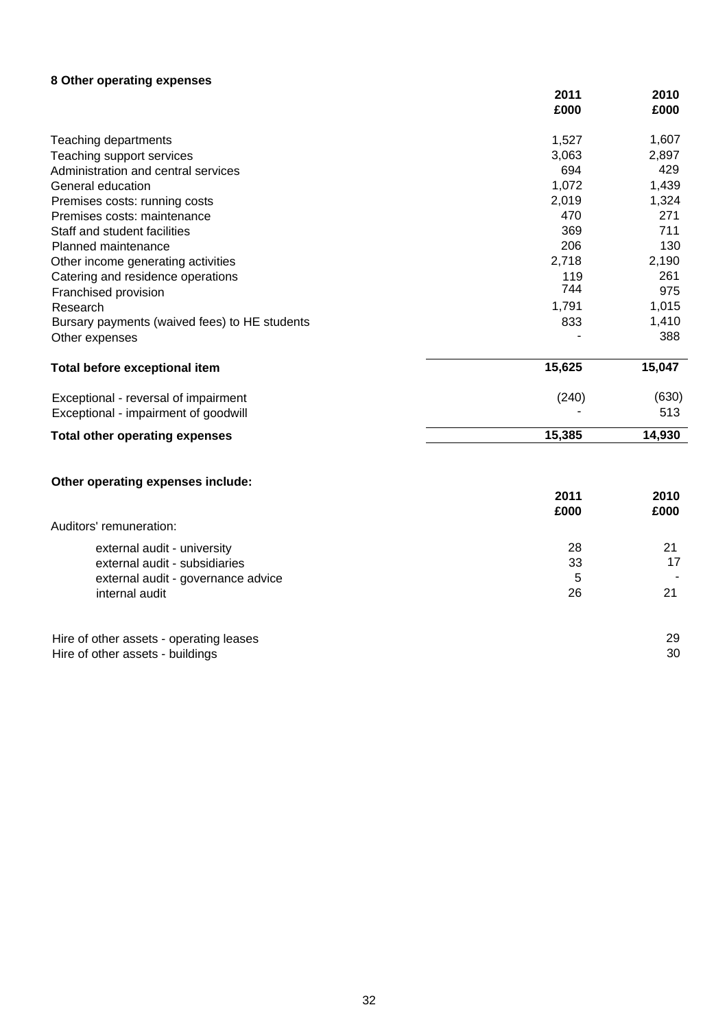## 8 Other operating expenses

| | 2011 £000 | 2010 £000 |
|---|---|---|
| Teaching departments | 1,527 | 1,607 |
| Teaching support services | 3,063 | 2,897 |
| Administration and central services | 694 | 429 |
| General education | 1,072 | 1,439 |
| Premises costs: running costs | 2,019 | 1,324 |
| Premises costs: maintenance | 470 | 271 |
| Staff and student facilities | 369 | 711 |
| Planned maintenance | 206 | 130 |
| Other income generating activities | 2,718 | 2,190 |
| Catering and residence operations | 119 | 261 |
| Franchised provision | 744 | 975 |
| Research | 1,791 | 1,015 |
| Bursary payments (waived fees) to HE students | 833 | 1,410 |
| Other expenses | - | 388 |
| **Total before exceptional item** | **15,625** | **15,047** |
| Exceptional - reversal of impairment | (240) | (630) |
| Exceptional - impairment of goodwill | - | 513 |
| **Total other operating expenses** | **15,385** | **14,930** |

**Other operating expenses include:**

| | 2011 £000 | 2010 £000 |
|---|---|---|
| Auditors' remuneration: | | |
| external audit - university | 28 | 21 |
| external audit - subsidiaries | 33 | 17 |
| external audit - governance advice | 5 | - |
| internal audit | 26 | 21 |
| | | |
| Hire of other assets - operating leases | | 29 |
| Hire of other assets - buildings | | 30 |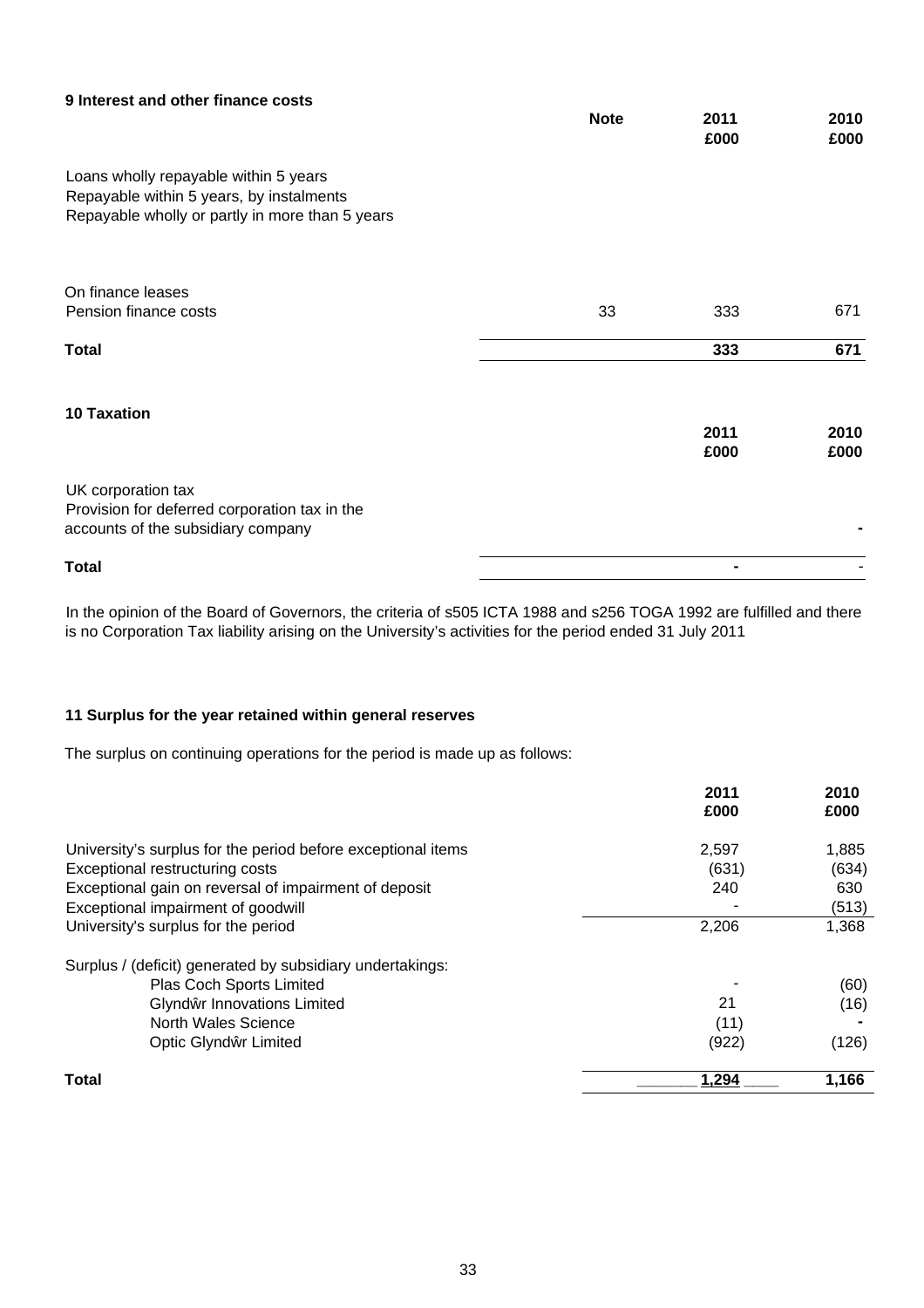### 9 Interest and other finance costs

| | Note | 2011 £000 | 2010 £000 |
|---|---|---|---|
| Loans wholly repayable within 5 years | | | |
| Repayable within 5 years, by instalments | | | |
| Repayable wholly or partly in more than 5 years | | | |
| | | | |
| On finance leases | | | |
| Pension finance costs | 33 | 333 | 671 |
| **Total** | | **333** | **671** |

### 10 Taxation

| | 2011 £000 | 2010 £000 |
|---|---|---|
| UK corporation tax | | |
| Provision for deferred corporation tax in the accounts of the subsidiary company | | - |
| **Total** | - | - |

In the opinion of the Board of Governors, the criteria of s505 ICTA 1988 and s256 TOGA 1992 are fulfilled and there is no Corporation Tax liability arising on the University's activities for the period ended 31 July 2011

### 11 Surplus for the year retained within general reserves

The surplus on continuing operations for the period is made up as follows:

| | 2011 £000 | 2010 £000 |
|---|---|---|
| University's surplus for the period before exceptional items | 2,597 | 1,885 |
| Exceptional restructuring costs | (631) | (634) |
| Exceptional gain on reversal of impairment of deposit | 240 | 630 |
| Exceptional impairment of goodwill | - | (513) |
| University's surplus for the period | 2,206 | 1,368 |
| | | |
| Surplus / (deficit) generated by subsidiary undertakings: | | |
| Plas Coch Sports Limited | - | (60) |
| Glyndŵr Innovations Limited | 21 | (16) |
| North Wales Science | (11) | - |
| Optic Glyndŵr Limited | (922) | (126) |
| **Total** | **1,294** | **1,166** |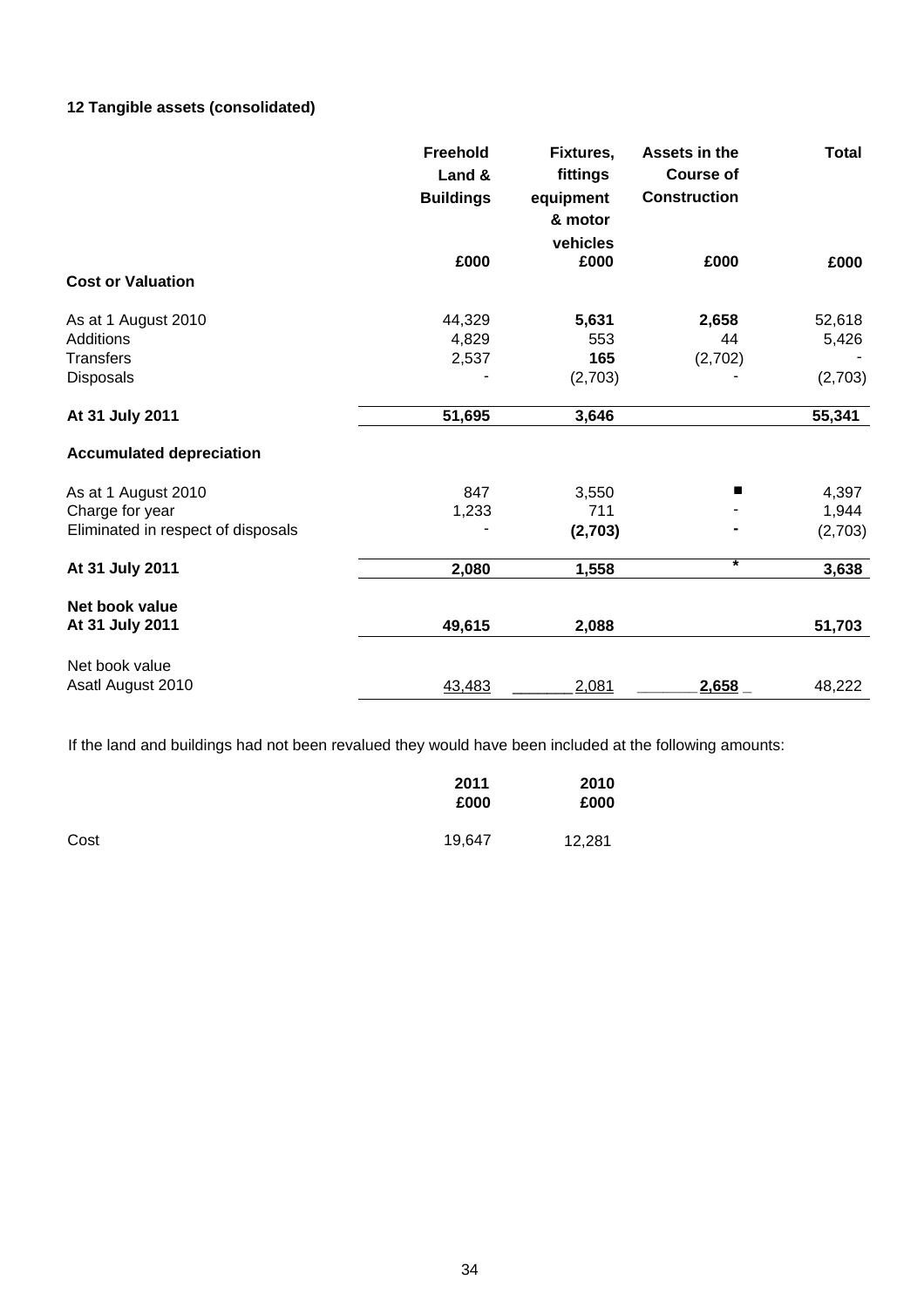**12 Tangible assets (consolidated)**

| | Freehold Land & Buildings | Fixtures, fittings equipment & motor vehicles | Assets in the Course of Construction | Total |
|---|---|---|---|---|
| | £000 | £000 | £000 | £000 |
| **Cost or Valuation** | | | | |
| As at 1 August 2010 | 44,329 | **5,631** | **2,658** | 52,618 |
| Additions | 4,829 | 553 | 44 | 5,426 |
| Transfers | 2,537 | **165** | (2,702) | - |
| Disposals | - | (2,703) | - | (2,703) |
| **At 31 July 2011** | **51,695** | **3,646** | | **55,341** |
| **Accumulated depreciation** | | | | |
| As at 1 August 2010 | 847 | 3,550 | ■ | 4,397 |
| Charge for year | 1,233 | 711 | - | 1,944 |
| Eliminated in respect of disposals | - | **(2,703)** | **-** | (2,703) |
| **At 31 July 2011** | **2,080** | **1,558** | * | **3,638** |
| **Net book value At 31 July 2011** | **49,615** | **2,088** | | **51,703** |
| Net book value Asatl August 2010 | 43,483 | 2,081 | **2,658** | 48,222 |

If the land and buildings had not been revalued they would have been included at the following amounts:

| | 2011 | 2010 |
|---|---|---|
| | £000 | £000 |
| Cost | 19,647 | 12,281 |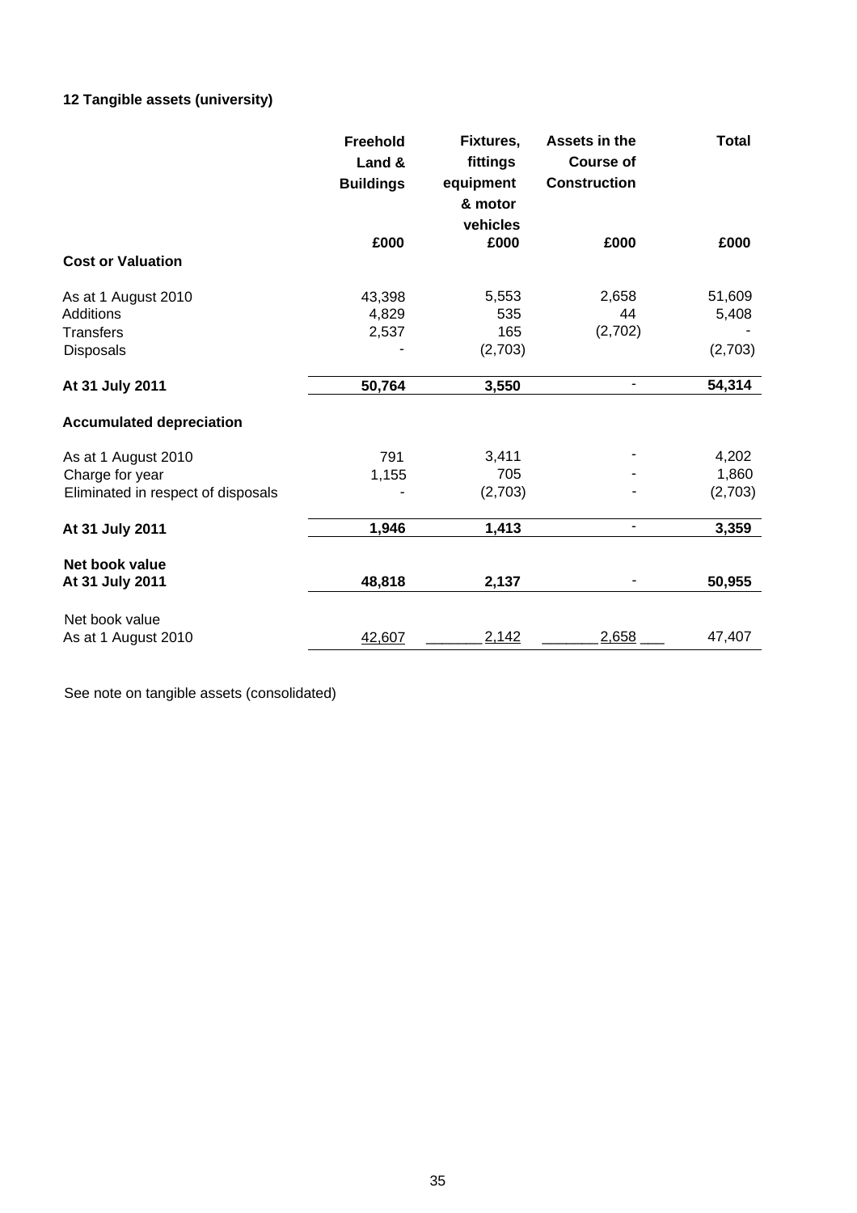### 12 Tangible assets (university)

| | Freehold Land & Buildings | Fixtures, fittings equipment & motor vehicles | Assets in the Course of Construction | Total |
|---|---|---|---|---|
| | £000 | £000 | £000 | £000 |
| **Cost or Valuation** | | | | |
| As at 1 August 2010 | 43,398 | 5,553 | 2,658 | 51,609 |
| Additions | 4,829 | 535 | 44 | 5,408 |
| Transfers | 2,537 | 165 | (2,702) | - |
| Disposals | - | (2,703) | | (2,703) |
| **At 31 July 2011** | **50,764** | **3,550** | - | **54,314** |
| **Accumulated depreciation** | | | | |
| As at 1 August 2010 | 791 | 3,411 | - | 4,202 |
| Charge for year | 1,155 | 705 | - | 1,860 |
| Eliminated in respect of disposals | - | (2,703) | - | (2,703) |
| **At 31 July 2011** | **1,946** | **1,413** | - | **3,359** |
| **Net book value At 31 July 2011** | **48,818** | **2,137** | - | **50,955** |
| Net book value As at 1 August 2010 | 42,607 | 2,142 | 2,658 | 47,407 |

See note on tangible assets (consolidated)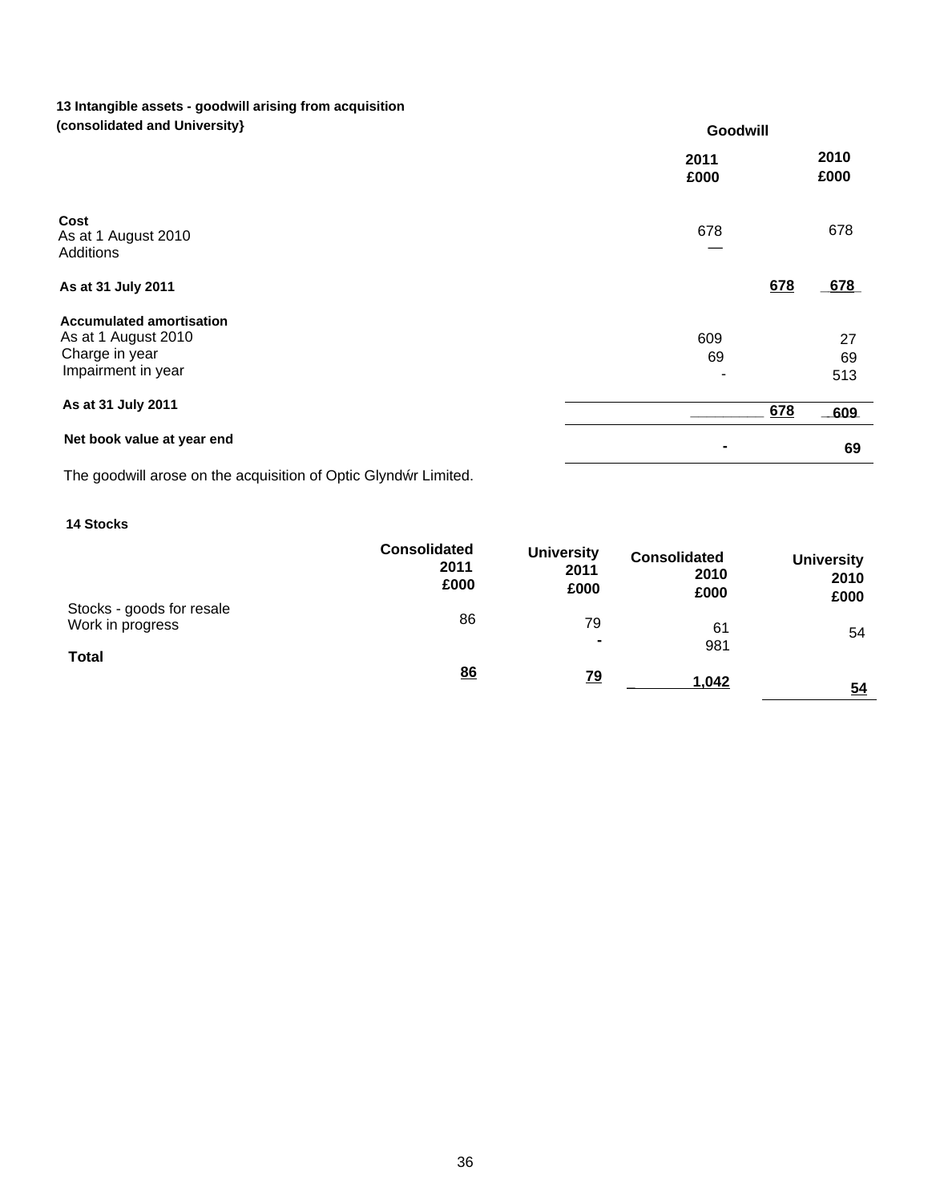### 13 Intangible assets - goodwill arising from acquisition (consolidated and University}

| | Goodwill 2011 £000 | Goodwill 2010 £000 |
|---|---|---|
| **Cost** | | |
| As at 1 August 2010 | 678 | 678 |
| Additions | — | |
| **As at 31 July 2011** | 678 | 678 |
| **Accumulated amortisation** | | |
| As at 1 August 2010 | 609 | 27 |
| Charge in year | 69 | 69 |
| Impairment in year | - | 513 |
| **As at 31 July 2011** | 678 | 609 |
| **Net book value at year end** | - | 69 |

The goodwill arose on the acquisition of Optic Glyndŵr Limited.

### 14 Stocks

| | Consolidated 2011 £000 | University 2011 £000 | Consolidated 2010 £000 | University 2010 £000 |
|---|---|---|---|---|
| Stocks - goods for resale | 86 | 79 | 61 | 54 |
| Work in progress | | - | 981 | |
| **Total** | 86 | 79 | 1,042 | 54 |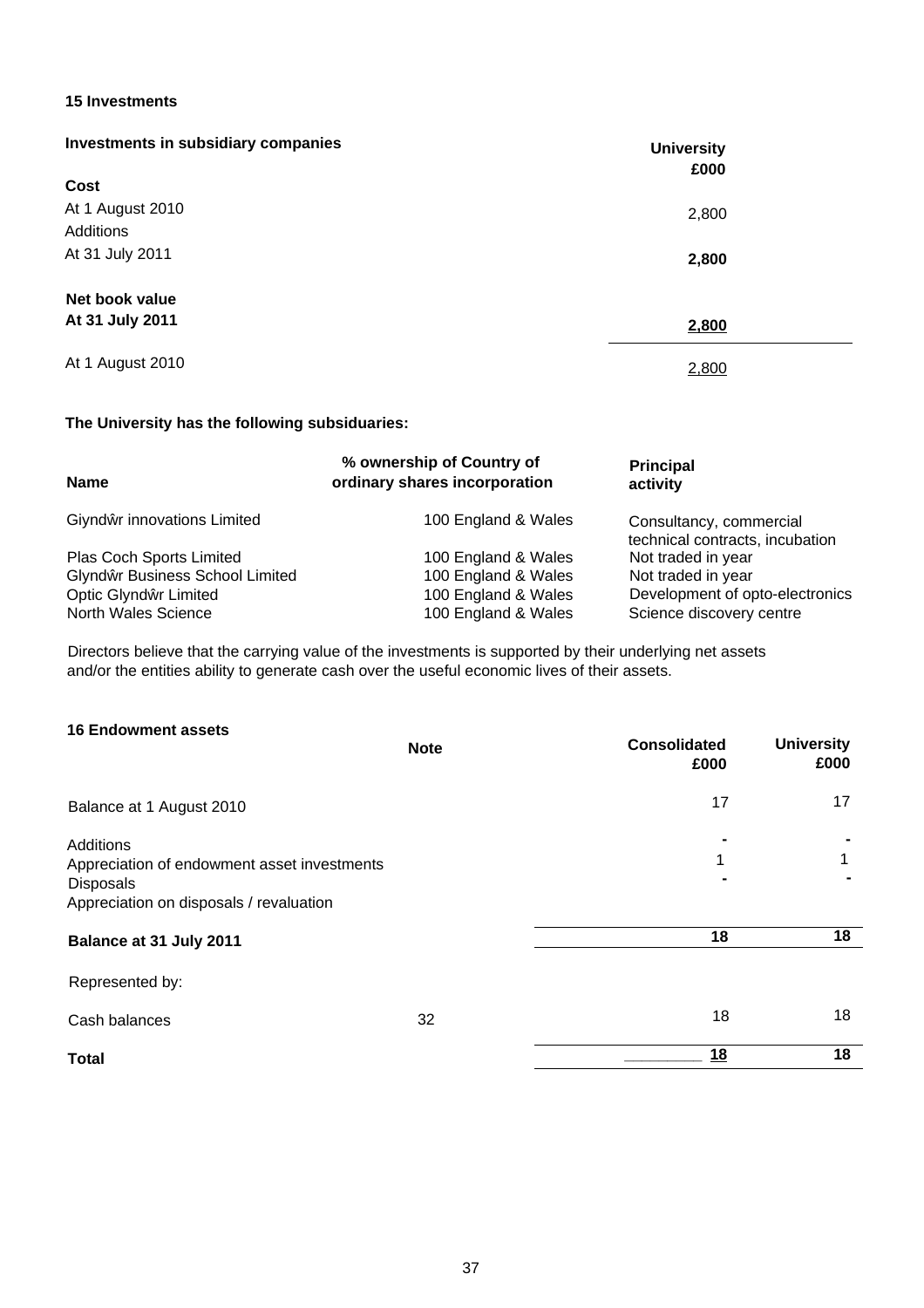## 15 Investments

| Investments in subsidiary companies | University £000 |
|---|---|
| **Cost** | |
| At 1 August 2010 | 2,800 |
| Additions | |
| At 31 July 2011 | **2,800** |
| | |
| **Net book value** | |
| **At 31 July 2011** | **2,800** |
| | |
| At 1 August 2010 | 2,800 |

**The University has the following subsiduaries:**

| Name | % ownership of ordinary shares | Country of incorporation | Principal activity |
|---|---|---|---|
| Giyndŵr innovations Limited | 100 | England & Wales | Consultancy, commercial technical contracts, incubation |
| Plas Coch Sports Limited | 100 | England & Wales | Not traded in year |
| Glyndŵr Business School Limited | 100 | England & Wales | Not traded in year |
| Optic Glyndŵr Limited | 100 | England & Wales | Development of opto-electronics |
| North Wales Science | 100 | England & Wales | Science discovery centre |

Directors believe that the carrying value of the investments is supported by their underlying net assets and/or the entities ability to generate cash over the useful economic lives of their assets.

## 16 Endowment assets

| | Note | Consolidated £000 | University £000 |
|---|---|---|---|
| Balance at 1 August 2010 | | 17 | 17 |
| Additions | | - | - |
| Appreciation of endowment asset investments | | 1 | 1 |
| Disposals | | - | - |
| Appreciation on disposals / revaluation | | | |
| **Balance at 31 July 2011** | | **18** | **18** |
| | | | |
| Represented by: | | | |
| Cash balances | 32 | 18 | 18 |
| **Total** | | **18** | **18** |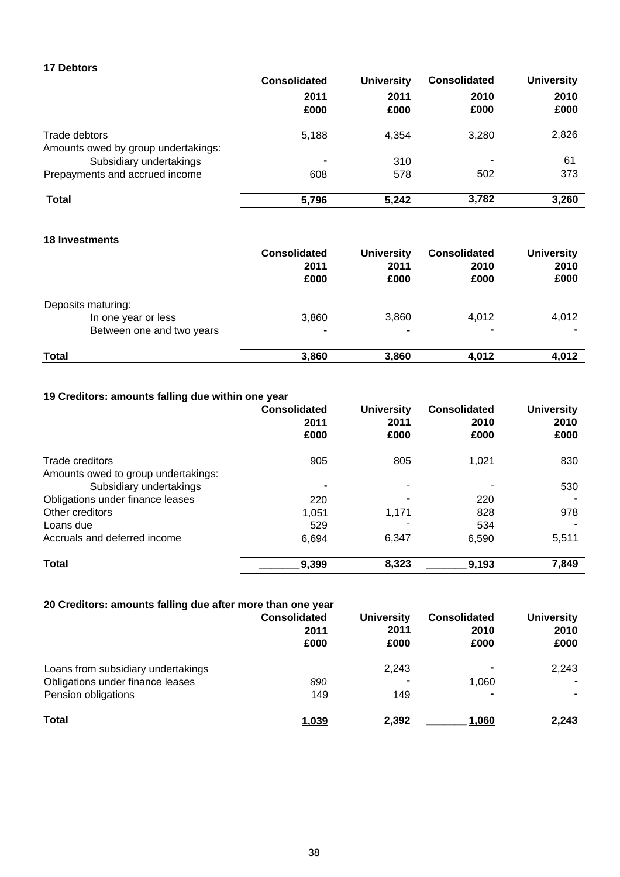### 17 Debtors

| | Consolidated 2011 £000 | University 2011 £000 | Consolidated 2010 £000 | University 2010 £000 |
|---|---|---|---|---|
| Trade debtors | 5,188 | 4,354 | 3,280 | 2,826 |
| Amounts owed by group undertakings: | | | | |
| Subsidiary undertakings | - | 310 | - | 61 |
| Prepayments and accrued income | 608 | 578 | 502 | 373 |
| **Total** | **5,796** | **5,242** | **3,782** | **3,260** |

### 18 Investments

| | Consolidated 2011 £000 | University 2011 £000 | Consolidated 2010 £000 | University 2010 £000 |
|---|---|---|---|---|
| Deposits maturing: | | | | |
| In one year or less | 3,860 | 3,860 | 4,012 | 4,012 |
| Between one and two years | - | - | - | - |
| **Total** | **3,860** | **3,860** | **4,012** | **4,012** |

### 19 Creditors: amounts falling due within one year

| | Consolidated 2011 £000 | University 2011 £000 | Consolidated 2010 £000 | University 2010 £000 |
|---|---|---|---|---|
| Trade creditors | 905 | 805 | 1,021 | 830 |
| Amounts owed to group undertakings: | | | | |
| Subsidiary undertakings | - | - | - | 530 |
| Obligations under finance leases | 220 | - | 220 | - |
| Other creditors | 1,051 | 1,171 | 828 | 978 |
| Loans due | 529 | - | 534 | - |
| Accruals and deferred income | 6,694 | 6,347 | 6,590 | 5,511 |
| **Total** | **9,399** | **8,323** | **9,193** | **7,849** |

### 20 Creditors: amounts falling due after more than one year

| | Consolidated 2011 £000 | University 2011 £000 | Consolidated 2010 £000 | University 2010 £000 |
|---|---|---|---|---|
| Loans from subsidiary undertakings | | 2,243 | - | 2,243 |
| Obligations under finance leases | *890* | - | 1,060 | - |
| Pension obligations | 149 | 149 | - | - |
| **Total** | **1,039** | **2,392** | **1,060** | **2,243** |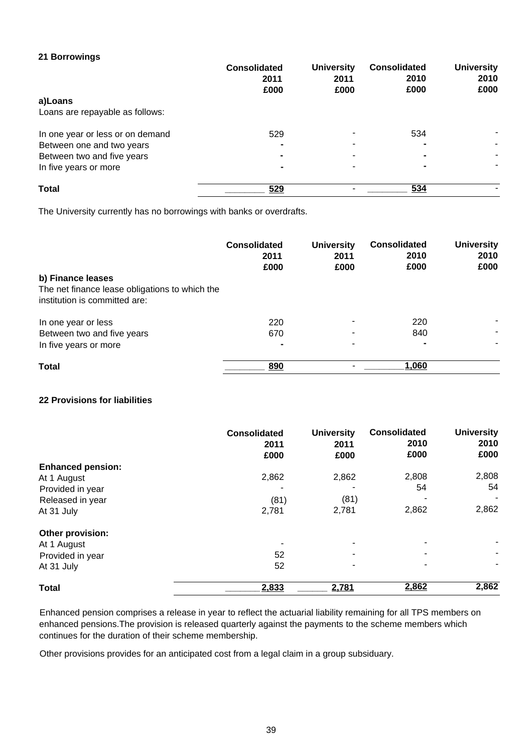## 21 Borrowings

| | Consolidated 2011 £000 | University 2011 £000 | Consolidated 2010 £000 | University 2010 £000 |
|---|---|---|---|---|
| **a)Loans** | | | | |
| Loans are repayable as follows: | | | | |
| In one year or less or on demand | 529 | - | 534 | - |
| Between one and two years | - | - | - | - |
| Between two and five years | - | - | - | - |
| In five years or more | - | - | - | - |
| **Total** | 529 | - | 534 | - |

The University currently has no borrowings with banks or overdrafts.

| | Consolidated 2011 £000 | University 2011 £000 | Consolidated 2010 £000 | University 2010 £000 |
|---|---|---|---|---|
| **b) Finance leases** | | | | |
| The net finance lease obligations to which the institution is committed are: | | | | |
| In one year or less | 220 | - | 220 | - |
| Between two and five years | 670 | - | 840 | - |
| In five years or more | - | - | - | - |
| **Total** | 890 | - | 1,060 | |

## 22 Provisions for liabilities

| | Consolidated 2011 £000 | University 2011 £000 | Consolidated 2010 £000 | University 2010 £000 |
|---|---|---|---|---|
| **Enhanced pension:** | | | | |
| At 1 August | 2,862 | 2,862 | 2,808 | 2,808 |
| Provided in year | - | - | 54 | 54 |
| Released in year | (81) | (81) | - | - |
| At 31 July | 2,781 | 2,781 | 2,862 | 2,862 |
| **Other provision:** | | | | |
| At 1 August | - | - | - | - |
| Provided in year | 52 | - | - | - |
| At 31 July | 52 | - | - | - |
| **Total** | 2,833 | 2,781 | 2,862 | 2,862 |

Enhanced pension comprises a release in year to reflect the actuarial liability remaining for all TPS members on enhanced pensions.The provision is released quarterly against the payments to the scheme members which continues for the duration of their scheme membership.

Other provisions provides for an anticipated cost from a legal claim in a group subsiduary.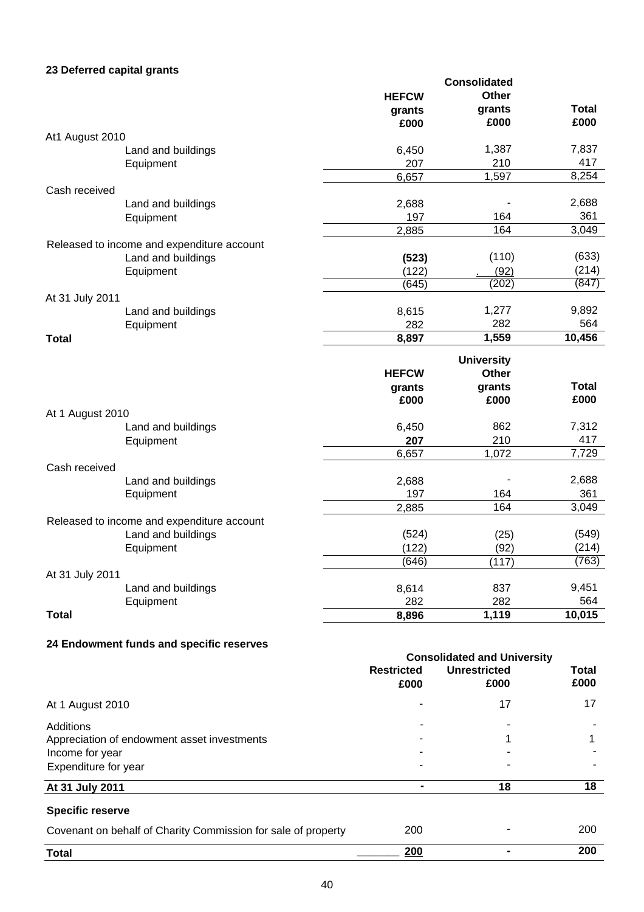## 23 Deferred capital grants

| | Consolidated | | |
|---|---|---|---|
| | HEFCW grants £000 | Other grants £000 | Total £000 |
| **At1 August 2010** | | | |
| Land and buildings | 6,450 | 1,387 | 7,837 |
| Equipment | 207 | 210 | 417 |
| | 6,657 | 1,597 | 8,254 |
| **Cash received** | | | |
| Land and buildings | 2,688 | - | 2,688 |
| Equipment | 197 | 164 | 361 |
| | 2,885 | 164 | 3,049 |
| **Released to income and expenditure account** | | | |
| Land and buildings | **(523)** | (110) | (633) |
| Equipment | (122) | (92) | (214) |
| | (645) | (202) | (847) |
| **At 31 July 2011** | | | |
| Land and buildings | 8,615 | 1,277 | 9,892 |
| Equipment | 282 | 282 | 564 |
| **Total** | **8,897** | **1,559** | **10,456** |

| | University | | |
|---|---|---|---|
| | HEFCW grants £000 | Other grants £000 | Total £000 |
| **At 1 August 2010** | | | |
| Land and buildings | 6,450 | 862 | 7,312 |
| Equipment | **207** | 210 | 417 |
| | 6,657 | 1,072 | 7,729 |
| **Cash received** | | | |
| Land and buildings | 2,688 | - | 2,688 |
| Equipment | 197 | 164 | 361 |
| | 2,885 | 164 | 3,049 |
| **Released to income and expenditure account** | | | |
| Land and buildings | (524) | (25) | (549) |
| Equipment | (122) | (92) | (214) |
| | (646) | (117) | (763) |
| **At 31 July 2011** | | | |
| Land and buildings | 8,614 | 837 | 9,451 |
| Equipment | 282 | 282 | 564 |
| **Total** | **8,896** | **1,119** | **10,015** |

## 24 Endowment funds and specific reserves

| | Consolidated and University | | |
|---|---|---|---|
| | Restricted £000 | Unrestricted £000 | Total £000 |
| At 1 August 2010 | - | 17 | 17 |
| Additions | - | - | - |
| Appreciation of endowment asset investments | - | 1 | 1 |
| Income for year | - | - | - |
| Expenditure for year | - | - | - |
| **At 31 July 2011** | **-** | **18** | **18** |
| **Specific reserve** | | | |
| Covenant on behalf of Charity Commission for sale of property | 200 | - | 200 |
| **Total** | **200** | **-** | **200** |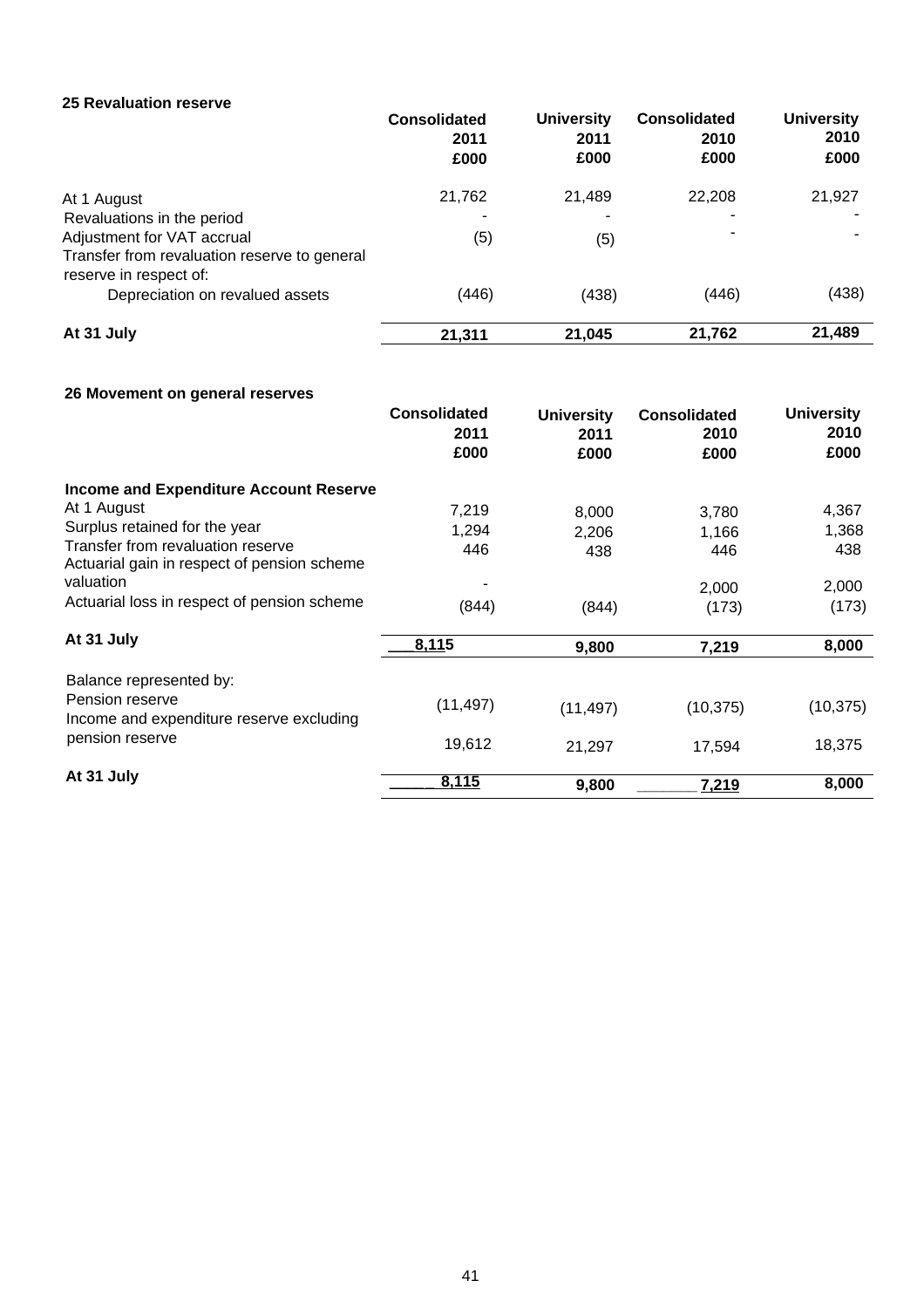### 25 Revaluation reserve

| | Consolidated 2011 £000 | University 2011 £000 | Consolidated 2010 £000 | University 2010 £000 |
|---|---|---|---|---|
| At 1 August | 21,762 | 21,489 | 22,208 | 21,927 |
| Revaluations in the period | - | - | - | - |
| Adjustment for VAT accrual | (5) | (5) | - | - |
| Transfer from revaluation reserve to general reserve in respect of: | | | | |
| Depreciation on revalued assets | (446) | (438) | (446) | (438) |
| **At 31 July** | **21,311** | **21,045** | **21,762** | **21,489** |

### 26 Movement on general reserves

| | Consolidated 2011 £000 | University 2011 £000 | Consolidated 2010 £000 | University 2010 £000 |
|---|---|---|---|---|
| **Income and Expenditure Account Reserve** | | | | |
| At 1 August | 7,219 | 8,000 | 3,780 | 4,367 |
| Surplus retained for the year | 1,294 | 2,206 | 1,166 | 1,368 |
| Transfer from revaluation reserve | 446 | 438 | 446 | 438 |
| Actuarial gain in respect of pension scheme valuation | - | | 2,000 | 2,000 |
| Actuarial loss in respect of pension scheme | (844) | (844) | (173) | (173) |
| **At 31 July** | **8,115** | **9,800** | **7,219** | **8,000** |
| Balance represented by: | | | | |
| Pension reserve | (11,497) | (11,497) | (10,375) | (10,375) |
| Income and expenditure reserve excluding pension reserve | 19,612 | 21,297 | 17,594 | 18,375 |
| **At 31 July** | **8,115** | **9,800** | **7,219** | **8,000** |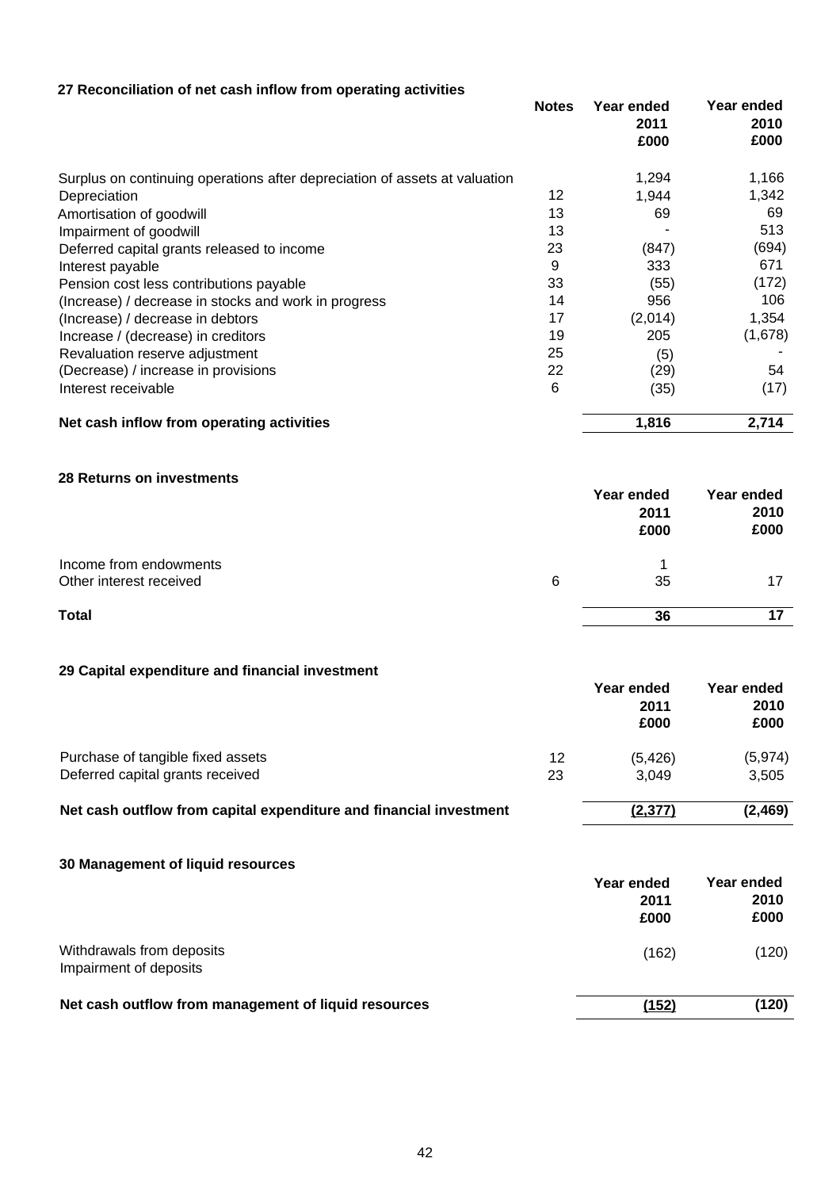## 27 Reconciliation of net cash inflow from operating activities

| | Notes | Year ended 2011 £000 | Year ended 2010 £000 |
|---|---|---|---|
| Surplus on continuing operations after depreciation of assets at valuation | | 1,294 | 1,166 |
| Depreciation | 12 | 1,944 | 1,342 |
| Amortisation of goodwill | 13 | 69 | 69 |
| Impairment of goodwill | 13 | - | 513 |
| Deferred capital grants released to income | 23 | (847) | (694) |
| Interest payable | 9 | 333 | 671 |
| Pension cost less contributions payable | 33 | (55) | (172) |
| (Increase) / decrease in stocks and work in progress | 14 | 956 | 106 |
| (Increase) / decrease in debtors | 17 | (2,014) | 1,354 |
| Increase / (decrease) in creditors | 19 | 205 | (1,678) |
| Revaluation reserve adjustment | 25 | (5) | - |
| (Decrease) / increase in provisions | 22 | (29) | 54 |
| Interest receivable | 6 | (35) | (17) |
| **Net cash inflow from operating activities** | | **1,816** | **2,714** |

## 28 Returns on investments

| | | Year ended 2011 £000 | Year ended 2010 £000 |
|---|---|---|---|
| Income from endowments | | 1 | |
| Other interest received | 6 | 35 | 17 |
| **Total** | | **36** | **17** |

## 29 Capital expenditure and financial investment

| | | Year ended 2011 £000 | Year ended 2010 £000 |
|---|---|---|---|
| Purchase of tangible fixed assets | 12 | (5,426) | (5,974) |
| Deferred capital grants received | 23 | 3,049 | 3,505 |
| **Net cash outflow from capital expenditure and financial investment** | | **(2,377)** | **(2,469)** |

## 30 Management of liquid resources

| | | Year ended 2011 £000 | Year ended 2010 £000 |
|---|---|---|---|
| Withdrawals from deposits | | (162) | (120) |
| Impairment of deposits | | | |
| **Net cash outflow from management of liquid resources** | | **(152)** | **(120)** |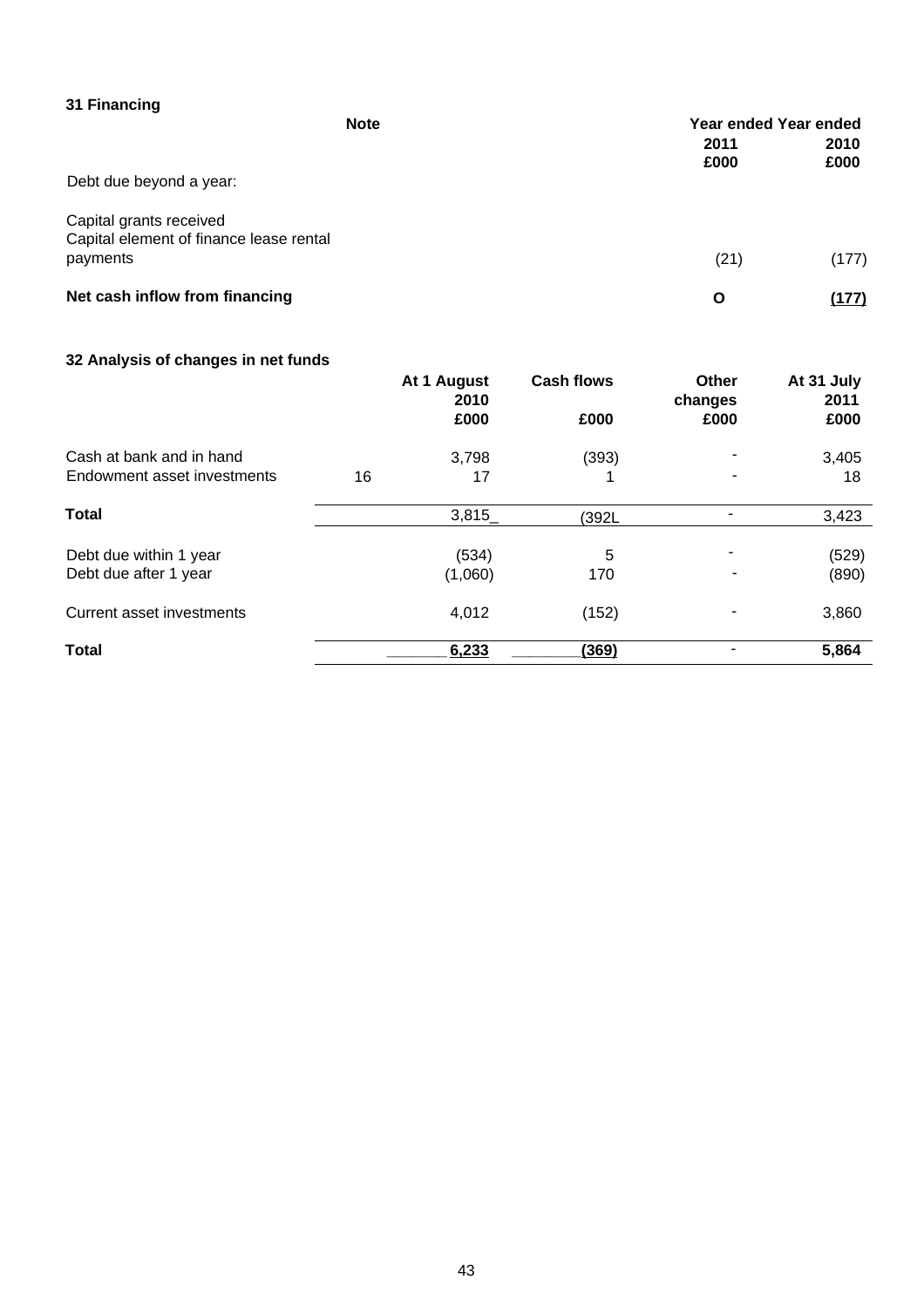## 31 Financing

| | Note | Year ended 2011 £000 | Year ended 2010 £000 |
|---|---|---|---|
| Debt due beyond a year: | | | |
| Capital grants received | | | |
| Capital element of finance lease rental payments | | (21) | (177) |
| **Net cash inflow from financing** | | **O** | **(177)** |

## 32 Analysis of changes in net funds

| | | At 1 August 2010 £000 | Cash flows £000 | Other changes £000 | At 31 July 2011 £000 |
|---|---|---|---|---|---|
| Cash at bank and in hand | | 3,798 | (393) | - | 3,405 |
| Endowment asset investments | 16 | 17 | 1 | - | 18 |
| **Total** | | 3,815_ | (392L | - | 3,423 |
| Debt due within 1 year | | (534) | 5 | - | (529) |
| Debt due after 1 year | | (1,060) | 170 | - | (890) |
| Current asset investments | | 4,012 | (152) | - | 3,860 |
| **Total** | | **6,233** | **(369)** | - | **5,864** |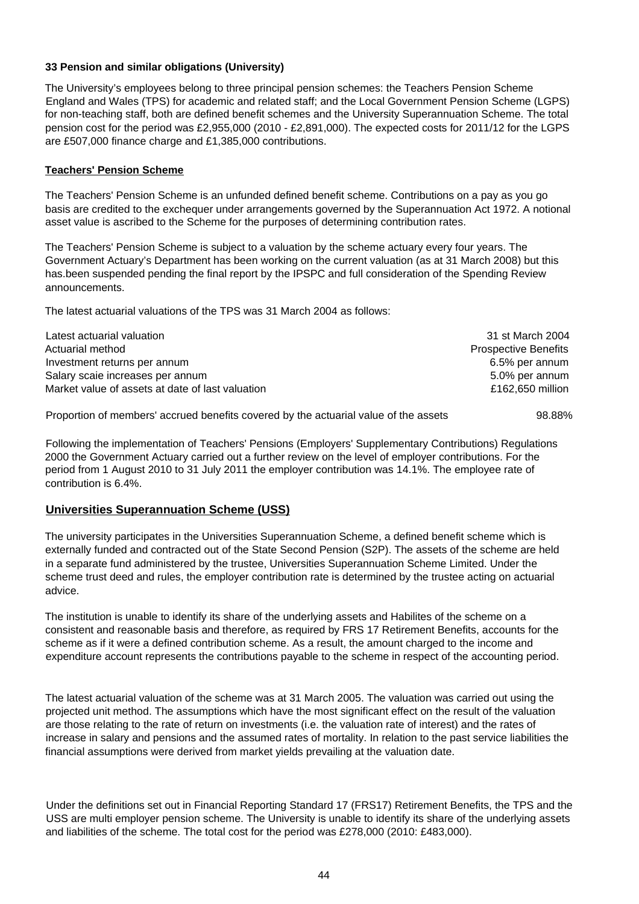**33 Pension and similar obligations (University)**

The University's employees belong to three principal pension schemes: the Teachers Pension Scheme England and Wales (TPS) for academic and related staff; and the Local Government Pension Scheme (LGPS) for non-teaching staff, both are defined benefit schemes and the University Superannuation Scheme. The total pension cost for the period was £2,955,000 (2010 - £2,891,000). The expected costs for 2011/12 for the LGPS are £507,000 finance charge and £1,385,000 contributions.

**Teachers' Pension Scheme**

The Teachers' Pension Scheme is an unfunded defined benefit scheme. Contributions on a pay as you go basis are credited to the exchequer under arrangements governed by the Superannuation Act 1972. A notional asset value is ascribed to the Scheme for the purposes of determining contribution rates.

The Teachers' Pension Scheme is subject to a valuation by the scheme actuary every four years. The Government Actuary's Department has been working on the current valuation (as at 31 March 2008) but this has.been suspended pending the final report by the IPSPC and full consideration of the Spending Review announcements.

The latest actuarial valuations of the TPS was 31 March 2004 as follows:

| | |
|---|---|
| Latest actuarial valuation | 31 st March 2004 |
| Actuarial method | Prospective Benefits |
| Investment returns per annum | 6.5% per annum |
| Salary scaie increases per annum | 5.0% per annum |
| Market value of assets at date of last valuation | £162,650 million |
| Proportion of members' accrued benefits covered by the actuarial value of the assets | 98.88% |

Following the implementation of Teachers' Pensions (Employers' Supplementary Contributions) Regulations 2000 the Government Actuary carried out a further review on the level of employer contributions. For the period from 1 August 2010 to 31 July 2011 the employer contribution was 14.1%. The employee rate of contribution is 6.4%.

**Universities Superannuation Scheme (USS)**

The university participates in the Universities Superannuation Scheme, a defined benefit scheme which is externally funded and contracted out of the State Second Pension (S2P). The assets of the scheme are held in a separate fund administered by the trustee, Universities Superannuation Scheme Limited. Under the scheme trust deed and rules, the employer contribution rate is determined by the trustee acting on actuarial advice.

The institution is unable to identify its share of the underlying assets and Habilites of the scheme on a consistent and reasonable basis and therefore, as required by FRS 17 Retirement Benefits, accounts for the scheme as if it were a defined contribution scheme. As a result, the amount charged to the income and expenditure account represents the contributions payable to the scheme in respect of the accounting period.

The latest actuarial valuation of the scheme was at 31 March 2005. The valuation was carried out using the projected unit method. The assumptions which have the most significant effect on the result of the valuation are those relating to the rate of return on investments (i.e. the valuation rate of interest) and the rates of increase in salary and pensions and the assumed rates of mortality. In relation to the past service liabilities the financial assumptions were derived from market yields prevailing at the valuation date.

Under the definitions set out in Financial Reporting Standard 17 (FRS17) Retirement Benefits, the TPS and the USS are multi employer pension scheme. The University is unable to identify its share of the underlying assets and liabilities of the scheme. The total cost for the period was £278,000 (2010: £483,000).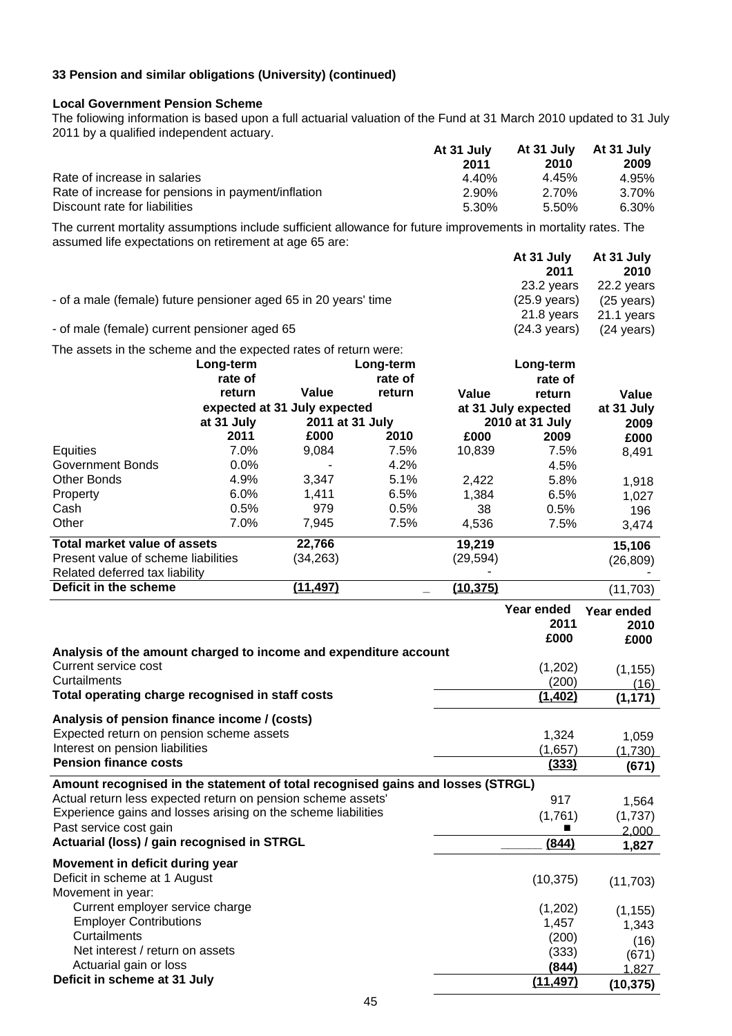**33 Pension and similar obligations (University) (continued)**

**Local Government Pension Scheme**

The foliowing information is based upon a full actuarial valuation of the Fund at 31 March 2010 updated to 31 July 2011 by a qualified independent actuary.

| | At 31 July 2011 | At 31 July 2010 | At 31 July 2009 |
|---|---|---|---|
| Rate of increase in salaries | 4.40% | 4.45% | 4.95% |
| Rate of increase for pensions in payment/inflation | 2.90% | 2.70% | 3.70% |
| Discount rate for liabilities | 5.30% | 5.50% | 6.30% |

The current mortality assumptions include sufficient allowance for future improvements in mortality rates. The assumed life expectations on retirement at age 65 are:

| | At 31 July 2011 | At 31 July 2010 |
|---|---|---|
| - of a male (female) future pensioner aged 65 in 20 years' time | 23.2 years (25.9 years) | 22.2 years (25 years) |
| - of male (female) current pensioner aged 65 | 21.8 years (24.3 years) | 21.1 years (24 years) |

The assets in the scheme and the expected rates of return were:

| | Long-term rate of return expected at 31 July 2011 | Value at 31 July 2011 £000 | Long-term rate of return expected at 31 July 2010 | Value at 31 July 2010 £000 | Long-term rate of return expected at 31 July 2009 | Value at 31 July 2009 £000 |
|---|---|---|---|---|---|---|
| Equities | 7.0% | 9,084 | 7.5% | 10,839 | 7.5% | 8,491 |
| Government Bonds | 0.0% | - | 4.2% | | 4.5% | |
| Other Bonds | 4.9% | 3,347 | 5.1% | 2,422 | 5.8% | 1,918 |
| Property | 6.0% | 1,411 | 6.5% | 1,384 | 6.5% | 1,027 |
| Cash | 0.5% | 979 | 0.5% | 38 | 0.5% | 196 |
| Other | 7.0% | 7,945 | 7.5% | 4,536 | 7.5% | 3,474 |
| **Total market value of assets** | | **22,766** | | **19,219** | | **15,106** |
| Present value of scheme liabilities | | (34,263) | | (29,594) | | (26,809) |
| Related deferred tax liability | | | | - | | - |
| **Deficit in the scheme** | | **(11,497)** | | **(10,375)** | | (11,703) |

| | Year ended 2011 £000 | Year ended 2010 £000 |
|---|---|---|
| **Analysis of the amount charged to income and expenditure account** | | |
| Current service cost | (1,202) | (1,155) |
| Curtailments | (200) | (16) |
| **Total operating charge recognised in staff costs** | **(1,402)** | **(1,171)** |
| **Analysis of pension finance income / (costs)** | | |
| Expected return on pension scheme assets | 1,324 | 1,059 |
| Interest on pension liabilities | (1,657) | (1,730) |
| **Pension finance costs** | **(333)** | **(671)** |
| **Amount recognised in the statement of total recognised gains and losses (STRGL)** | | |
| Actual return less expected return on pension scheme assets' | 917 | 1,564 |
| Experience gains and losses arising on the scheme liabilities | (1,761) | (1,737) |
| Past service cost gain | ■ | 2,000 |
| **Actuarial (loss) / gain recognised in STRGL** | **(844)** | **1,827** |
| **Movement in deficit during year** | | |
| Deficit in scheme at 1 August | (10,375) | (11,703) |
| Movement in year: | | |
| Current employer service charge | (1,202) | (1,155) |
| Employer Contributions | 1,457 | 1,343 |
| Curtailments | (200) | (16) |
| Net interest / return on assets | (333) | (671) |
| Actuarial gain or loss | **(844)** | 1,827 |
| **Deficit in scheme at 31 July** | **(11,497)** | **(10,375)** |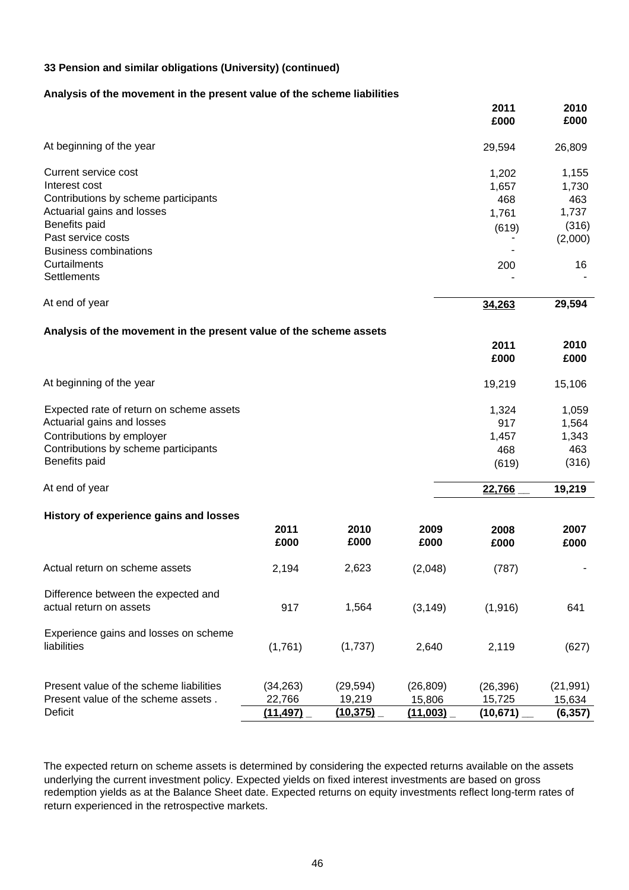## 33 Pension and similar obligations (University) (continued)

### Analysis of the movement in the present value of the scheme liabilities

| | 2011 £000 | 2010 £000 |
|---|---|---|
| At beginning of the year | 29,594 | 26,809 |
| Current service cost | 1,202 | 1,155 |
| Interest cost | 1,657 | 1,730 |
| Contributions by scheme participants | 468 | 463 |
| Actuarial gains and losses | 1,761 | 1,737 |
| Benefits paid | (619) | (316) |
| Past service costs | - | (2,000) |
| Business combinations | - | |
| Curtailments | 200 | 16 |
| Settlements | - | - |
| At end of year | **34,263** | **29,594** |

### Analysis of the movement in the present value of the scheme assets

| | 2011 £000 | 2010 £000 |
|---|---|---|
| At beginning of the year | 19,219 | 15,106 |
| Expected rate of return on scheme assets | 1,324 | 1,059 |
| Actuarial gains and losses | 917 | 1,564 |
| Contributions by employer | 1,457 | 1,343 |
| Contributions by scheme participants | 468 | 463 |
| Benefits paid | (619) | (316) |
| At end of year | **22,766** | **19,219** |

### History of experience gains and losses

| | 2011 £000 | 2010 £000 | 2009 £000 | 2008 £000 | 2007 £000 |
|---|---|---|---|---|---|
| Actual return on scheme assets | 2,194 | 2,623 | (2,048) | (787) | - |
| Difference between the expected and actual return on assets | 917 | 1,564 | (3,149) | (1,916) | 641 |
| Experience gains and losses on scheme liabilities | (1,761) | (1,737) | 2,640 | 2,119 | (627) |
| Present value of the scheme liabilities | (34,263) | (29,594) | (26,809) | (26,396) | (21,991) |
| Present value of the scheme assets . | 22,766 | 19,219 | 15,806 | 15,725 | 15,634 |
| Deficit | **(11,497)** | **(10,375)** | **(11,003)** | **(10,671)** | **(6,357)** |

The expected return on scheme assets is determined by considering the expected returns available on the assets underlying the current investment policy. Expected yields on fixed interest investments are based on gross redemption yields as at the Balance Sheet date. Expected returns on equity investments reflect long-term rates of return experienced in the retrospective markets.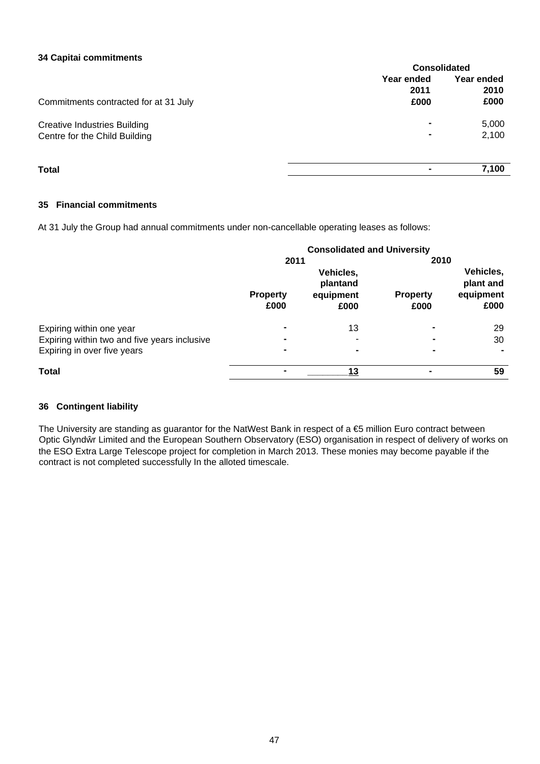### 34 Capitai commitments

| | Consolidated | |
|---|---|---|
| | Year ended | Year ended |
| | 2011 | 2010 |
| Commitments contracted for at 31 July | £000 | £000 |
| Creative Industries Building | - | 5,000 |
| Centre for the Child Building | - | 2,100 |
| **Total** | - | **7,100** |

### 35 Financial commitments

At 31 July the Group had annual commitments under non-cancellable operating leases as follows:

| | Consolidated and University | | | |
|---|---|---|---|---|
| | 2011 | | 2010 | |
| | Property £000 | Vehicles, plantand equipment £000 | Property £000 | Vehicles, plant and equipment £000 |
| Expiring within one year | - | 13 | - | 29 |
| Expiring within two and five years inclusive | - | - | - | 30 |
| Expiring in over five years | - | - | - | - |
| **Total** | - | **13** | - | **59** |

### 36 Contingent liability

The University are standing as guarantor for the NatWest Bank in respect of a €5 million Euro contract between Optic Glyndŵr Limited and the European Southern Observatory (ESO) organisation in respect of delivery of works on the ESO Extra Large Telescope project for completion in March 2013. These monies may become payable if the contract is not completed successfully In the alloted timescale.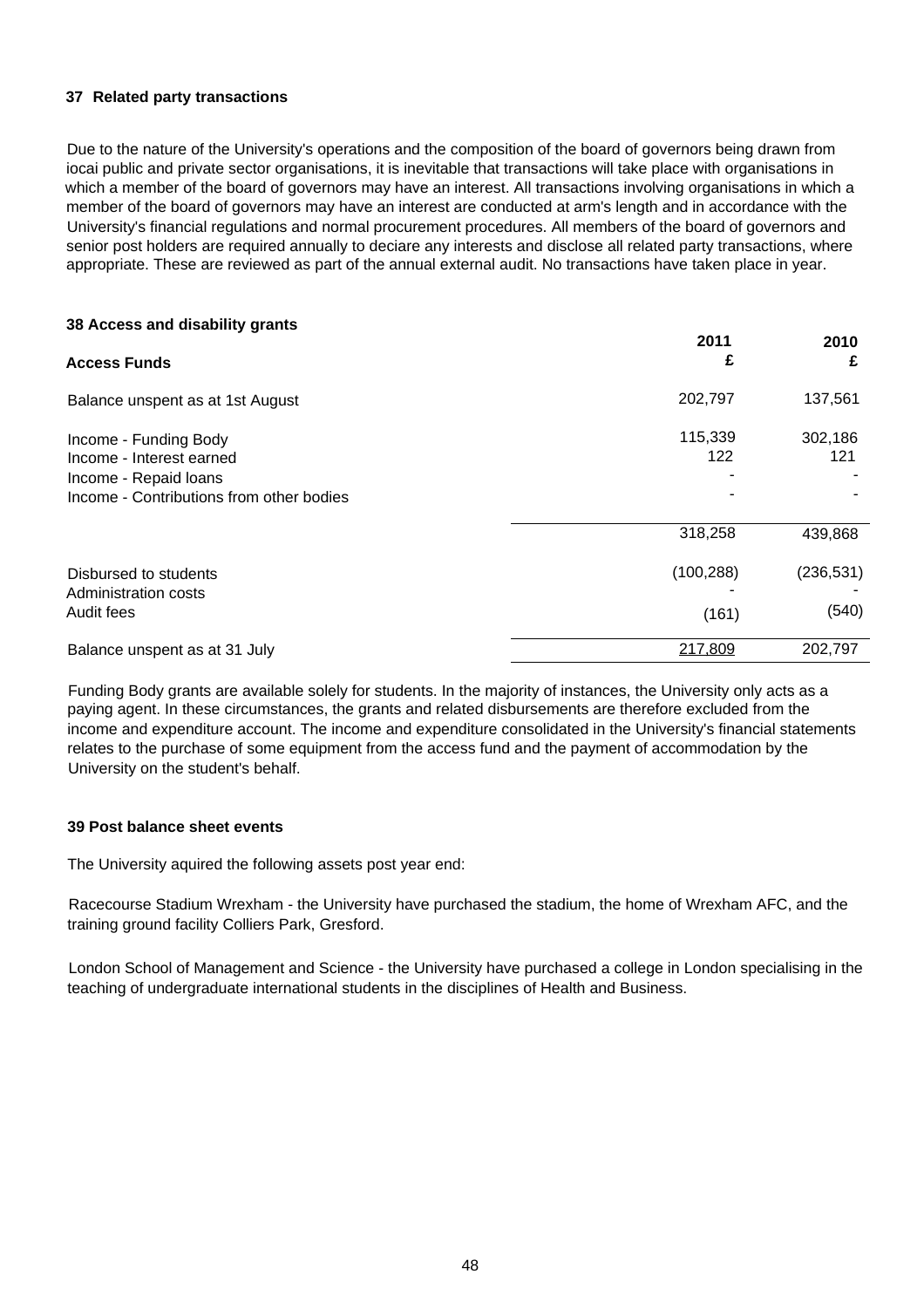### 37 Related party transactions

Due to the nature of the University's operations and the composition of the board of governors being drawn from iocai public and private sector organisations, it is inevitable that transactions will take place with organisations in which a member of the board of governors may have an interest. All transactions involving organisations in which a member of the board of governors may have an interest are conducted at arm's length and in accordance with the University's financial regulations and normal procurement procedures. All members of the board of governors and senior post holders are required annually to deciare any interests and disclose all related party transactions, where appropriate. These are reviewed as part of the annual external audit. No transactions have taken place in year.

### 38 Access and disability grants

| **Access Funds** | **2011** £ | **2010** £ |
|---|---|---|
| Balance unspent as at 1st August | 202,797 | 137,561 |
| Income - Funding Body | 115,339 | 302,186 |
| Income - Interest earned | 122 | 121 |
| Income - Repaid loans | - | - |
| Income - Contributions from other bodies | - | - |
| | 318,258 | 439,868 |
| Disbursed to students | (100,288) | (236,531) |
| Administration costs | - | - |
| Audit fees | (161) | (540) |
| Balance unspent as at 31 July | 217,809 | 202,797 |

Funding Body grants are available solely for students. In the majority of instances, the University only acts as a paying agent. In these circumstances, the grants and related disbursements are therefore excluded from the income and expenditure account. The income and expenditure consolidated in the University's financial statements relates to the purchase of some equipment from the access fund and the payment of accommodation by the University on the student's behalf.

### 39 Post balance sheet events

The University aquired the following assets post year end:

Racecourse Stadium Wrexham - the University have purchased the stadium, the home of Wrexham AFC, and the training ground facility Colliers Park, Gresford.

London School of Management and Science - the University have purchased a college in London specialising in the teaching of undergraduate international students in the disciplines of Health and Business.